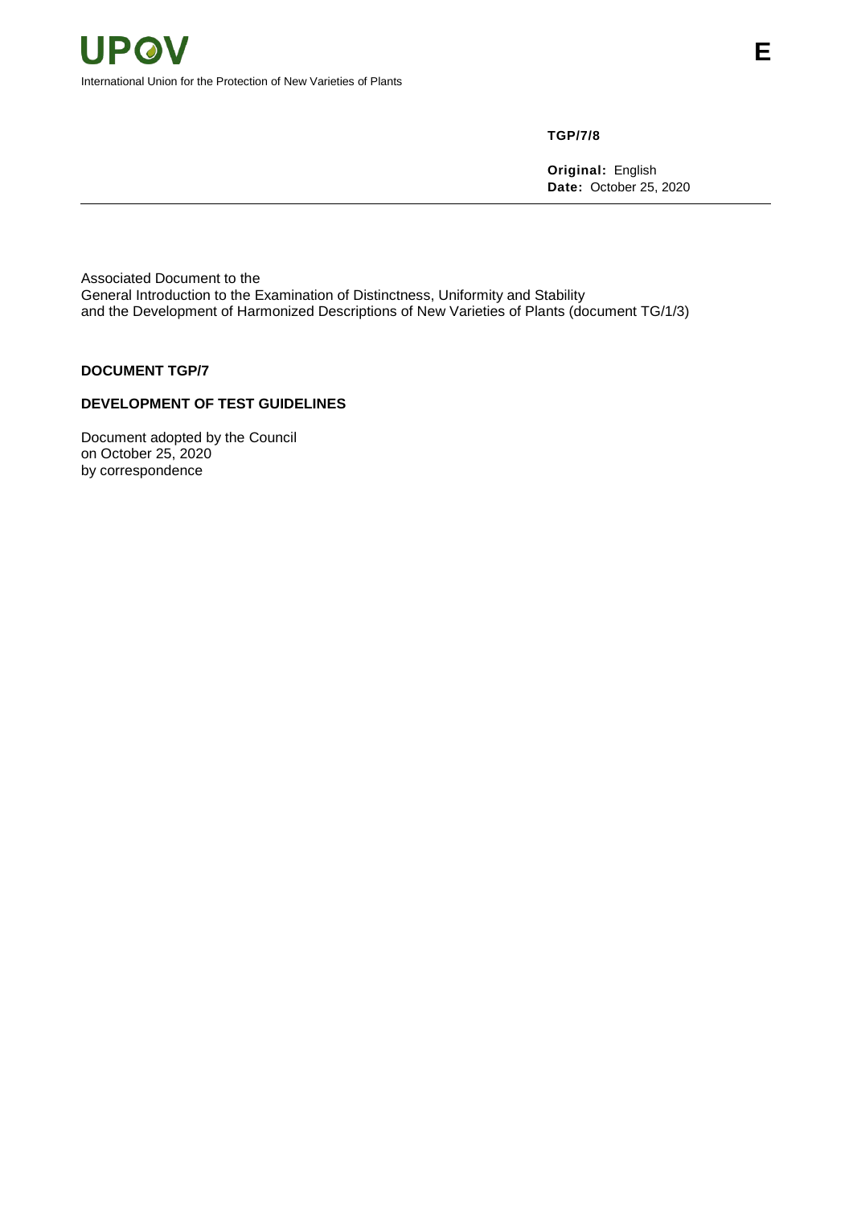**UPOV**

International Union for the Protection of New Varieties of Plants

**E**

**TGP/7/8**

**Original:** English
**Date:** October 25, 2020

Associated Document to the
General Introduction to the Examination of Distinctness, Uniformity and Stability
and the Development of Harmonized Descriptions of New Varieties of Plants (document TG/1/3)

**DOCUMENT TGP/7**

**DEVELOPMENT OF TEST GUIDELINES**

Document adopted by the Council
on October 25, 2020
by correspondence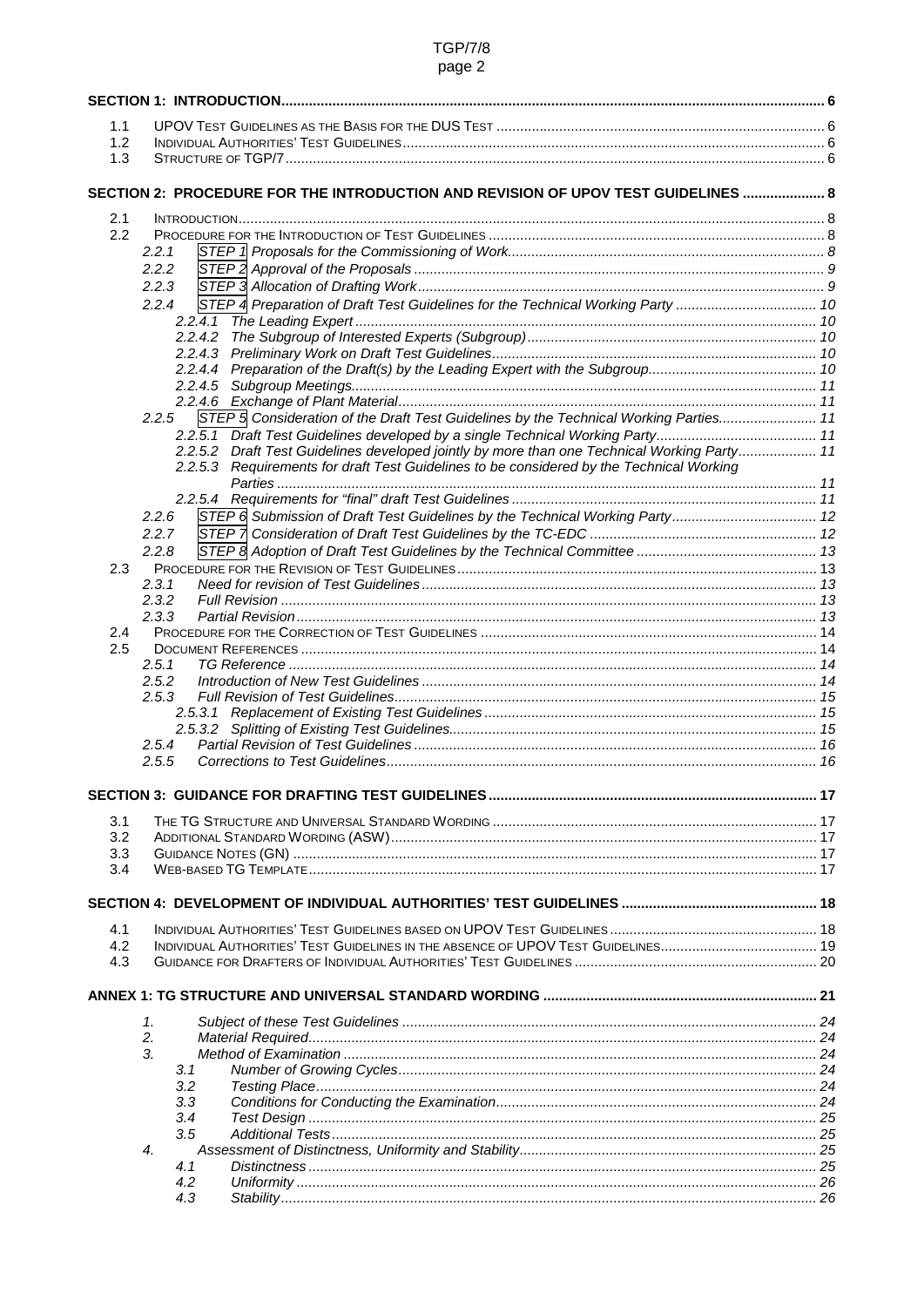| | | |
|---|---|---|
| **SECTION 1: INTRODUCTION** | | **6** |
| 1.1 | UPOV TEST GUIDELINES AS THE BASIS FOR THE DUS TEST | 6 |
| 1.2 | INDIVIDUAL AUTHORITIES' TEST GUIDELINES | 6 |
| 1.3 | STRUCTURE OF TGP/7 | 6 |
| **SECTION 2: PROCEDURE FOR THE INTRODUCTION AND REVISION OF UPOV TEST GUIDELINES** | | **8** |
| 2.1 | INTRODUCTION | 8 |
| 2.2 | PROCEDURE FOR THE INTRODUCTION OF TEST GUIDELINES | 8 |
| *2.2.1* | *STEP 1 Proposals for the Commissioning of Work* | *8* |
| *2.2.2* | *STEP 2 Approval of the Proposals* | *9* |
| *2.2.3* | *STEP 3 Allocation of Drafting Work* | *9* |
| *2.2.4* | *STEP 4 Preparation of Draft Test Guidelines for the Technical Working Party* | *10* |
| *2.2.4.1* | *The Leading Expert* | *10* |
| *2.2.4.2* | *The Subgroup of Interested Experts (Subgroup)* | *10* |
| *2.2.4.3* | *Preliminary Work on Draft Test Guidelines* | *10* |
| *2.2.4.4* | *Preparation of the Draft(s) by the Leading Expert with the Subgroup* | *10* |
| *2.2.4.5* | *Subgroup Meetings* | *11* |
| *2.2.4.6* | *Exchange of Plant Material* | *11* |
| *2.2.5* | *STEP 5 Consideration of the Draft Test Guidelines by the Technical Working Parties* | *11* |
| *2.2.5.1* | *Draft Test Guidelines developed by a single Technical Working Party* | *11* |
| *2.2.5.2* | *Draft Test Guidelines developed jointly by more than one Technical Working Party* | *11* |
| *2.2.5.3* | *Requirements for draft Test Guidelines to be considered by the Technical Working Parties* | *11* |
| *2.2.5.4* | *Requirements for "final" draft Test Guidelines* | *11* |
| *2.2.6* | *STEP 6 Submission of Draft Test Guidelines by the Technical Working Party* | *12* |
| *2.2.7* | *STEP 7 Consideration of Draft Test Guidelines by the TC-EDC* | *12* |
| *2.2.8* | *STEP 8 Adoption of Draft Test Guidelines by the Technical Committee* | *13* |
| 2.3 | PROCEDURE FOR THE REVISION OF TEST GUIDELINES | 13 |
| *2.3.1* | *Need for revision of Test Guidelines* | *13* |
| *2.3.2* | *Full Revision* | *13* |
| *2.3.3* | *Partial Revision* | *13* |
| 2.4 | PROCEDURE FOR THE CORRECTION OF TEST GUIDELINES | 14 |
| 2.5 | DOCUMENT REFERENCES | 14 |
| *2.5.1* | *TG Reference* | *14* |
| *2.5.2* | *Introduction of New Test Guidelines* | *14* |
| *2.5.3* | *Full Revision of Test Guidelines* | *15* |
| *2.5.3.1* | *Replacement of Existing Test Guidelines* | *15* |
| *2.5.3.2* | *Splitting of Existing Test Guidelines* | *15* |
| *2.5.4* | *Partial Revision of Test Guidelines* | *16* |
| *2.5.5* | *Corrections to Test Guidelines* | *16* |
| **SECTION 3: GUIDANCE FOR DRAFTING TEST GUIDELINES** | | **17** |
| 3.1 | THE TG STRUCTURE AND UNIVERSAL STANDARD WORDING | 17 |
| 3.2 | ADDITIONAL STANDARD WORDING (ASW) | 17 |
| 3.3 | GUIDANCE NOTES (GN) | 17 |
| 3.4 | WEB-BASED TG TEMPLATE | 17 |
| **SECTION 4: DEVELOPMENT OF INDIVIDUAL AUTHORITIES' TEST GUIDELINES** | | **18** |
| 4.1 | INDIVIDUAL AUTHORITIES' TEST GUIDELINES BASED ON UPOV TEST GUIDELINES | 18 |
| 4.2 | INDIVIDUAL AUTHORITIES' TEST GUIDELINES IN THE ABSENCE OF UPOV TEST GUIDELINES | 19 |
| 4.3 | GUIDANCE FOR DRAFTERS OF INDIVIDUAL AUTHORITIES' TEST GUIDELINES | 20 |
| **ANNEX 1: TG STRUCTURE AND UNIVERSAL STANDARD WORDING** | | **21** |
| *1.* | *Subject of these Test Guidelines* | *24* |
| *2.* | *Material Required* | *24* |
| *3.* | *Method of Examination* | *24* |
| *3.1* | *Number of Growing Cycles* | *24* |
| *3.2* | *Testing Place* | *24* |
| *3.3* | *Conditions for Conducting the Examination* | *24* |
| *3.4* | *Test Design* | *25* |
| *3.5* | *Additional Tests* | *25* |
| *4.* | *Assessment of Distinctness, Uniformity and Stability* | *25* |
| *4.1* | *Distinctness* | *25* |
| *4.2* | *Uniformity* | *26* |
| *4.3* | *Stability* | *26* |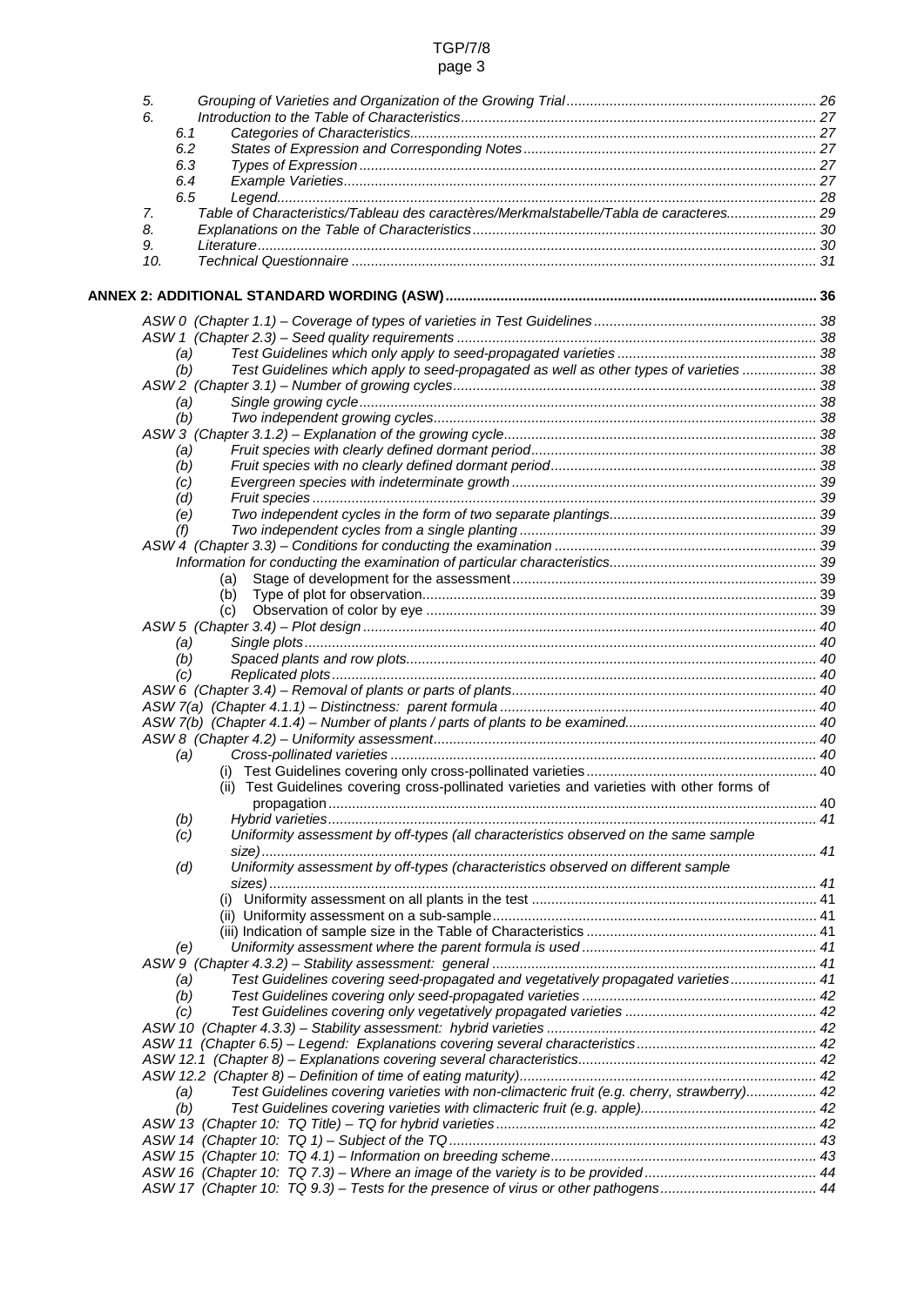5. Grouping of Varieties and Organization of the Growing Trial ........ 26
6. Introduction to the Table of Characteristics ........ 27
   - 6.1 Categories of Characteristics ........ 27
   - 6.2 States of Expression and Corresponding Notes ........ 27
   - 6.3 Types of Expression ........ 27
   - 6.4 Example Varieties ........ 27
   - 6.5 Legend ........ 28
7. Table of Characteristics/Tableau des caractères/Merkmalstabelle/Tabla de caracteres ........ 29
8. Explanations on the Table of Characteristics ........ 30
9. Literature ........ 30
10. Technical Questionnaire ........ 31

**ANNEX 2: ADDITIONAL STANDARD WORDING (ASW) ........ 36**

- ASW 0 (Chapter 1.1) – Coverage of types of varieties in Test Guidelines ........ 38
- ASW 1 (Chapter 2.3) – Seed quality requirements ........ 38
  - (a) Test Guidelines which only apply to seed-propagated varieties ........ 38
  - (b) Test Guidelines which apply to seed-propagated as well as other types of varieties ........ 38
- ASW 2 (Chapter 3.1) – Number of growing cycles ........ 38
  - (a) Single growing cycle ........ 38
  - (b) Two independent growing cycles ........ 38
- ASW 3 (Chapter 3.1.2) – Explanation of the growing cycle ........ 38
  - (a) Fruit species with clearly defined dormant period ........ 38
  - (b) Fruit species with no clearly defined dormant period ........ 38
  - (c) Evergreen species with indeterminate growth ........ 39
  - (d) Fruit species ........ 39
  - (e) Two independent cycles in the form of two separate plantings ........ 39
  - (f) Two independent cycles from a single planting ........ 39
- ASW 4 (Chapter 3.3) – Conditions for conducting the examination ........ 39
  - Information for conducting the examination of particular characteristics ........ 39
    - (a) Stage of development for the assessment ........ 39
    - (b) Type of plot for observation ........ 39
    - (c) Observation of color by eye ........ 39
- ASW 5 (Chapter 3.4) – Plot design ........ 40
  - (a) Single plots ........ 40
  - (b) Spaced plants and row plots ........ 40
  - (c) Replicated plots ........ 40
- ASW 6 (Chapter 3.4) – Removal of plants or parts of plants ........ 40
- ASW 7(a) (Chapter 4.1.1) – Distinctness: parent formula ........ 40
- ASW 7(b) (Chapter 4.1.4) – Number of plants / parts of plants to be examined ........ 40
- ASW 8 (Chapter 4.2) – Uniformity assessment ........ 40
  - (a) Cross-pollinated varieties ........ 40
    - (i) Test Guidelines covering only cross-pollinated varieties ........ 40
    - (ii) Test Guidelines covering cross-pollinated varieties and varieties with other forms of propagation ........ 40
  - (b) Hybrid varieties ........ 41
  - (c) Uniformity assessment by off-types (all characteristics observed on the same sample size) ........ 41
  - (d) Uniformity assessment by off-types (characteristics observed on different sample sizes) ........ 41
    - (i) Uniformity assessment on all plants in the test ........ 41
    - (ii) Uniformity assessment on a sub-sample ........ 41
    - (iii) Indication of sample size in the Table of Characteristics ........ 41
  - (e) Uniformity assessment where the parent formula is used ........ 41
- ASW 9 (Chapter 4.3.2) – Stability assessment: general ........ 41
  - (a) Test Guidelines covering seed-propagated and vegetatively propagated varieties ........ 41
  - (b) Test Guidelines covering only seed-propagated varieties ........ 42
  - (c) Test Guidelines covering only vegetatively propagated varieties ........ 42
- ASW 10 (Chapter 4.3.3) – Stability assessment: hybrid varieties ........ 42
- ASW 11 (Chapter 6.5) – Legend: Explanations covering several characteristics ........ 42
- ASW 12.1 (Chapter 8) – Explanations covering several characteristics ........ 42
- ASW 12.2 (Chapter 8) – Definition of time of eating maturity) ........ 42
  - (a) Test Guidelines covering varieties with non-climacteric fruit (e.g. cherry, strawberry) ........ 42
  - (b) Test Guidelines covering varieties with climacteric fruit (e.g. apple) ........ 42
- ASW 13 (Chapter 10: TQ Title) – TQ for hybrid varieties ........ 42
- ASW 14 (Chapter 10: TQ 1) – Subject of the TQ ........ 43
- ASW 15 (Chapter 10: TQ 4.1) – Information on breeding scheme ........ 43
- ASW 16 (Chapter 10: TQ 7.3) – Where an image of the variety is to be provided ........ 44
- ASW 17 (Chapter 10: TQ 9.3) – Tests for the presence of virus or other pathogens ........ 44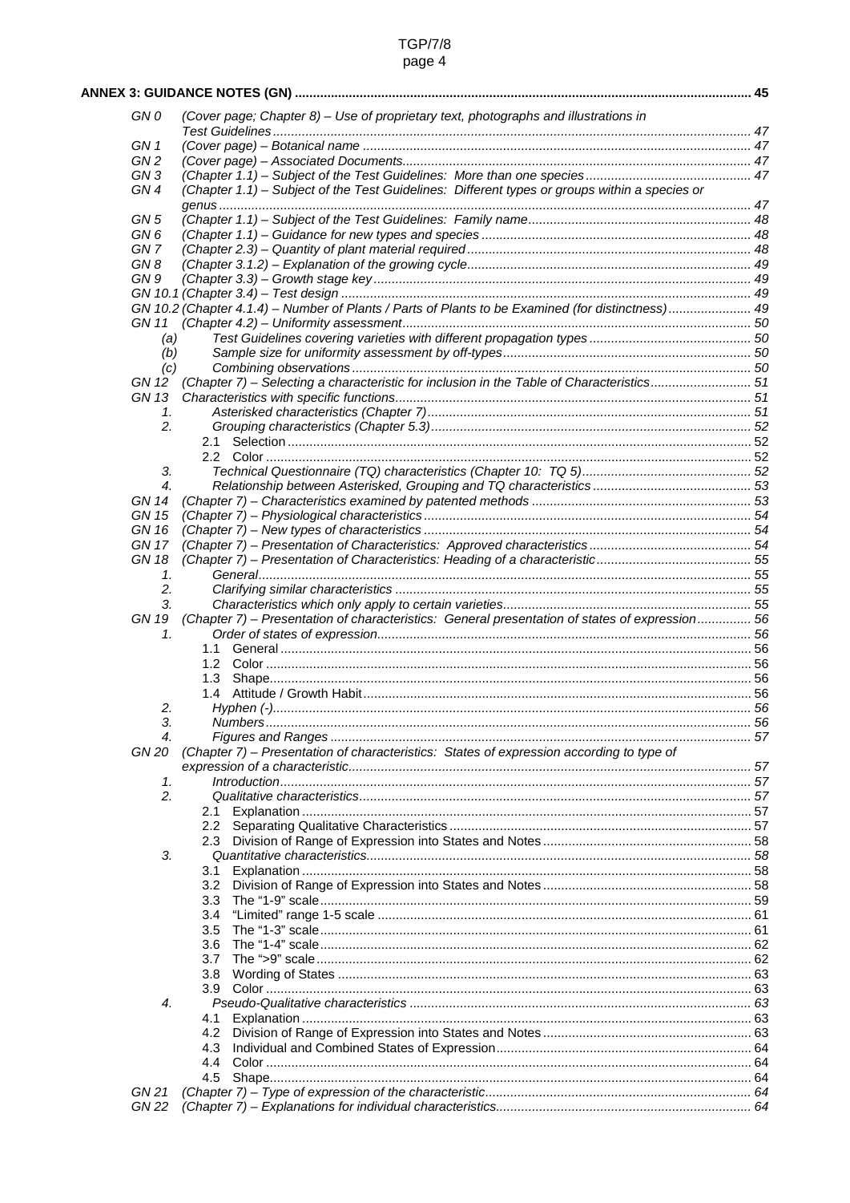**ANNEX 3: GUIDANCE NOTES (GN) ..... 45**

- GN 0 *(Cover page; Chapter 8) – Use of proprietary text, photographs and illustrations in Test Guidelines* ..... 47
- GN 1 *(Cover page) – Botanical name* ..... 47
- GN 2 *(Cover page) – Associated Documents* ..... 47
- GN 3 *(Chapter 1.1) – Subject of the Test Guidelines: More than one species* ..... 47
- GN 4 *(Chapter 1.1) – Subject of the Test Guidelines: Different types or groups within a species or genus* ..... 47
- GN 5 *(Chapter 1.1) – Subject of the Test Guidelines: Family name* ..... 48
- GN 6 *(Chapter 1.1) – Guidance for new types and species* ..... 48
- GN 7 *(Chapter 2.3) – Quantity of plant material required* ..... 48
- GN 8 *(Chapter 3.1.2) – Explanation of the growing cycle* ..... 49
- GN 9 *(Chapter 3.3) – Growth stage key* ..... 49
- GN 10.1 *(Chapter 3.4) – Test design* ..... 49
- GN 10.2 *(Chapter 4.1.4) – Number of Plants / Parts of Plants to be Examined (for distinctness)* ..... 49
- GN 11 *(Chapter 4.2) – Uniformity assessment* ..... 50
  - *(a) Test Guidelines covering varieties with different propagation types* ..... 50
  - *(b) Sample size for uniformity assessment by off-types* ..... 50
  - *(c) Combining observations* ..... 50
- GN 12 *(Chapter 7) – Selecting a characteristic for inclusion in the Table of Characteristics* ..... 51
- GN 13 *Characteristics with specific functions* ..... 51
  - *1. Asterisked characteristics (Chapter 7)* ..... 51
  - *2. Grouping characteristics (Chapter 5.3)* ..... 52
    - 2.1 Selection ..... 52
    - 2.2 Color ..... 52
  - *3. Technical Questionnaire (TQ) characteristics (Chapter 10: TQ 5)* ..... 52
  - *4. Relationship between Asterisked, Grouping and TQ characteristics* ..... 53
- GN 14 *(Chapter 7) – Characteristics examined by patented methods* ..... 53
- GN 15 *(Chapter 7) – Physiological characteristics* ..... 54
- GN 16 *(Chapter 7) – New types of characteristics* ..... 54
- GN 17 *(Chapter 7) – Presentation of Characteristics: Approved characteristics* ..... 54
- GN 18 *(Chapter 7) – Presentation of Characteristics: Heading of a characteristic* ..... 55
  - *1. General* ..... 55
  - *2. Clarifying similar characteristics* ..... 55
  - *3. Characteristics which only apply to certain varieties* ..... 55
- GN 19 *(Chapter 7) – Presentation of characteristics: General presentation of states of expression* ..... 56
  - *1. Order of states of expression* ..... 56
    - 1.1 General ..... 56
    - 1.2 Color ..... 56
    - 1.3 Shape ..... 56
    - 1.4 Attitude / Growth Habit ..... 56
  - *2. Hyphen (-)* ..... 56
  - *3. Numbers* ..... 56
  - *4. Figures and Ranges* ..... 57
- GN 20 *(Chapter 7) – Presentation of characteristics: States of expression according to type of expression of a characteristic* ..... 57
  - *1. Introduction* ..... 57
  - *2. Qualitative characteristics* ..... 57
    - 2.1 Explanation ..... 57
    - 2.2 Separating Qualitative Characteristics ..... 57
    - 2.3 Division of Range of Expression into States and Notes ..... 58
  - *3. Quantitative characteristics* ..... 58
    - 3.1 Explanation ..... 58
    - 3.2 Division of Range of Expression into States and Notes ..... 58
    - 3.3 The "1-9" scale ..... 59
    - 3.4 "Limited" range 1-5 scale ..... 61
    - 3.5 The "1-3" scale ..... 61
    - 3.6 The "1-4" scale ..... 62
    - 3.7 The ">9" scale ..... 62
    - 3.8 Wording of States ..... 63
    - 3.9 Color ..... 63
  - *4. Pseudo-Qualitative characteristics* ..... 63
    - 4.1 Explanation ..... 63
    - 4.2 Division of Range of Expression into States and Notes ..... 63
    - 4.3 Individual and Combined States of Expression ..... 64
    - 4.4 Color ..... 64
    - 4.5 Shape ..... 64
- GN 21 *(Chapter 7) – Type of expression of the characteristic* ..... 64
- GN 22 *(Chapter 7) – Explanations for individual characteristics* ..... 64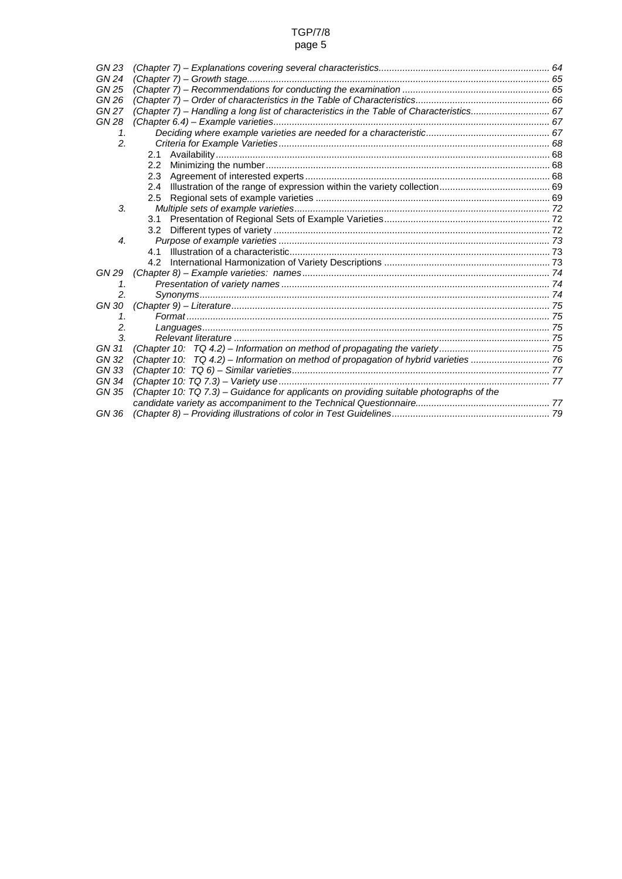| | | |
|---|---|---|
| *GN 23* | *(Chapter 7) – Explanations covering several characteristics* | *64* |
| *GN 24* | *(Chapter 7) – Growth stage* | *65* |
| *GN 25* | *(Chapter 7) – Recommendations for conducting the examination* | *65* |
| *GN 26* | *(Chapter 7) – Order of characteristics in the Table of Characteristics* | *66* |
| *GN 27* | *(Chapter 7) – Handling a long list of characteristics in the Table of Characteristics* | *67* |
| *GN 28* | *(Chapter 6.4) – Example varieties* | *67* |
| *1.* | *Deciding where example varieties are needed for a characteristic* | *67* |
| *2.* | *Criteria for Example Varieties* | *68* |
| | 2.1 Availability | 68 |
| | 2.2 Minimizing the number | 68 |
| | 2.3 Agreement of interested experts | 68 |
| | 2.4 Illustration of the range of expression within the variety collection | 69 |
| | 2.5 Regional sets of example varieties | 69 |
| *3.* | *Multiple sets of example varieties* | *72* |
| | 3.1 Presentation of Regional Sets of Example Varieties | 72 |
| | 3.2 Different types of variety | 72 |
| *4.* | *Purpose of example varieties* | *73* |
| | 4.1 Illustration of a characteristic | 73 |
| | 4.2 International Harmonization of Variety Descriptions | 73 |
| *GN 29* | *(Chapter 8) – Example varieties: names* | *74* |
| *1.* | *Presentation of variety names* | *74* |
| *2.* | *Synonyms* | *74* |
| *GN 30* | *(Chapter 9) – Literature* | *75* |
| *1.* | *Format* | *75* |
| *2.* | *Languages* | *75* |
| *3.* | *Relevant literature* | *75* |
| *GN 31* | *(Chapter 10: TQ 4.2) – Information on method of propagating the variety* | *75* |
| *GN 32* | *(Chapter 10: TQ 4.2) – Information on method of propagation of hybrid varieties* | *76* |
| *GN 33* | *(Chapter 10: TQ 6) – Similar varieties* | *77* |
| *GN 34* | *(Chapter 10: TQ 7.3) – Variety use* | *77* |
| *GN 35* | *(Chapter 10: TQ 7.3) – Guidance for applicants on providing suitable photographs of the candidate variety as accompaniment to the Technical Questionnaire* | *77* |
| *GN 36* | *(Chapter 8) – Providing illustrations of color in Test Guidelines* | *79* |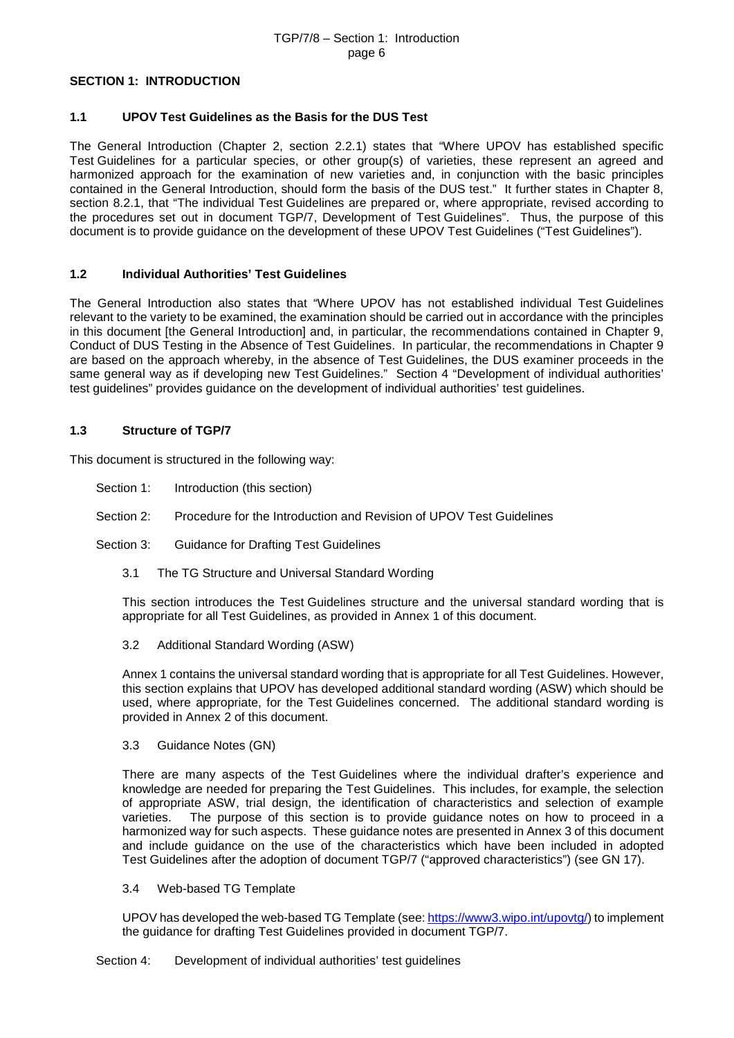## SECTION 1: INTRODUCTION

### 1.1 UPOV Test Guidelines as the Basis for the DUS Test

The General Introduction (Chapter 2, section 2.2.1) states that "Where UPOV has established specific Test Guidelines for a particular species, or other group(s) of varieties, these represent an agreed and harmonized approach for the examination of new varieties and, in conjunction with the basic principles contained in the General Introduction, should form the basis of the DUS test." It further states in Chapter 8, section 8.2.1, that "The individual Test Guidelines are prepared or, where appropriate, revised according to the procedures set out in document TGP/7, Development of Test Guidelines". Thus, the purpose of this document is to provide guidance on the development of these UPOV Test Guidelines ("Test Guidelines").

### 1.2 Individual Authorities' Test Guidelines

The General Introduction also states that "Where UPOV has not established individual Test Guidelines relevant to the variety to be examined, the examination should be carried out in accordance with the principles in this document [the General Introduction] and, in particular, the recommendations contained in Chapter 9, Conduct of DUS Testing in the Absence of Test Guidelines. In particular, the recommendations in Chapter 9 are based on the approach whereby, in the absence of Test Guidelines, the DUS examiner proceeds in the same general way as if developing new Test Guidelines." Section 4 "Development of individual authorities' test guidelines" provides guidance on the development of individual authorities' test guidelines.

### 1.3 Structure of TGP/7

This document is structured in the following way:

Section 1: Introduction (this section)

Section 2: Procedure for the Introduction and Revision of UPOV Test Guidelines

Section 3: Guidance for Drafting Test Guidelines

3.1 The TG Structure and Universal Standard Wording

This section introduces the Test Guidelines structure and the universal standard wording that is appropriate for all Test Guidelines, as provided in Annex 1 of this document.

3.2 Additional Standard Wording (ASW)

Annex 1 contains the universal standard wording that is appropriate for all Test Guidelines. However, this section explains that UPOV has developed additional standard wording (ASW) which should be used, where appropriate, for the Test Guidelines concerned. The additional standard wording is provided in Annex 2 of this document.

3.3 Guidance Notes (GN)

There are many aspects of the Test Guidelines where the individual drafter's experience and knowledge are needed for preparing the Test Guidelines. This includes, for example, the selection of appropriate ASW, trial design, the identification of characteristics and selection of example varieties. The purpose of this section is to provide guidance notes on how to proceed in a harmonized way for such aspects. These guidance notes are presented in Annex 3 of this document and include guidance on the use of the characteristics which have been included in adopted Test Guidelines after the adoption of document TGP/7 ("approved characteristics") (see GN 17).

3.4 Web-based TG Template

UPOV has developed the web-based TG Template (see: https://www3.wipo.int/upovtg/) to implement the guidance for drafting Test Guidelines provided in document TGP/7.

Section 4: Development of individual authorities' test guidelines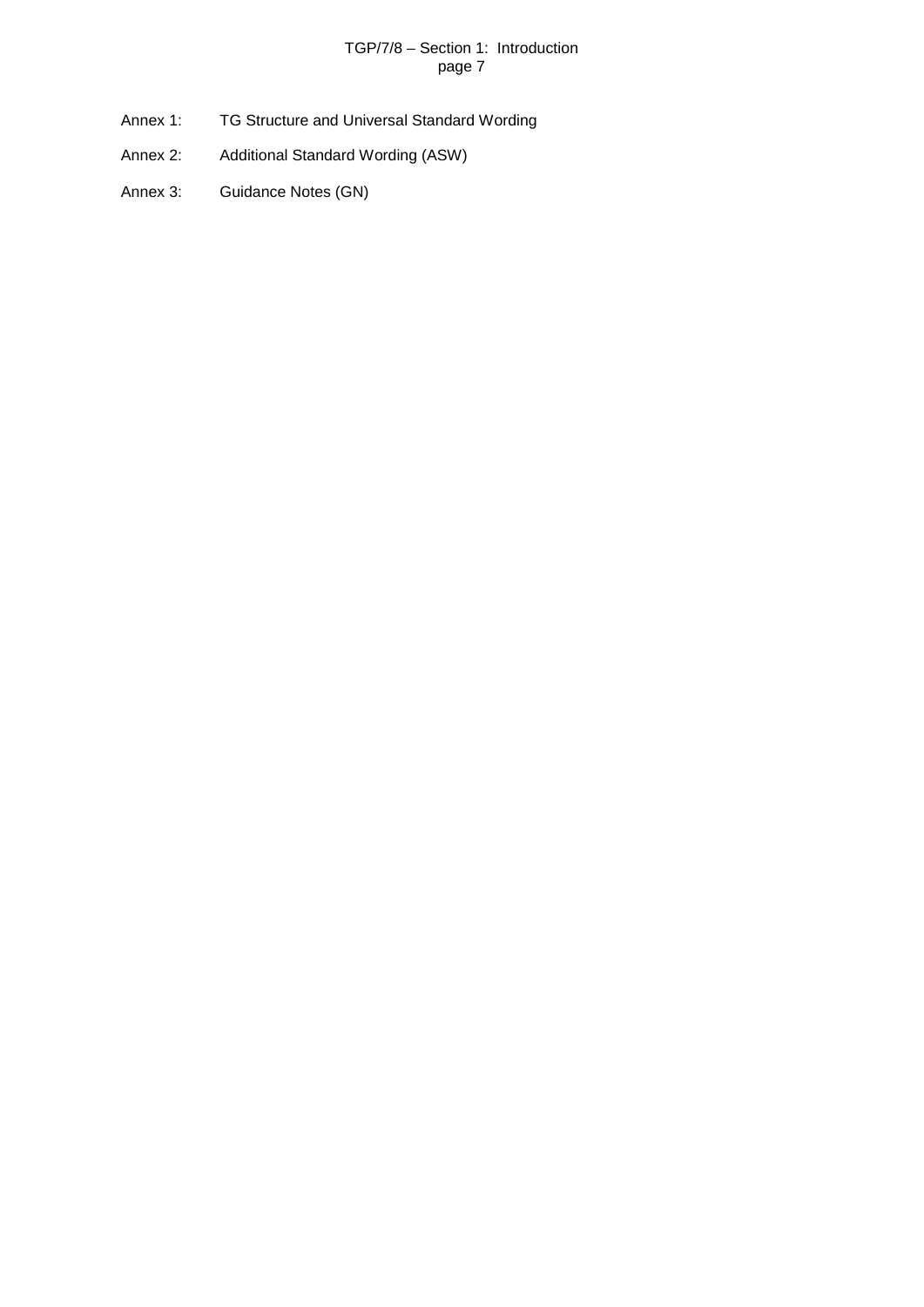Annex 1: TG Structure and Universal Standard Wording

Annex 2: Additional Standard Wording (ASW)

Annex 3: Guidance Notes (GN)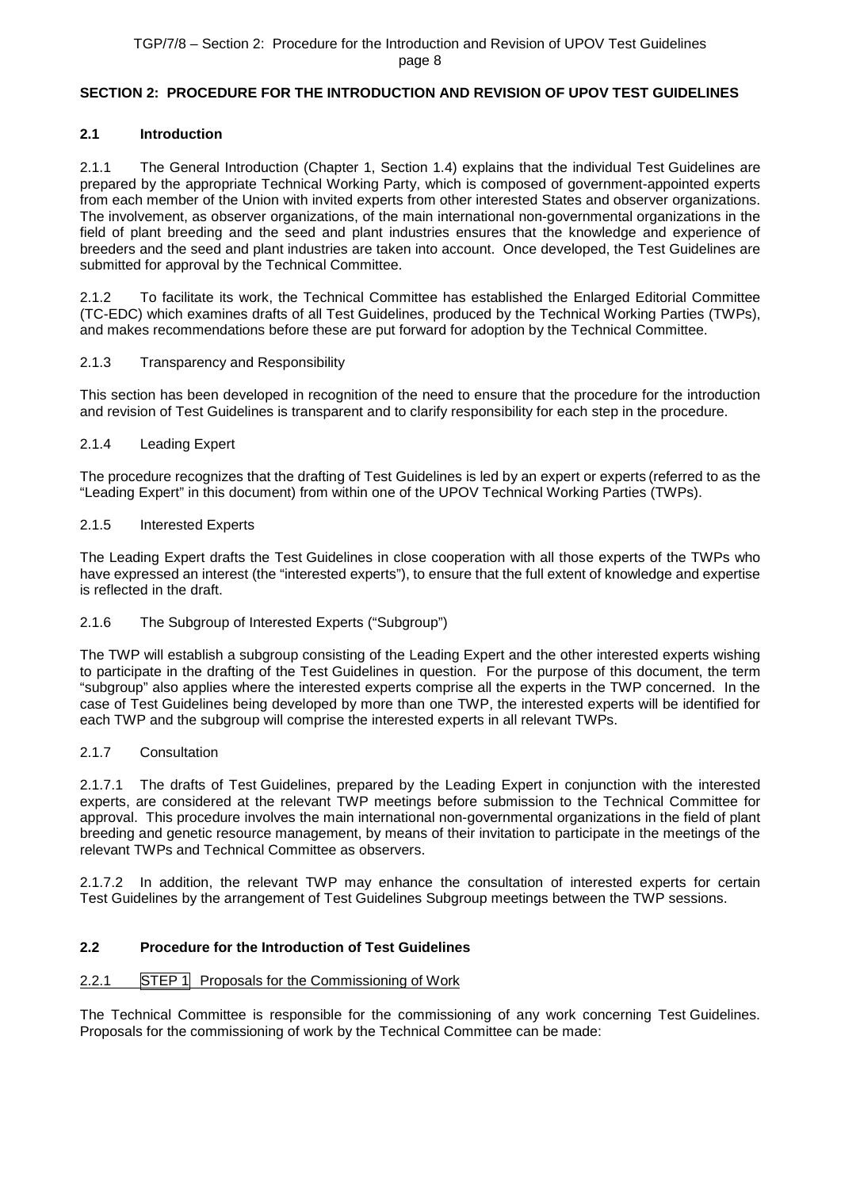## SECTION 2: PROCEDURE FOR THE INTRODUCTION AND REVISION OF UPOV TEST GUIDELINES

### 2.1 Introduction

2.1.1 The General Introduction (Chapter 1, Section 1.4) explains that the individual Test Guidelines are prepared by the appropriate Technical Working Party, which is composed of government-appointed experts from each member of the Union with invited experts from other interested States and observer organizations. The involvement, as observer organizations, of the main international non-governmental organizations in the field of plant breeding and the seed and plant industries ensures that the knowledge and experience of breeders and the seed and plant industries are taken into account. Once developed, the Test Guidelines are submitted for approval by the Technical Committee.

2.1.2 To facilitate its work, the Technical Committee has established the Enlarged Editorial Committee (TC-EDC) which examines drafts of all Test Guidelines, produced by the Technical Working Parties (TWPs), and makes recommendations before these are put forward for adoption by the Technical Committee.

2.1.3 Transparency and Responsibility

This section has been developed in recognition of the need to ensure that the procedure for the introduction and revision of Test Guidelines is transparent and to clarify responsibility for each step in the procedure.

2.1.4 Leading Expert

The procedure recognizes that the drafting of Test Guidelines is led by an expert or experts (referred to as the "Leading Expert" in this document) from within one of the UPOV Technical Working Parties (TWPs).

2.1.5 Interested Experts

The Leading Expert drafts the Test Guidelines in close cooperation with all those experts of the TWPs who have expressed an interest (the "interested experts"), to ensure that the full extent of knowledge and expertise is reflected in the draft.

2.1.6 The Subgroup of Interested Experts ("Subgroup")

The TWP will establish a subgroup consisting of the Leading Expert and the other interested experts wishing to participate in the drafting of the Test Guidelines in question. For the purpose of this document, the term "subgroup" also applies where the interested experts comprise all the experts in the TWP concerned. In the case of Test Guidelines being developed by more than one TWP, the interested experts will be identified for each TWP and the subgroup will comprise the interested experts in all relevant TWPs.

2.1.7 Consultation

2.1.7.1 The drafts of Test Guidelines, prepared by the Leading Expert in conjunction with the interested experts, are considered at the relevant TWP meetings before submission to the Technical Committee for approval. This procedure involves the main international non-governmental organizations in the field of plant breeding and genetic resource management, by means of their invitation to participate in the meetings of the relevant TWPs and Technical Committee as observers.

2.1.7.2 In addition, the relevant TWP may enhance the consultation of interested experts for certain Test Guidelines by the arrangement of Test Guidelines Subgroup meetings between the TWP sessions.

### 2.2 Procedure for the Introduction of Test Guidelines

2.2.1 STEP 1 Proposals for the Commissioning of Work

The Technical Committee is responsible for the commissioning of any work concerning Test Guidelines. Proposals for the commissioning of work by the Technical Committee can be made: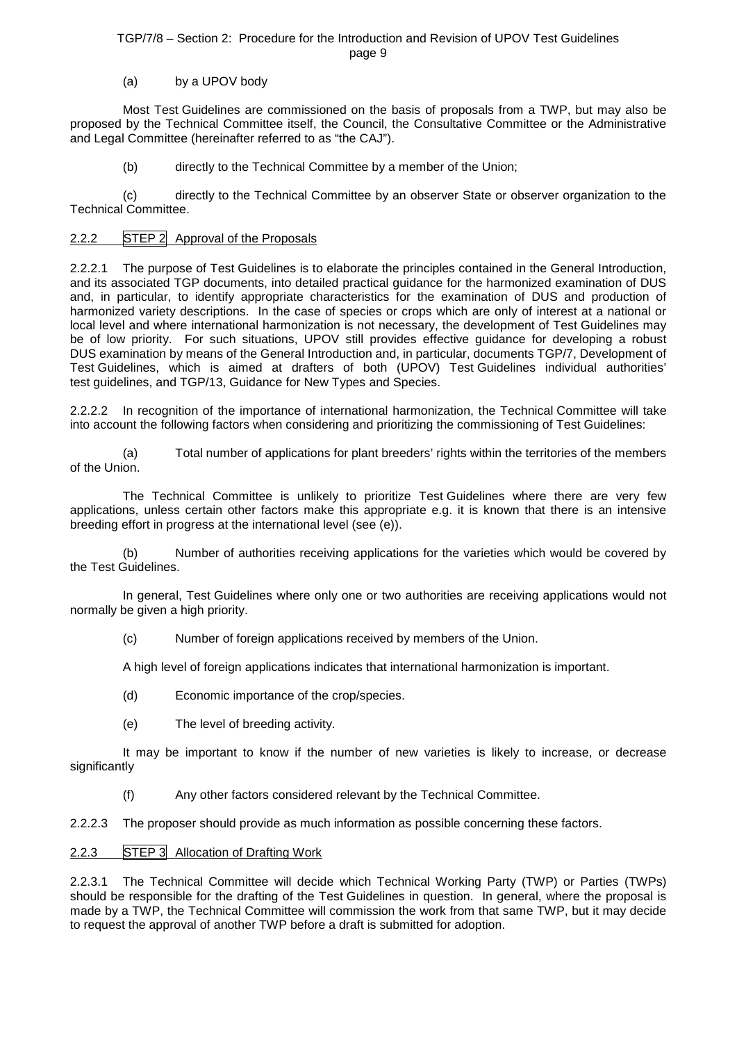(a) by a UPOV body

Most Test Guidelines are commissioned on the basis of proposals from a TWP, but may also be proposed by the Technical Committee itself, the Council, the Consultative Committee or the Administrative and Legal Committee (hereinafter referred to as "the CAJ").

(b) directly to the Technical Committee by a member of the Union;

(c) directly to the Technical Committee by an observer State or observer organization to the Technical Committee.

### 2.2.2 STEP 2 Approval of the Proposals

2.2.2.1 The purpose of Test Guidelines is to elaborate the principles contained in the General Introduction, and its associated TGP documents, into detailed practical guidance for the harmonized examination of DUS and, in particular, to identify appropriate characteristics for the examination of DUS and production of harmonized variety descriptions. In the case of species or crops which are only of interest at a national or local level and where international harmonization is not necessary, the development of Test Guidelines may be of low priority. For such situations, UPOV still provides effective guidance for developing a robust DUS examination by means of the General Introduction and, in particular, documents TGP/7, Development of Test Guidelines, which is aimed at drafters of both (UPOV) Test Guidelines individual authorities' test guidelines, and TGP/13, Guidance for New Types and Species.

2.2.2.2 In recognition of the importance of international harmonization, the Technical Committee will take into account the following factors when considering and prioritizing the commissioning of Test Guidelines:

(a) Total number of applications for plant breeders' rights within the territories of the members of the Union.

The Technical Committee is unlikely to prioritize Test Guidelines where there are very few applications, unless certain other factors make this appropriate e.g. it is known that there is an intensive breeding effort in progress at the international level (see (e)).

(b) Number of authorities receiving applications for the varieties which would be covered by the Test Guidelines.

In general, Test Guidelines where only one or two authorities are receiving applications would not normally be given a high priority.

(c) Number of foreign applications received by members of the Union.

A high level of foreign applications indicates that international harmonization is important.

(d) Economic importance of the crop/species.

(e) The level of breeding activity.

It may be important to know if the number of new varieties is likely to increase, or decrease significantly

(f) Any other factors considered relevant by the Technical Committee.

2.2.2.3 The proposer should provide as much information as possible concerning these factors.

### 2.2.3 STEP 3 Allocation of Drafting Work

2.2.3.1 The Technical Committee will decide which Technical Working Party (TWP) or Parties (TWPs) should be responsible for the drafting of the Test Guidelines in question. In general, where the proposal is made by a TWP, the Technical Committee will commission the work from that same TWP, but it may decide to request the approval of another TWP before a draft is submitted for adoption.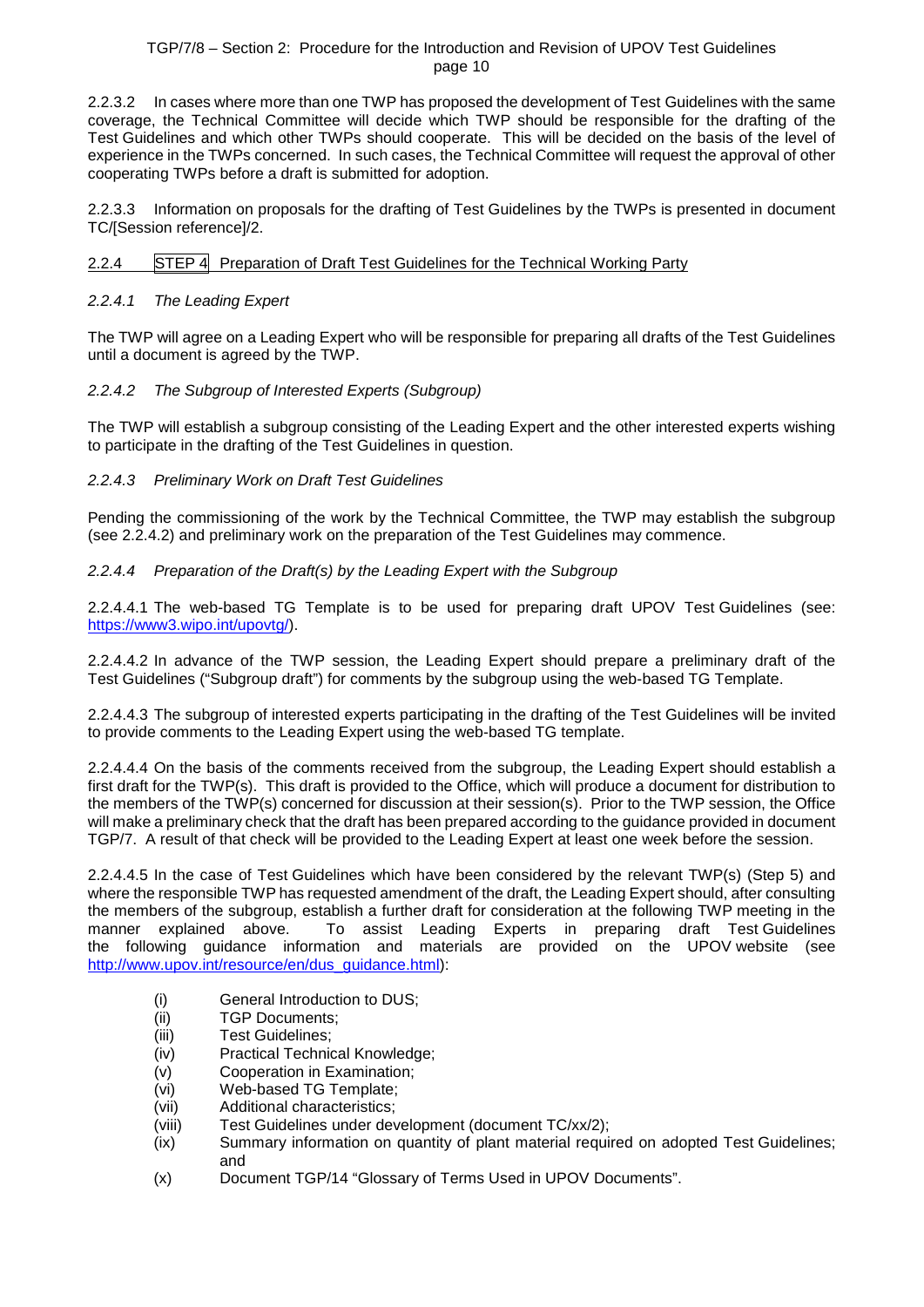2.2.3.2 In cases where more than one TWP has proposed the development of Test Guidelines with the same coverage, the Technical Committee will decide which TWP should be responsible for the drafting of the Test Guidelines and which other TWPs should cooperate. This will be decided on the basis of the level of experience in the TWPs concerned. In such cases, the Technical Committee will request the approval of other cooperating TWPs before a draft is submitted for adoption.

2.2.3.3 Information on proposals for the drafting of Test Guidelines by the TWPs is presented in document TC/[Session reference]/2.

## 2.2.4 STEP 4 Preparation of Draft Test Guidelines for the Technical Working Party

### *2.2.4.1 The Leading Expert*

The TWP will agree on a Leading Expert who will be responsible for preparing all drafts of the Test Guidelines until a document is agreed by the TWP.

### *2.2.4.2 The Subgroup of Interested Experts (Subgroup)*

The TWP will establish a subgroup consisting of the Leading Expert and the other interested experts wishing to participate in the drafting of the Test Guidelines in question.

### *2.2.4.3 Preliminary Work on Draft Test Guidelines*

Pending the commissioning of the work by the Technical Committee, the TWP may establish the subgroup (see 2.2.4.2) and preliminary work on the preparation of the Test Guidelines may commence.

### *2.2.4.4 Preparation of the Draft(s) by the Leading Expert with the Subgroup*

2.2.4.4.1 The web-based TG Template is to be used for preparing draft UPOV Test Guidelines (see: https://www3.wipo.int/upovtg/).

2.2.4.4.2 In advance of the TWP session, the Leading Expert should prepare a preliminary draft of the Test Guidelines ("Subgroup draft") for comments by the subgroup using the web-based TG Template.

2.2.4.4.3 The subgroup of interested experts participating in the drafting of the Test Guidelines will be invited to provide comments to the Leading Expert using the web-based TG template.

2.2.4.4.4 On the basis of the comments received from the subgroup, the Leading Expert should establish a first draft for the TWP(s). This draft is provided to the Office, which will produce a document for distribution to the members of the TWP(s) concerned for discussion at their session(s). Prior to the TWP session, the Office will make a preliminary check that the draft has been prepared according to the guidance provided in document TGP/7. A result of that check will be provided to the Leading Expert at least one week before the session.

2.2.4.4.5 In the case of Test Guidelines which have been considered by the relevant TWP(s) (Step 5) and where the responsible TWP has requested amendment of the draft, the Leading Expert should, after consulting the members of the subgroup, establish a further draft for consideration at the following TWP meeting in the manner explained above. To assist Leading Experts in preparing draft Test Guidelines the following guidance information and materials are provided on the UPOV website (see http://www.upov.int/resource/en/dus_guidance.html):

- (i) General Introduction to DUS;
- (ii) TGP Documents;
- (iii) Test Guidelines;
- (iv) Practical Technical Knowledge;
- (v) Cooperation in Examination;
- (vi) Web-based TG Template;
- (vii) Additional characteristics;
- (viii) Test Guidelines under development (document TC/xx/2);
- (ix) Summary information on quantity of plant material required on adopted Test Guidelines; and
- (x) Document TGP/14 "Glossary of Terms Used in UPOV Documents".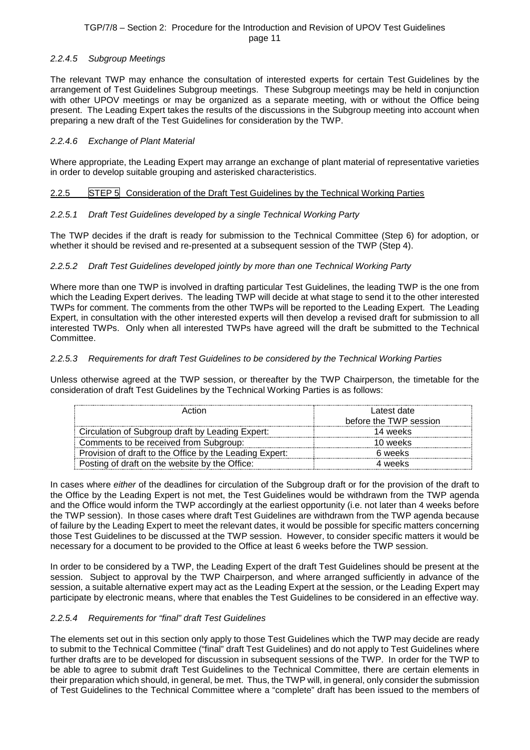#### *2.2.4.5 Subgroup Meetings*

The relevant TWP may enhance the consultation of interested experts for certain Test Guidelines by the arrangement of Test Guidelines Subgroup meetings. These Subgroup meetings may be held in conjunction with other UPOV meetings or may be organized as a separate meeting, with or without the Office being present. The Leading Expert takes the results of the discussions in the Subgroup meeting into account when preparing a new draft of the Test Guidelines for consideration by the TWP.

#### *2.2.4.6 Exchange of Plant Material*

Where appropriate, the Leading Expert may arrange an exchange of plant material of representative varieties in order to develop suitable grouping and asterisked characteristics.

### 2.2.5 STEP 5 Consideration of the Draft Test Guidelines by the Technical Working Parties

#### *2.2.5.1 Draft Test Guidelines developed by a single Technical Working Party*

The TWP decides if the draft is ready for submission to the Technical Committee (Step 6) for adoption, or whether it should be revised and re-presented at a subsequent session of the TWP (Step 4).

#### *2.2.5.2 Draft Test Guidelines developed jointly by more than one Technical Working Party*

Where more than one TWP is involved in drafting particular Test Guidelines, the leading TWP is the one from which the Leading Expert derives. The leading TWP will decide at what stage to send it to the other interested TWPs for comment. The comments from the other TWPs will be reported to the Leading Expert. The Leading Expert, in consultation with the other interested experts will then develop a revised draft for submission to all interested TWPs. Only when all interested TWPs have agreed will the draft be submitted to the Technical Committee.

#### *2.2.5.3 Requirements for draft Test Guidelines to be considered by the Technical Working Parties*

Unless otherwise agreed at the TWP session, or thereafter by the TWP Chairperson, the timetable for the consideration of draft Test Guidelines by the Technical Working Parties is as follows:

| Action | Latest date before the TWP session |
|---|---|
| Circulation of Subgroup draft by Leading Expert: | 14 weeks |
| Comments to be received from Subgroup: | 10 weeks |
| Provision of draft to the Office by the Leading Expert: | 6 weeks |
| Posting of draft on the website by the Office: | 4 weeks |

In cases where *either* of the deadlines for circulation of the Subgroup draft or for the provision of the draft to the Office by the Leading Expert is not met, the Test Guidelines would be withdrawn from the TWP agenda and the Office would inform the TWP accordingly at the earliest opportunity (i.e. not later than 4 weeks before the TWP session). In those cases where draft Test Guidelines are withdrawn from the TWP agenda because of failure by the Leading Expert to meet the relevant dates, it would be possible for specific matters concerning those Test Guidelines to be discussed at the TWP session. However, to consider specific matters it would be necessary for a document to be provided to the Office at least 6 weeks before the TWP session.

In order to be considered by a TWP, the Leading Expert of the draft Test Guidelines should be present at the session. Subject to approval by the TWP Chairperson, and where arranged sufficiently in advance of the session, a suitable alternative expert may act as the Leading Expert at the session, or the Leading Expert may participate by electronic means, where that enables the Test Guidelines to be considered in an effective way.

#### *2.2.5.4 Requirements for "final" draft Test Guidelines*

The elements set out in this section only apply to those Test Guidelines which the TWP may decide are ready to submit to the Technical Committee ("final" draft Test Guidelines) and do not apply to Test Guidelines where further drafts are to be developed for discussion in subsequent sessions of the TWP. In order for the TWP to be able to agree to submit draft Test Guidelines to the Technical Committee, there are certain elements in their preparation which should, in general, be met. Thus, the TWP will, in general, only consider the submission of Test Guidelines to the Technical Committee where a "complete" draft has been issued to the members of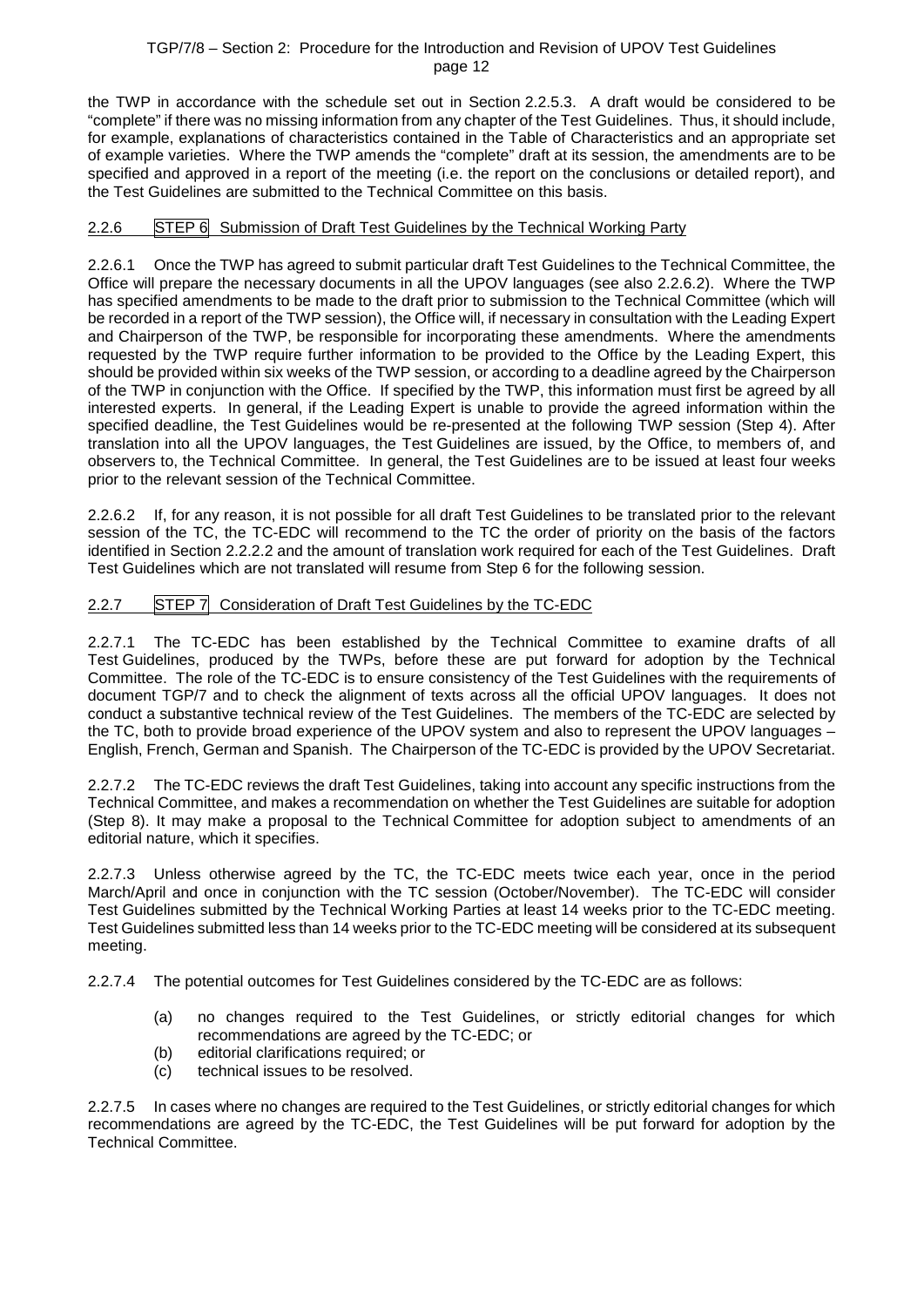the TWP in accordance with the schedule set out in Section 2.2.5.3. A draft would be considered to be "complete" if there was no missing information from any chapter of the Test Guidelines. Thus, it should include, for example, explanations of characteristics contained in the Table of Characteristics and an appropriate set of example varieties. Where the TWP amends the "complete" draft at its session, the amendments are to be specified and approved in a report of the meeting (i.e. the report on the conclusions or detailed report), and the Test Guidelines are submitted to the Technical Committee on this basis.

### 2.2.6 STEP 6 Submission of Draft Test Guidelines by the Technical Working Party

2.2.6.1 Once the TWP has agreed to submit particular draft Test Guidelines to the Technical Committee, the Office will prepare the necessary documents in all the UPOV languages (see also 2.2.6.2). Where the TWP has specified amendments to be made to the draft prior to submission to the Technical Committee (which will be recorded in a report of the TWP session), the Office will, if necessary in consultation with the Leading Expert and Chairperson of the TWP, be responsible for incorporating these amendments. Where the amendments requested by the TWP require further information to be provided to the Office by the Leading Expert, this should be provided within six weeks of the TWP session, or according to a deadline agreed by the Chairperson of the TWP in conjunction with the Office. If specified by the TWP, this information must first be agreed by all interested experts. In general, if the Leading Expert is unable to provide the agreed information within the specified deadline, the Test Guidelines would be re-presented at the following TWP session (Step 4). After translation into all the UPOV languages, the Test Guidelines are issued, by the Office, to members of, and observers to, the Technical Committee. In general, the Test Guidelines are to be issued at least four weeks prior to the relevant session of the Technical Committee.

2.2.6.2 If, for any reason, it is not possible for all draft Test Guidelines to be translated prior to the relevant session of the TC, the TC-EDC will recommend to the TC the order of priority on the basis of the factors identified in Section 2.2.2.2 and the amount of translation work required for each of the Test Guidelines. Draft Test Guidelines which are not translated will resume from Step 6 for the following session.

### 2.2.7 STEP 7 Consideration of Draft Test Guidelines by the TC-EDC

2.2.7.1 The TC-EDC has been established by the Technical Committee to examine drafts of all Test Guidelines, produced by the TWPs, before these are put forward for adoption by the Technical Committee. The role of the TC-EDC is to ensure consistency of the Test Guidelines with the requirements of document TGP/7 and to check the alignment of texts across all the official UPOV languages. It does not conduct a substantive technical review of the Test Guidelines. The members of the TC-EDC are selected by the TC, both to provide broad experience of the UPOV system and also to represent the UPOV languages – English, French, German and Spanish. The Chairperson of the TC-EDC is provided by the UPOV Secretariat.

2.2.7.2 The TC-EDC reviews the draft Test Guidelines, taking into account any specific instructions from the Technical Committee, and makes a recommendation on whether the Test Guidelines are suitable for adoption (Step 8). It may make a proposal to the Technical Committee for adoption subject to amendments of an editorial nature, which it specifies.

2.2.7.3 Unless otherwise agreed by the TC, the TC-EDC meets twice each year, once in the period March/April and once in conjunction with the TC session (October/November). The TC-EDC will consider Test Guidelines submitted by the Technical Working Parties at least 14 weeks prior to the TC-EDC meeting. Test Guidelines submitted less than 14 weeks prior to the TC-EDC meeting will be considered at its subsequent meeting.

2.2.7.4 The potential outcomes for Test Guidelines considered by the TC-EDC are as follows:

(a) no changes required to the Test Guidelines, or strictly editorial changes for which recommendations are agreed by the TC-EDC; or
(b) editorial clarifications required; or
(c) technical issues to be resolved.

2.2.7.5 In cases where no changes are required to the Test Guidelines, or strictly editorial changes for which recommendations are agreed by the TC-EDC, the Test Guidelines will be put forward for adoption by the Technical Committee.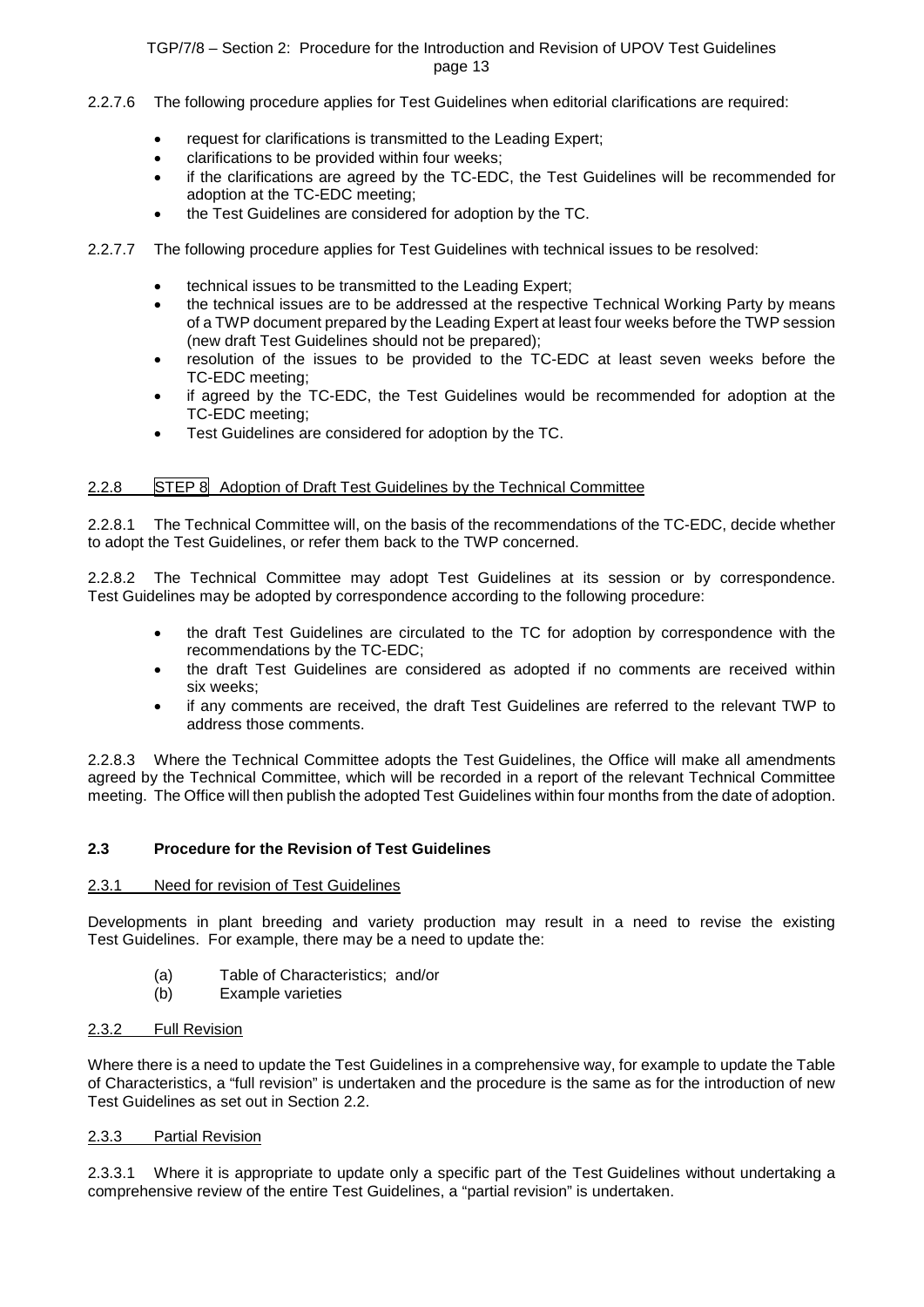2.2.7.6 The following procedure applies for Test Guidelines when editorial clarifications are required:

- request for clarifications is transmitted to the Leading Expert;
- clarifications to be provided within four weeks;
- if the clarifications are agreed by the TC-EDC, the Test Guidelines will be recommended for adoption at the TC-EDC meeting;
- the Test Guidelines are considered for adoption by the TC.

2.2.7.7 The following procedure applies for Test Guidelines with technical issues to be resolved:

- technical issues to be transmitted to the Leading Expert;
- the technical issues are to be addressed at the respective Technical Working Party by means of a TWP document prepared by the Leading Expert at least four weeks before the TWP session (new draft Test Guidelines should not be prepared);
- resolution of the issues to be provided to the TC-EDC at least seven weeks before the TC-EDC meeting;
- if agreed by the TC-EDC, the Test Guidelines would be recommended for adoption at the TC-EDC meeting;
- Test Guidelines are considered for adoption by the TC.

2.2.8 STEP 8 Adoption of Draft Test Guidelines by the Technical Committee

2.2.8.1 The Technical Committee will, on the basis of the recommendations of the TC-EDC, decide whether to adopt the Test Guidelines, or refer them back to the TWP concerned.

2.2.8.2 The Technical Committee may adopt Test Guidelines at its session or by correspondence. Test Guidelines may be adopted by correspondence according to the following procedure:

- the draft Test Guidelines are circulated to the TC for adoption by correspondence with the recommendations by the TC-EDC;
- the draft Test Guidelines are considered as adopted if no comments are received within six weeks;
- if any comments are received, the draft Test Guidelines are referred to the relevant TWP to address those comments.

2.2.8.3 Where the Technical Committee adopts the Test Guidelines, the Office will make all amendments agreed by the Technical Committee, which will be recorded in a report of the relevant Technical Committee meeting. The Office will then publish the adopted Test Guidelines within four months from the date of adoption.

### 2.3 Procedure for the Revision of Test Guidelines

2.3.1 Need for revision of Test Guidelines

Developments in plant breeding and variety production may result in a need to revise the existing Test Guidelines. For example, there may be a need to update the:

(a) Table of Characteristics; and/or
(b) Example varieties

2.3.2 Full Revision

Where there is a need to update the Test Guidelines in a comprehensive way, for example to update the Table of Characteristics, a "full revision" is undertaken and the procedure is the same as for the introduction of new Test Guidelines as set out in Section 2.2.

2.3.3 Partial Revision

2.3.3.1 Where it is appropriate to update only a specific part of the Test Guidelines without undertaking a comprehensive review of the entire Test Guidelines, a "partial revision" is undertaken.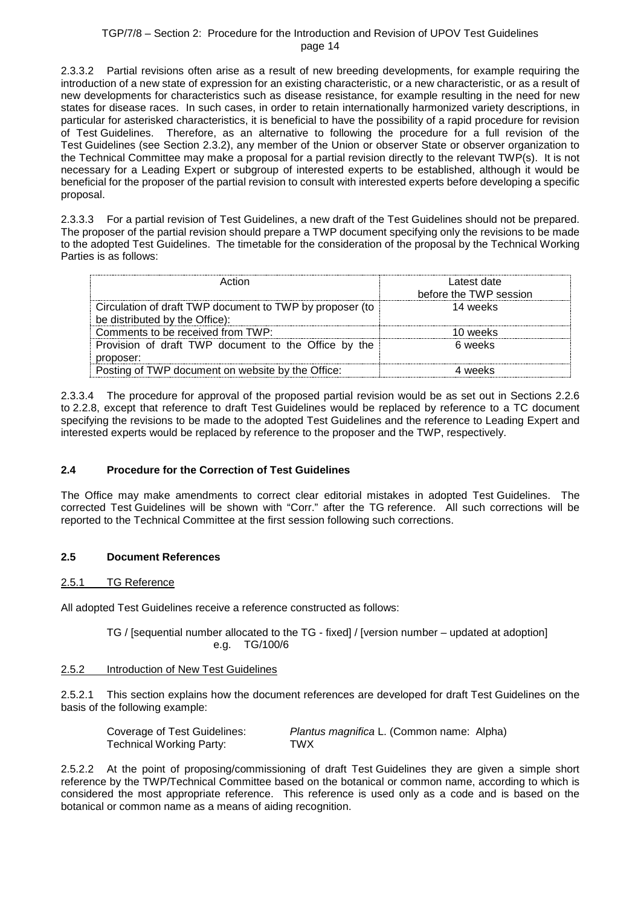2.3.3.2 Partial revisions often arise as a result of new breeding developments, for example requiring the introduction of a new state of expression for an existing characteristic, or a new characteristic, or as a result of new developments for characteristics such as disease resistance, for example resulting in the need for new states for disease races. In such cases, in order to retain internationally harmonized variety descriptions, in particular for asterisked characteristics, it is beneficial to have the possibility of a rapid procedure for revision of Test Guidelines. Therefore, as an alternative to following the procedure for a full revision of the Test Guidelines (see Section 2.3.2), any member of the Union or observer State or observer organization to the Technical Committee may make a proposal for a partial revision directly to the relevant TWP(s). It is not necessary for a Leading Expert or subgroup of interested experts to be established, although it would be beneficial for the proposer of the partial revision to consult with interested experts before developing a specific proposal.

2.3.3.3 For a partial revision of Test Guidelines, a new draft of the Test Guidelines should not be prepared. The proposer of the partial revision should prepare a TWP document specifying only the revisions to be made to the adopted Test Guidelines. The timetable for the consideration of the proposal by the Technical Working Parties is as follows:

| Action | Latest date before the TWP session |
|---|---|
| Circulation of draft TWP document to TWP by proposer (to be distributed by the Office): | 14 weeks |
| Comments to be received from TWP: | 10 weeks |
| Provision of draft TWP document to the Office by the proposer: | 6 weeks |
| Posting of TWP document on website by the Office: | 4 weeks |

2.3.3.4 The procedure for approval of the proposed partial revision would be as set out in Sections 2.2.6 to 2.2.8, except that reference to draft Test Guidelines would be replaced by reference to a TC document specifying the revisions to be made to the adopted Test Guidelines and the reference to Leading Expert and interested experts would be replaced by reference to the proposer and the TWP, respectively.

## 2.4 Procedure for the Correction of Test Guidelines

The Office may make amendments to correct clear editorial mistakes in adopted Test Guidelines. The corrected Test Guidelines will be shown with "Corr." after the TG reference. All such corrections will be reported to the Technical Committee at the first session following such corrections.

## 2.5 Document References

### 2.5.1 TG Reference

All adopted Test Guidelines receive a reference constructed as follows:

> TG / [sequential number allocated to the TG - fixed] / [version number – updated at adoption]
> e.g. TG/100/6

### 2.5.2 Introduction of New Test Guidelines

2.5.2.1 This section explains how the document references are developed for draft Test Guidelines on the basis of the following example:

| | |
|---|---|
| Coverage of Test Guidelines: | *Plantus magnifica* L. (Common name: Alpha) |
| Technical Working Party: | TWX |

2.5.2.2 At the point of proposing/commissioning of draft Test Guidelines they are given a simple short reference by the TWP/Technical Committee based on the botanical or common name, according to which is considered the most appropriate reference. This reference is used only as a code and is based on the botanical or common name as a means of aiding recognition.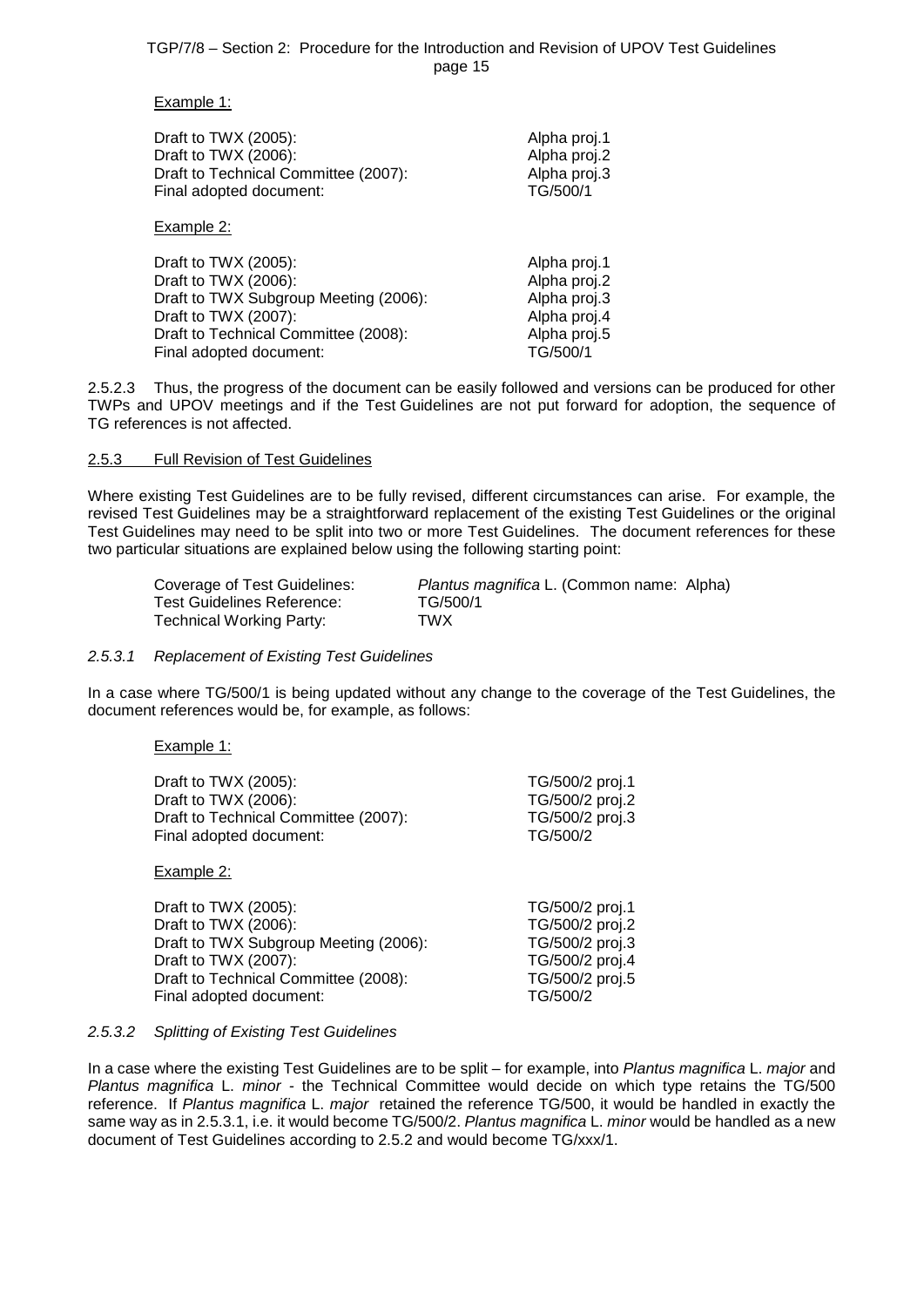Example 1:

| | |
|---|---|
| Draft to TWX (2005): | Alpha proj.1 |
| Draft to TWX (2006): | Alpha proj.2 |
| Draft to Technical Committee (2007): | Alpha proj.3 |
| Final adopted document: | TG/500/1 |

Example 2:

| | |
|---|---|
| Draft to TWX (2005): | Alpha proj.1 |
| Draft to TWX (2006): | Alpha proj.2 |
| Draft to TWX Subgroup Meeting (2006): | Alpha proj.3 |
| Draft to TWX (2007): | Alpha proj.4 |
| Draft to Technical Committee (2008): | Alpha proj.5 |
| Final adopted document: | TG/500/1 |

2.5.2.3 Thus, the progress of the document can be easily followed and versions can be produced for other TWPs and UPOV meetings and if the Test Guidelines are not put forward for adoption, the sequence of TG references is not affected.

### 2.5.3 Full Revision of Test Guidelines

Where existing Test Guidelines are to be fully revised, different circumstances can arise. For example, the revised Test Guidelines may be a straightforward replacement of the existing Test Guidelines or the original Test Guidelines may need to be split into two or more Test Guidelines. The document references for these two particular situations are explained below using the following starting point:

| | |
|---|---|
| Coverage of Test Guidelines: | *Plantus magnifica* L. (Common name: Alpha) |
| Test Guidelines Reference: | TG/500/1 |
| Technical Working Party: | TWX |

#### *2.5.3.1 Replacement of Existing Test Guidelines*

In a case where TG/500/1 is being updated without any change to the coverage of the Test Guidelines, the document references would be, for example, as follows:

Example 1:

| | |
|---|---|
| Draft to TWX (2005): | TG/500/2 proj.1 |
| Draft to TWX (2006): | TG/500/2 proj.2 |
| Draft to Technical Committee (2007): | TG/500/2 proj.3 |
| Final adopted document: | TG/500/2 |

Example 2:

| | |
|---|---|
| Draft to TWX (2005): | TG/500/2 proj.1 |
| Draft to TWX (2006): | TG/500/2 proj.2 |
| Draft to TWX Subgroup Meeting (2006): | TG/500/2 proj.3 |
| Draft to TWX (2007): | TG/500/2 proj.4 |
| Draft to Technical Committee (2008): | TG/500/2 proj.5 |
| Final adopted document: | TG/500/2 |

#### *2.5.3.2 Splitting of Existing Test Guidelines*

In a case where the existing Test Guidelines are to be split – for example, into *Plantus magnifica* L. *major* and *Plantus magnifica* L. *minor* - the Technical Committee would decide on which type retains the TG/500 reference. If *Plantus magnifica* L. *major* retained the reference TG/500, it would be handled in exactly the same way as in 2.5.3.1, i.e. it would become TG/500/2. *Plantus magnifica* L. *minor* would be handled as a new document of Test Guidelines according to 2.5.2 and would become TG/xxx/1.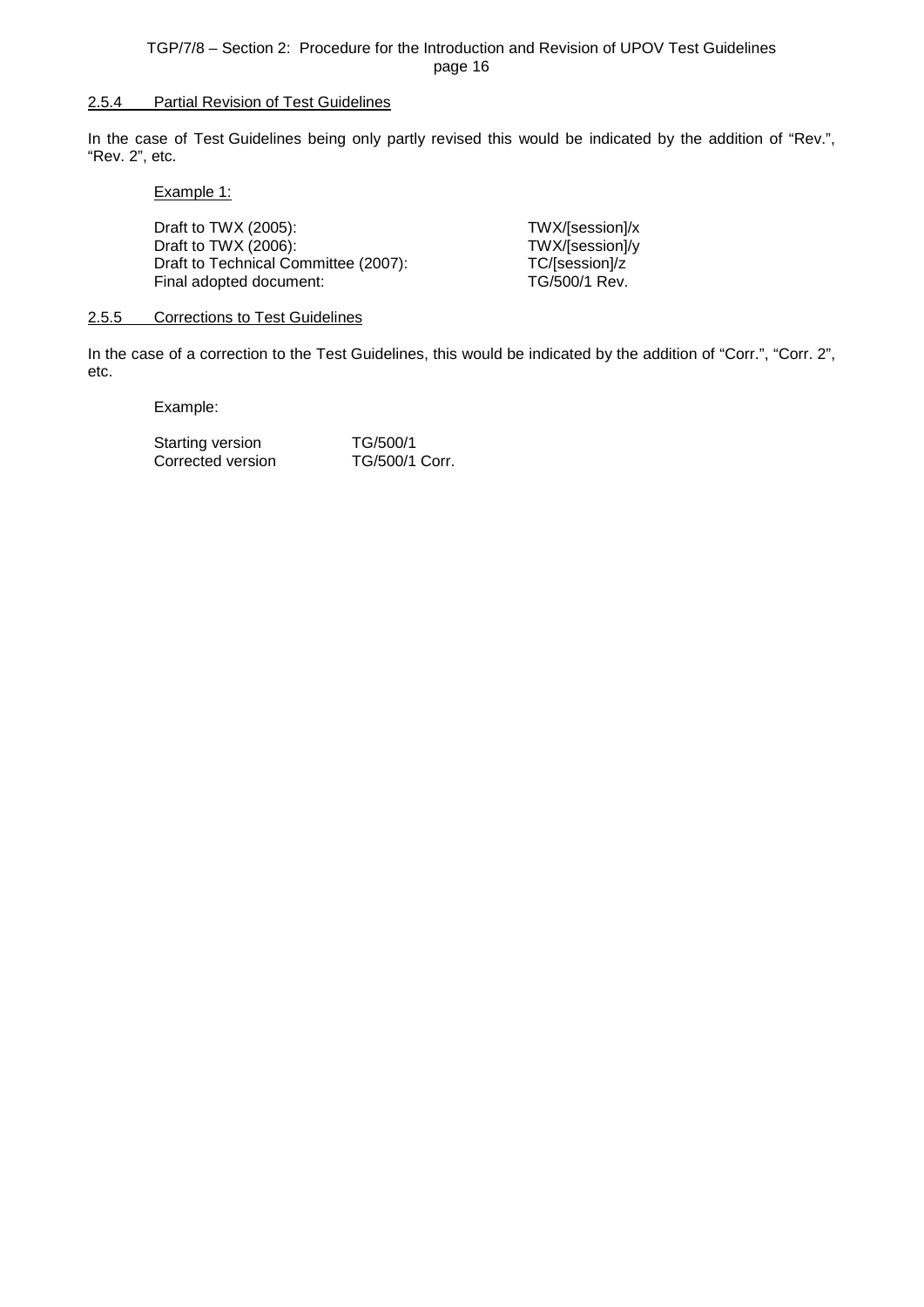### 2.5.4 Partial Revision of Test Guidelines

In the case of Test Guidelines being only partly revised this would be indicated by the addition of "Rev.", "Rev. 2", etc.

Example 1:

| | |
|---|---|
| Draft to TWX (2005): | TWX/[session]/x |
| Draft to TWX (2006): | TWX/[session]/y |
| Draft to Technical Committee (2007): | TC/[session]/z |
| Final adopted document: | TG/500/1 Rev. |

### 2.5.5 Corrections to Test Guidelines

In the case of a correction to the Test Guidelines, this would be indicated by the addition of "Corr.", "Corr. 2", etc.

Example:

| | |
|---|---|
| Starting version | TG/500/1 |
| Corrected version | TG/500/1 Corr. |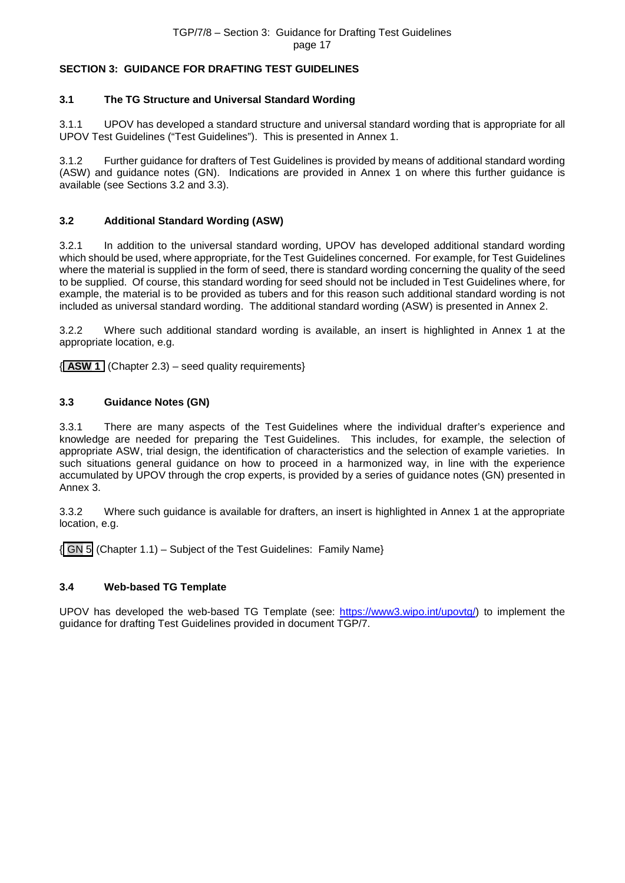## SECTION 3: GUIDANCE FOR DRAFTING TEST GUIDELINES

### 3.1 The TG Structure and Universal Standard Wording

3.1.1 UPOV has developed a standard structure and universal standard wording that is appropriate for all UPOV Test Guidelines ("Test Guidelines"). This is presented in Annex 1.

3.1.2 Further guidance for drafters of Test Guidelines is provided by means of additional standard wording (ASW) and guidance notes (GN). Indications are provided in Annex 1 on where this further guidance is available (see Sections 3.2 and 3.3).

### 3.2 Additional Standard Wording (ASW)

3.2.1 In addition to the universal standard wording, UPOV has developed additional standard wording which should be used, where appropriate, for the Test Guidelines concerned. For example, for Test Guidelines where the material is supplied in the form of seed, there is standard wording concerning the quality of the seed to be supplied. Of course, this standard wording for seed should not be included in Test Guidelines where, for example, the material is to be provided as tubers and for this reason such additional standard wording is not included as universal standard wording. The additional standard wording (ASW) is presented in Annex 2.

3.2.2 Where such additional standard wording is available, an insert is highlighted in Annex 1 at the appropriate location, e.g.

{ **ASW 1** (Chapter 2.3) – seed quality requirements}

### 3.3 Guidance Notes (GN)

3.3.1 There are many aspects of the Test Guidelines where the individual drafter's experience and knowledge are needed for preparing the Test Guidelines. This includes, for example, the selection of appropriate ASW, trial design, the identification of characteristics and the selection of example varieties. In such situations general guidance on how to proceed in a harmonized way, in line with the experience accumulated by UPOV through the crop experts, is provided by a series of guidance notes (GN) presented in Annex 3.

3.3.2 Where such guidance is available for drafters, an insert is highlighted in Annex 1 at the appropriate location, e.g.

{ GN 5 (Chapter 1.1) – Subject of the Test Guidelines: Family Name}

### 3.4 Web-based TG Template

UPOV has developed the web-based TG Template (see: https://www3.wipo.int/upovtg/) to implement the guidance for drafting Test Guidelines provided in document TGP/7.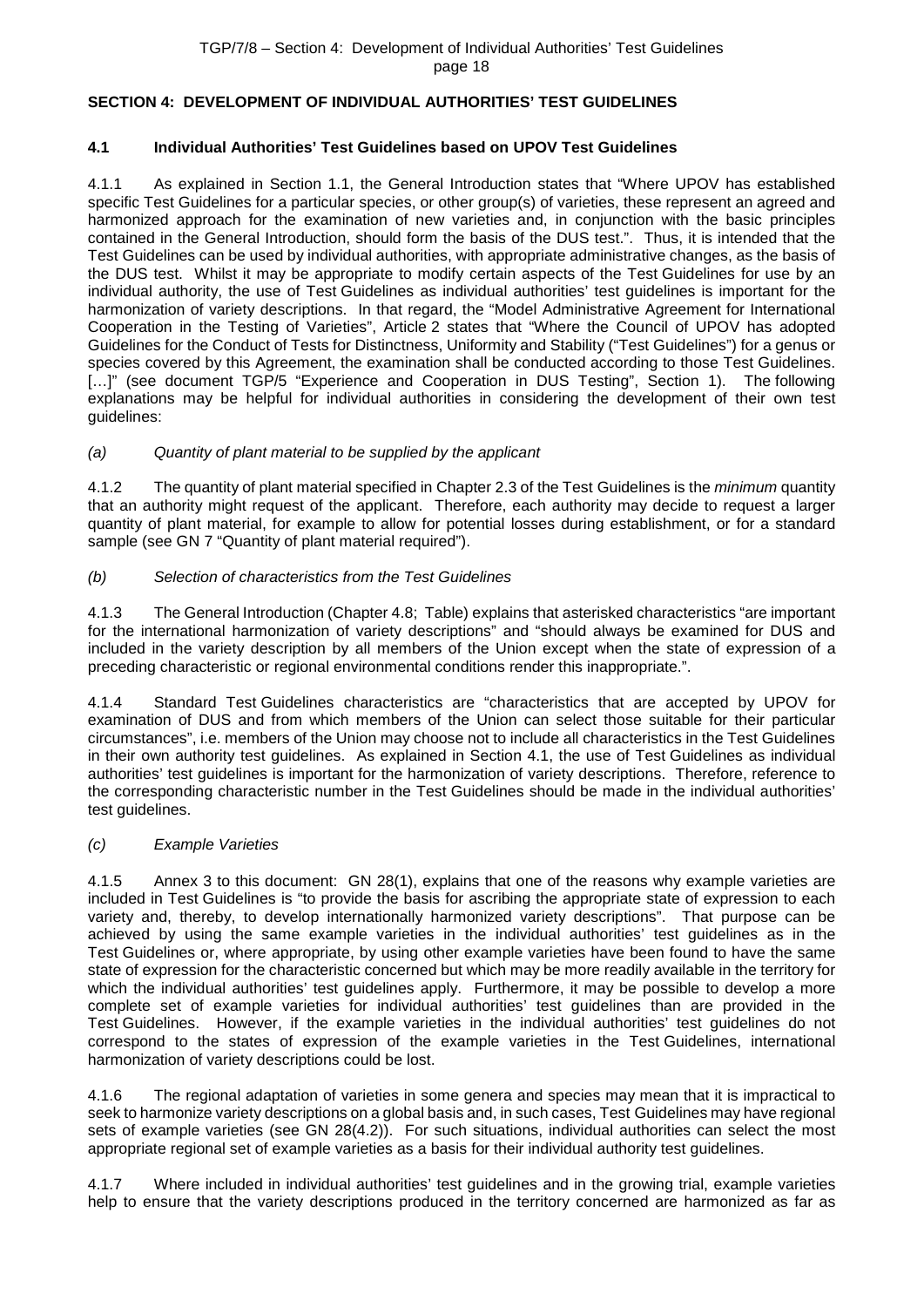## SECTION 4: DEVELOPMENT OF INDIVIDUAL AUTHORITIES' TEST GUIDELINES

### 4.1 Individual Authorities' Test Guidelines based on UPOV Test Guidelines

4.1.1 As explained in Section 1.1, the General Introduction states that "Where UPOV has established specific Test Guidelines for a particular species, or other group(s) of varieties, these represent an agreed and harmonized approach for the examination of new varieties and, in conjunction with the basic principles contained in the General Introduction, should form the basis of the DUS test.". Thus, it is intended that the Test Guidelines can be used by individual authorities, with appropriate administrative changes, as the basis of the DUS test. Whilst it may be appropriate to modify certain aspects of the Test Guidelines for use by an individual authority, the use of Test Guidelines as individual authorities' test guidelines is important for the harmonization of variety descriptions. In that regard, the "Model Administrative Agreement for International Cooperation in the Testing of Varieties", Article 2 states that "Where the Council of UPOV has adopted Guidelines for the Conduct of Tests for Distinctness, Uniformity and Stability ("Test Guidelines") for a genus or species covered by this Agreement, the examination shall be conducted according to those Test Guidelines. […]" (see document TGP/5 "Experience and Cooperation in DUS Testing", Section 1). The following explanations may be helpful for individual authorities in considering the development of their own test guidelines:

*(a) Quantity of plant material to be supplied by the applicant*

4.1.2 The quantity of plant material specified in Chapter 2.3 of the Test Guidelines is the *minimum* quantity that an authority might request of the applicant. Therefore, each authority may decide to request a larger quantity of plant material, for example to allow for potential losses during establishment, or for a standard sample (see GN 7 "Quantity of plant material required").

*(b) Selection of characteristics from the Test Guidelines*

4.1.3 The General Introduction (Chapter 4.8; Table) explains that asterisked characteristics "are important for the international harmonization of variety descriptions" and "should always be examined for DUS and included in the variety description by all members of the Union except when the state of expression of a preceding characteristic or regional environmental conditions render this inappropriate.".

4.1.4 Standard Test Guidelines characteristics are "characteristics that are accepted by UPOV for examination of DUS and from which members of the Union can select those suitable for their particular circumstances", i.e. members of the Union may choose not to include all characteristics in the Test Guidelines in their own authority test guidelines. As explained in Section 4.1, the use of Test Guidelines as individual authorities' test guidelines is important for the harmonization of variety descriptions. Therefore, reference to the corresponding characteristic number in the Test Guidelines should be made in the individual authorities' test guidelines.

*(c) Example Varieties*

4.1.5 Annex 3 to this document: GN 28(1), explains that one of the reasons why example varieties are included in Test Guidelines is "to provide the basis for ascribing the appropriate state of expression to each variety and, thereby, to develop internationally harmonized variety descriptions". That purpose can be achieved by using the same example varieties in the individual authorities' test guidelines as in the Test Guidelines or, where appropriate, by using other example varieties have been found to have the same state of expression for the characteristic concerned but which may be more readily available in the territory for which the individual authorities' test guidelines apply. Furthermore, it may be possible to develop a more complete set of example varieties for individual authorities' test guidelines than are provided in the Test Guidelines. However, if the example varieties in the individual authorities' test guidelines do not correspond to the states of expression of the example varieties in the Test Guidelines, international harmonization of variety descriptions could be lost.

4.1.6 The regional adaptation of varieties in some genera and species may mean that it is impractical to seek to harmonize variety descriptions on a global basis and, in such cases, Test Guidelines may have regional sets of example varieties (see GN 28(4.2)). For such situations, individual authorities can select the most appropriate regional set of example varieties as a basis for their individual authority test guidelines.

4.1.7 Where included in individual authorities' test guidelines and in the growing trial, example varieties help to ensure that the variety descriptions produced in the territory concerned are harmonized as far as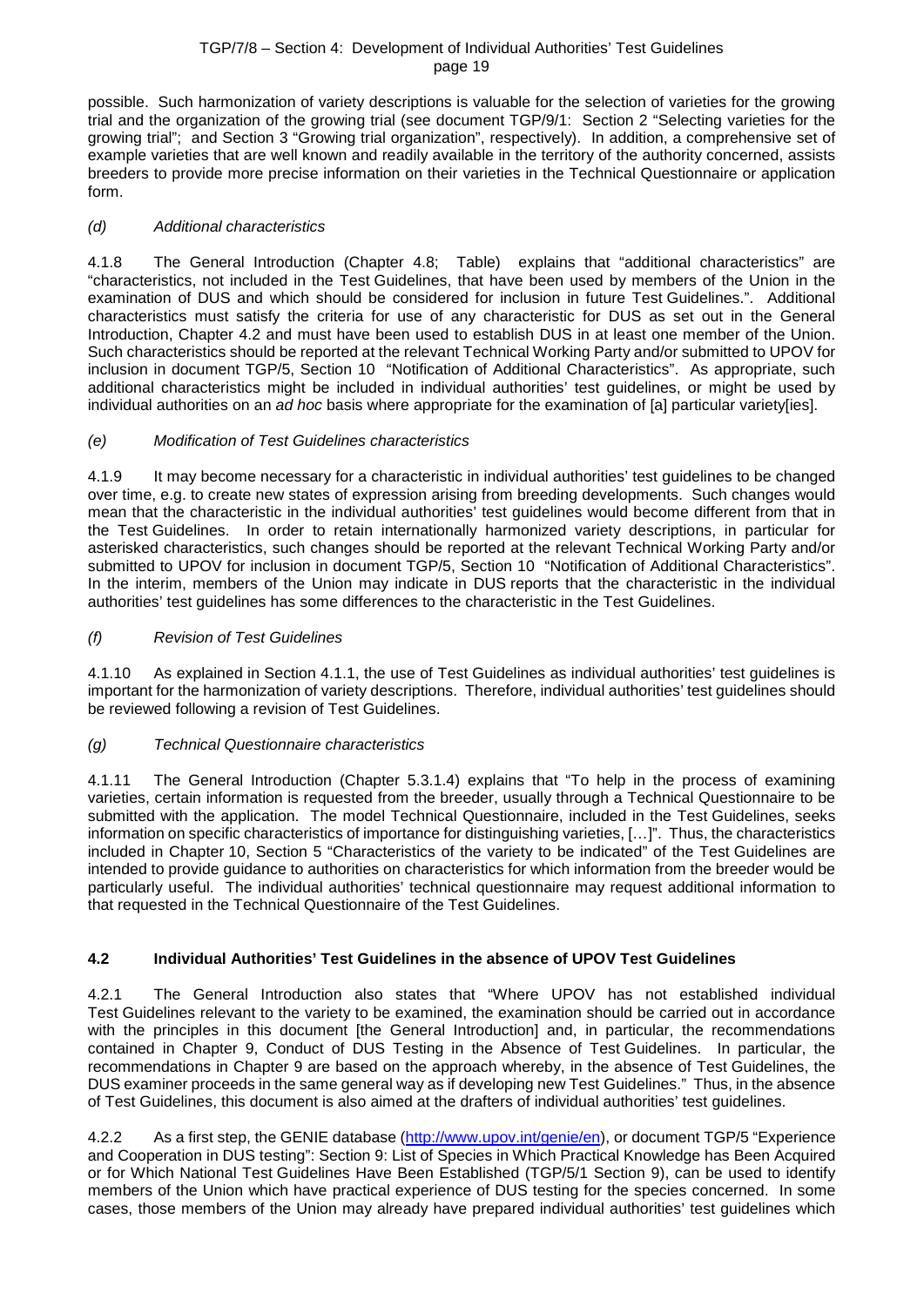possible. Such harmonization of variety descriptions is valuable for the selection of varieties for the growing trial and the organization of the growing trial (see document TGP/9/1: Section 2 "Selecting varieties for the growing trial"; and Section 3 "Growing trial organization", respectively). In addition, a comprehensive set of example varieties that are well known and readily available in the territory of the authority concerned, assists breeders to provide more precise information on their varieties in the Technical Questionnaire or application form.

#### *(d) Additional characteristics*

4.1.8 The General Introduction (Chapter 4.8; Table) explains that "additional characteristics" are "characteristics, not included in the Test Guidelines, that have been used by members of the Union in the examination of DUS and which should be considered for inclusion in future Test Guidelines.". Additional characteristics must satisfy the criteria for use of any characteristic for DUS as set out in the General Introduction, Chapter 4.2 and must have been used to establish DUS in at least one member of the Union. Such characteristics should be reported at the relevant Technical Working Party and/or submitted to UPOV for inclusion in document TGP/5, Section 10 "Notification of Additional Characteristics". As appropriate, such additional characteristics might be included in individual authorities' test guidelines, or might be used by individual authorities on an *ad hoc* basis where appropriate for the examination of [a] particular variety[ies].

#### *(e) Modification of Test Guidelines characteristics*

4.1.9 It may become necessary for a characteristic in individual authorities' test guidelines to be changed over time, e.g. to create new states of expression arising from breeding developments. Such changes would mean that the characteristic in the individual authorities' test guidelines would become different from that in the Test Guidelines. In order to retain internationally harmonized variety descriptions, in particular for asterisked characteristics, such changes should be reported at the relevant Technical Working Party and/or submitted to UPOV for inclusion in document TGP/5, Section 10 "Notification of Additional Characteristics". In the interim, members of the Union may indicate in DUS reports that the characteristic in the individual authorities' test guidelines has some differences to the characteristic in the Test Guidelines.

#### *(f) Revision of Test Guidelines*

4.1.10 As explained in Section 4.1.1, the use of Test Guidelines as individual authorities' test guidelines is important for the harmonization of variety descriptions. Therefore, individual authorities' test guidelines should be reviewed following a revision of Test Guidelines.

#### *(g) Technical Questionnaire characteristics*

4.1.11 The General Introduction (Chapter 5.3.1.4) explains that "To help in the process of examining varieties, certain information is requested from the breeder, usually through a Technical Questionnaire to be submitted with the application. The model Technical Questionnaire, included in the Test Guidelines, seeks information on specific characteristics of importance for distinguishing varieties, […]". Thus, the characteristics included in Chapter 10, Section 5 "Characteristics of the variety to be indicated" of the Test Guidelines are intended to provide guidance to authorities on characteristics for which information from the breeder would be particularly useful. The individual authorities' technical questionnaire may request additional information to that requested in the Technical Questionnaire of the Test Guidelines.

### **4.2 Individual Authorities' Test Guidelines in the absence of UPOV Test Guidelines**

4.2.1 The General Introduction also states that "Where UPOV has not established individual Test Guidelines relevant to the variety to be examined, the examination should be carried out in accordance with the principles in this document [the General Introduction] and, in particular, the recommendations contained in Chapter 9, Conduct of DUS Testing in the Absence of Test Guidelines. In particular, the recommendations in Chapter 9 are based on the approach whereby, in the absence of Test Guidelines, the DUS examiner proceeds in the same general way as if developing new Test Guidelines." Thus, in the absence of Test Guidelines, this document is also aimed at the drafters of individual authorities' test guidelines.

4.2.2 As a first step, the GENIE database (http://www.upov.int/genie/en), or document TGP/5 "Experience and Cooperation in DUS testing": Section 9: List of Species in Which Practical Knowledge has Been Acquired or for Which National Test Guidelines Have Been Established (TGP/5/1 Section 9), can be used to identify members of the Union which have practical experience of DUS testing for the species concerned. In some cases, those members of the Union may already have prepared individual authorities' test guidelines which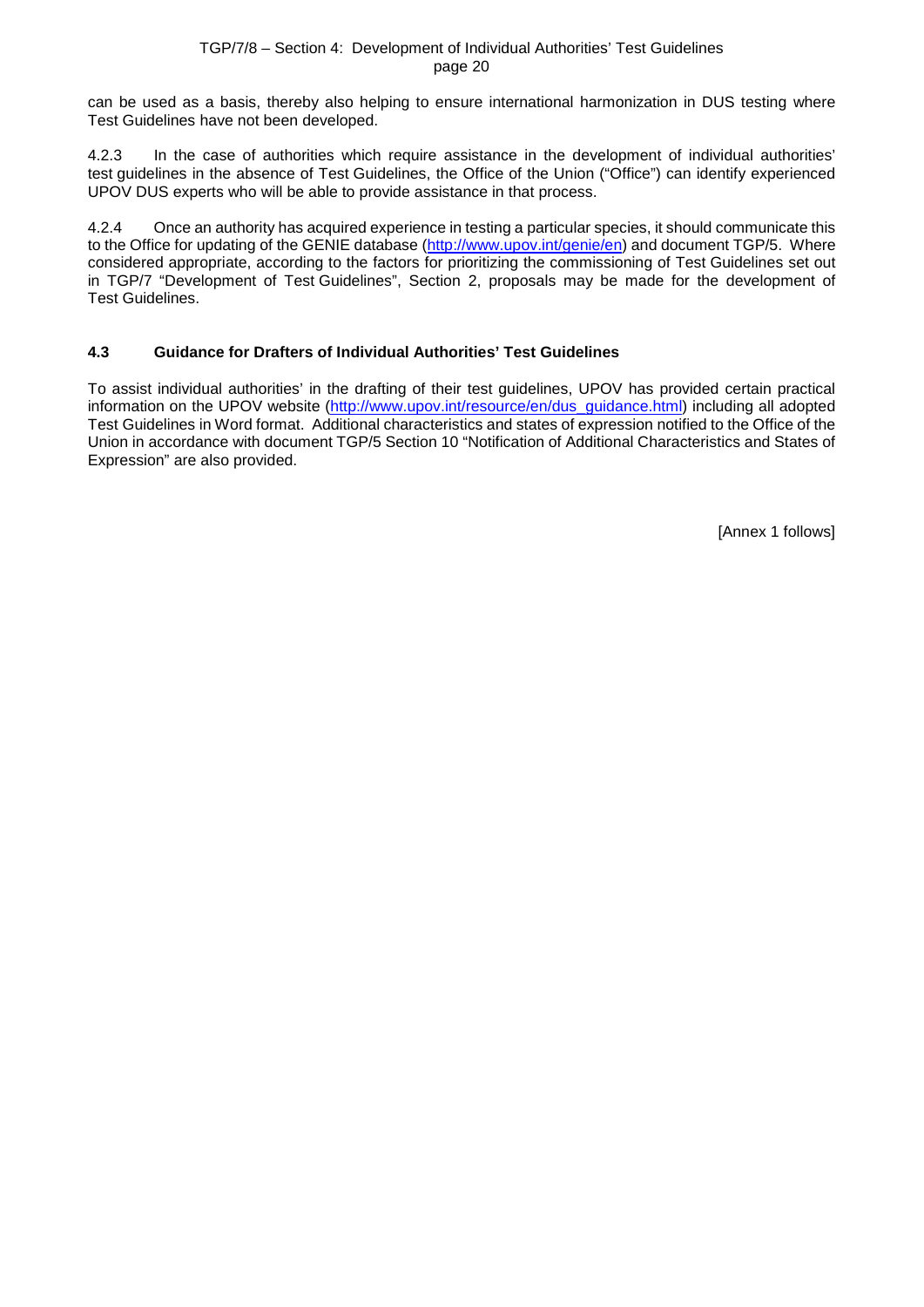can be used as a basis, thereby also helping to ensure international harmonization in DUS testing where Test Guidelines have not been developed.

4.2.3 In the case of authorities which require assistance in the development of individual authorities' test guidelines in the absence of Test Guidelines, the Office of the Union ("Office") can identify experienced UPOV DUS experts who will be able to provide assistance in that process.

4.2.4 Once an authority has acquired experience in testing a particular species, it should communicate this to the Office for updating of the GENIE database (http://www.upov.int/genie/en) and document TGP/5. Where considered appropriate, according to the factors for prioritizing the commissioning of Test Guidelines set out in TGP/7 "Development of Test Guidelines", Section 2, proposals may be made for the development of Test Guidelines.

### 4.3 Guidance for Drafters of Individual Authorities' Test Guidelines

To assist individual authorities' in the drafting of their test guidelines, UPOV has provided certain practical information on the UPOV website (http://www.upov.int/resource/en/dus_guidance.html) including all adopted Test Guidelines in Word format. Additional characteristics and states of expression notified to the Office of the Union in accordance with document TGP/5 Section 10 "Notification of Additional Characteristics and States of Expression" are also provided.

[Annex 1 follows]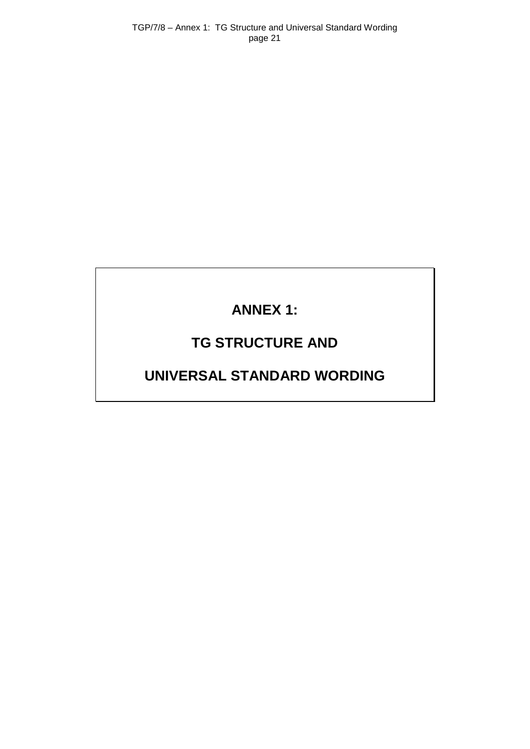# ANNEX 1:

# TG STRUCTURE AND

# UNIVERSAL STANDARD WORDING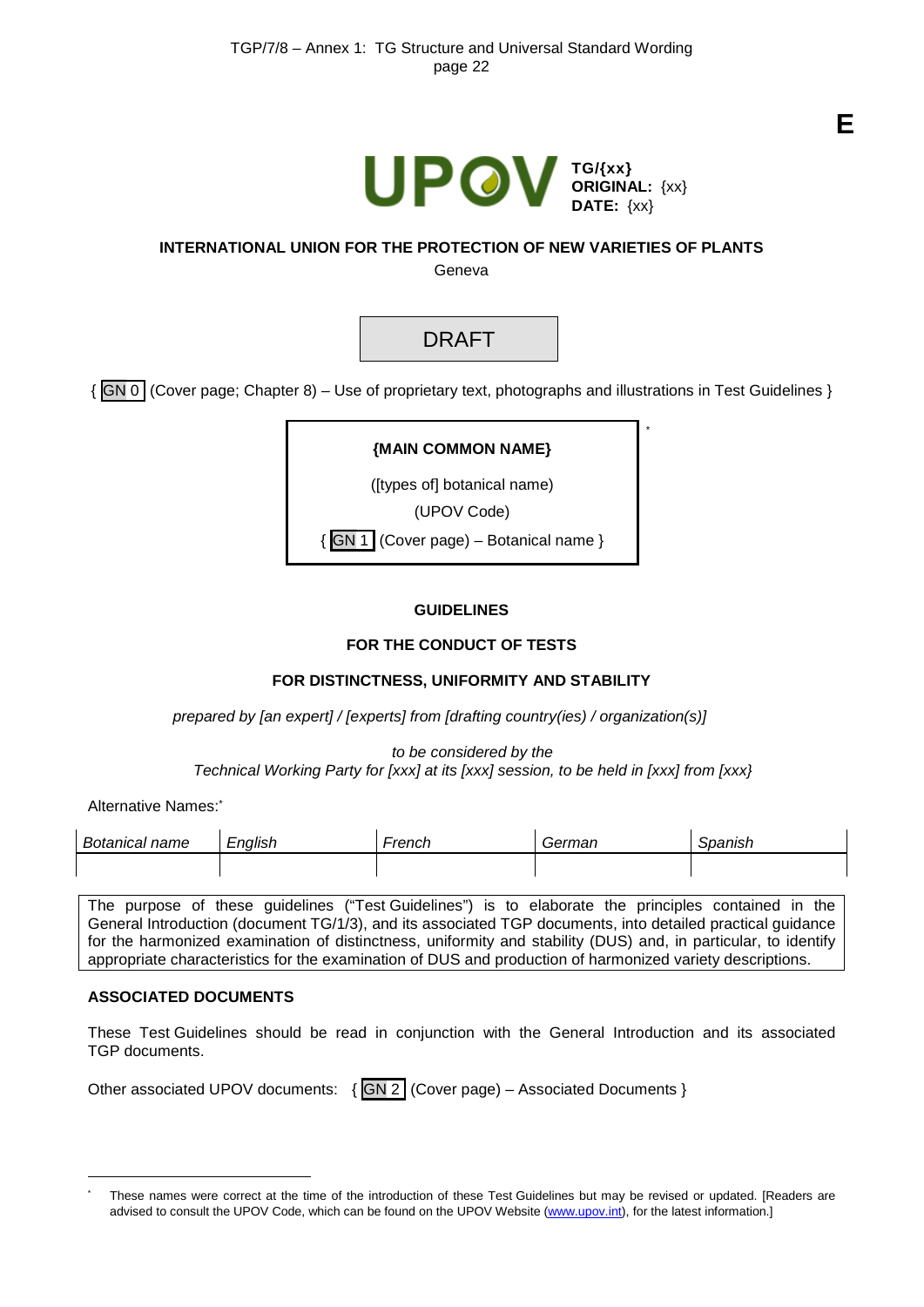E

UPOV

**TG/{xx}**
**ORIGINAL:** {xx}
**DATE:** {xx}

**INTERNATIONAL UNION FOR THE PROTECTION OF NEW VARIETIES OF PLANTS**

Geneva

DRAFT

{ GN 0 (Cover page; Chapter 8) – Use of proprietary text, photographs and illustrations in Test Guidelines }

**{MAIN COMMON NAME}**

([types of] botanical name)

(UPOV Code)

{ GN 1 (Cover page) – Botanical name }

[*]

**GUIDELINES**

**FOR THE CONDUCT OF TESTS**

**FOR DISTINCTNESS, UNIFORMITY AND STABILITY**

*prepared by [an expert] / [experts] from [drafting country(ies) / organization(s)]*

*to be considered by the*
*Technical Working Party for [xxx] at its [xxx] session, to be held in [xxx] from [xxx]*

Alternative Names:[*]

| *Botanical name* | *English* | *French* | *German* | *Spanish* |
|---|---|---|---|---|
| | | | | |

The purpose of these guidelines ("Test Guidelines") is to elaborate the principles contained in the General Introduction (document TG/1/3), and its associated TGP documents, into detailed practical guidance for the harmonized examination of distinctness, uniformity and stability (DUS) and, in particular, to identify appropriate characteristics for the examination of DUS and production of harmonized variety descriptions.

**ASSOCIATED DOCUMENTS**

These Test Guidelines should be read in conjunction with the General Introduction and its associated TGP documents.

Other associated UPOV documents: { GN 2 (Cover page) – Associated Documents }

---

[*] These names were correct at the time of the introduction of these Test Guidelines but may be revised or updated. [Readers are advised to consult the UPOV Code, which can be found on the UPOV Website (www.upov.int), for the latest information.]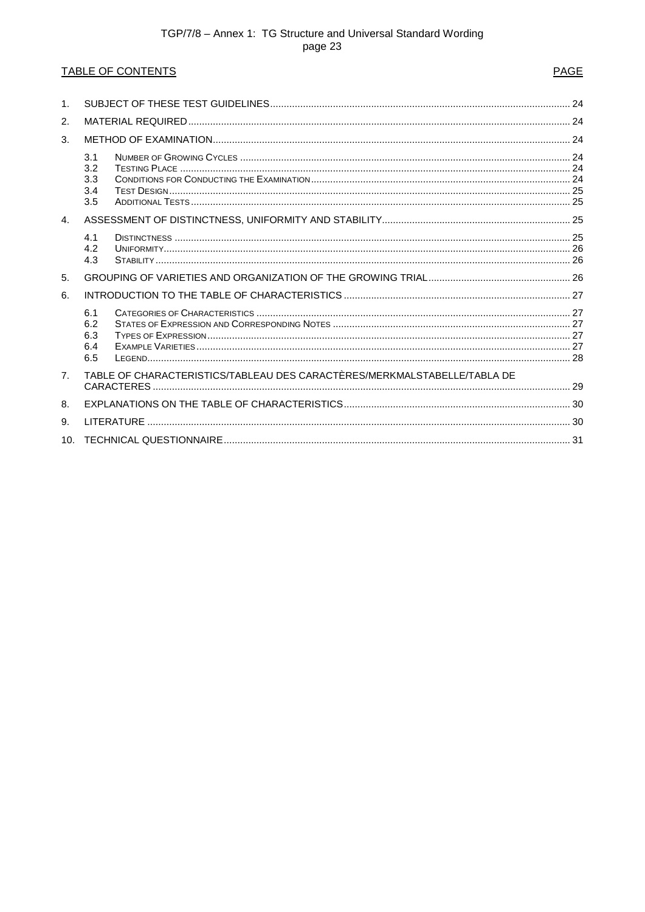TABLE OF CONTENTS | PAGE

1. SUBJECT OF THESE TEST GUIDELINES ..... 24
2. MATERIAL REQUIRED ..... 24
3. METHOD OF EXAMINATION ..... 24
   - 3.1 NUMBER OF GROWING CYCLES ..... 24
   - 3.2 TESTING PLACE ..... 24
   - 3.3 CONDITIONS FOR CONDUCTING THE EXAMINATION ..... 24
   - 3.4 TEST DESIGN ..... 25
   - 3.5 ADDITIONAL TESTS ..... 25
4. ASSESSMENT OF DISTINCTNESS, UNIFORMITY AND STABILITY ..... 25
   - 4.1 DISTINCTNESS ..... 25
   - 4.2 UNIFORMITY ..... 26
   - 4.3 STABILITY ..... 26
5. GROUPING OF VARIETIES AND ORGANIZATION OF THE GROWING TRIAL ..... 26
6. INTRODUCTION TO THE TABLE OF CHARACTERISTICS ..... 27
   - 6.1 CATEGORIES OF CHARACTERISTICS ..... 27
   - 6.2 STATES OF EXPRESSION AND CORRESPONDING NOTES ..... 27
   - 6.3 TYPES OF EXPRESSION ..... 27
   - 6.4 EXAMPLE VARIETIES ..... 27
   - 6.5 LEGEND ..... 28
7. TABLE OF CHARACTERISTICS/TABLEAU DES CARACTÈRES/MERKMALSTABELLE/TABLA DE CARACTERES ..... 29
8. EXPLANATIONS ON THE TABLE OF CHARACTERISTICS ..... 30
9. LITERATURE ..... 30
10. TECHNICAL QUESTIONNAIRE ..... 31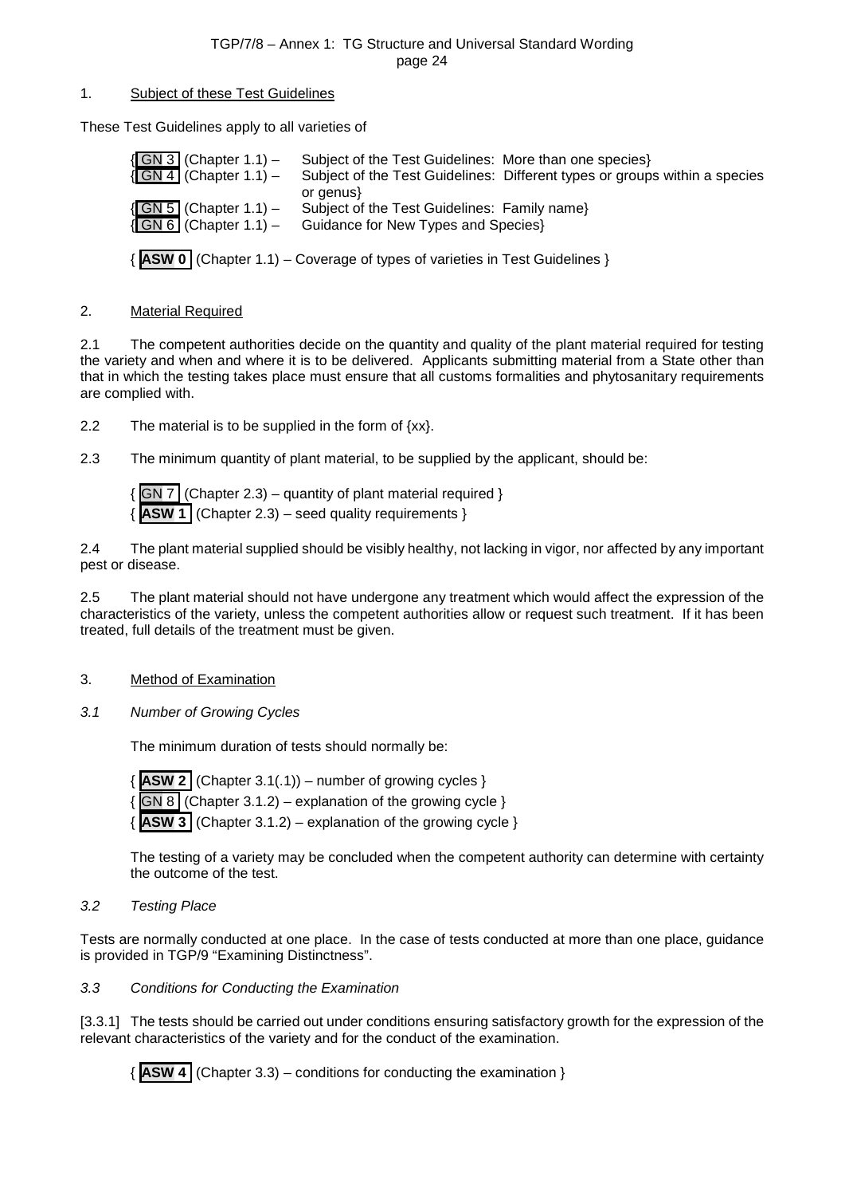## 1. Subject of these Test Guidelines

These Test Guidelines apply to all varieties of

{ GN 3 (Chapter 1.1) – Subject of the Test Guidelines: More than one species}
{ GN 4 (Chapter 1.1) – Subject of the Test Guidelines: Different types or groups within a species or genus}
{ GN 5 (Chapter 1.1) – Subject of the Test Guidelines: Family name}
{ GN 6 (Chapter 1.1) – Guidance for New Types and Species}

{ **ASW 0** (Chapter 1.1) – Coverage of types of varieties in Test Guidelines }

## 2. Material Required

2.1 The competent authorities decide on the quantity and quality of the plant material required for testing the variety and when and where it is to be delivered. Applicants submitting material from a State other than that in which the testing takes place must ensure that all customs formalities and phytosanitary requirements are complied with.

2.2 The material is to be supplied in the form of {xx}.

2.3 The minimum quantity of plant material, to be supplied by the applicant, should be:

{ GN 7 (Chapter 2.3) – quantity of plant material required }
{ **ASW 1** (Chapter 2.3) – seed quality requirements }

2.4 The plant material supplied should be visibly healthy, not lacking in vigor, nor affected by any important pest or disease.

2.5 The plant material should not have undergone any treatment which would affect the expression of the characteristics of the variety, unless the competent authorities allow or request such treatment. If it has been treated, full details of the treatment must be given.

## 3. Method of Examination

### *3.1 Number of Growing Cycles*

The minimum duration of tests should normally be:

{ **ASW 2** (Chapter 3.1(.1)) – number of growing cycles }
{ GN 8 (Chapter 3.1.2) – explanation of the growing cycle }
{ **ASW 3** (Chapter 3.1.2) – explanation of the growing cycle }

The testing of a variety may be concluded when the competent authority can determine with certainty the outcome of the test.

### *3.2 Testing Place*

Tests are normally conducted at one place. In the case of tests conducted at more than one place, guidance is provided in TGP/9 "Examining Distinctness".

### *3.3 Conditions for Conducting the Examination*

[3.3.1] The tests should be carried out under conditions ensuring satisfactory growth for the expression of the relevant characteristics of the variety and for the conduct of the examination.

{ **ASW 4** (Chapter 3.3) – conditions for conducting the examination }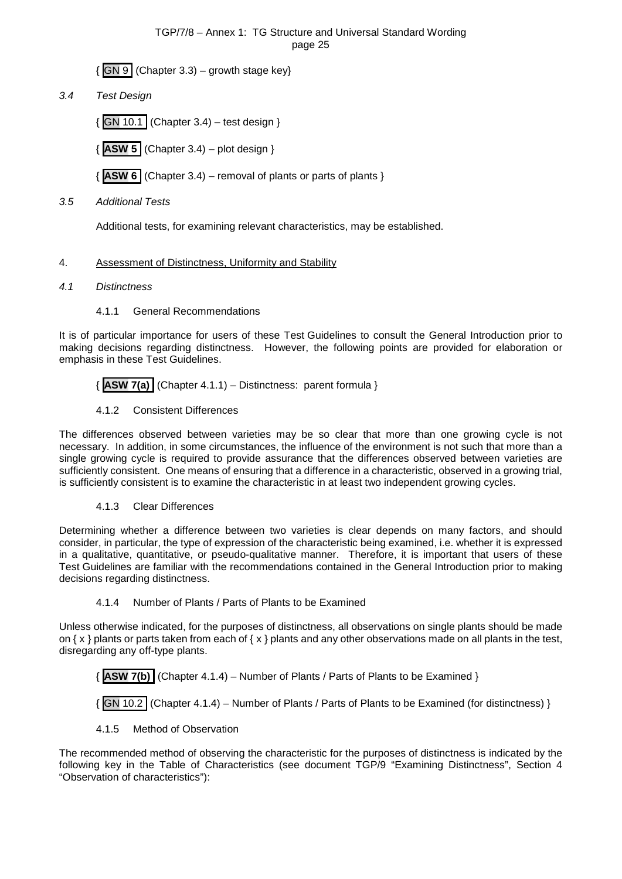{ GN 9 (Chapter 3.3) – growth stage key}

*3.4 Test Design*

{ GN 10.1 (Chapter 3.4) – test design }

{ **ASW 5** (Chapter 3.4) – plot design }

{ **ASW 6** (Chapter 3.4) – removal of plants or parts of plants }

*3.5 Additional Tests*

Additional tests, for examining relevant characteristics, may be established.

4. Assessment of Distinctness, Uniformity and Stability

*4.1 Distinctness*

4.1.1 General Recommendations

It is of particular importance for users of these Test Guidelines to consult the General Introduction prior to making decisions regarding distinctness. However, the following points are provided for elaboration or emphasis in these Test Guidelines.

{ **ASW 7(a)** (Chapter 4.1.1) – Distinctness: parent formula }

4.1.2 Consistent Differences

The differences observed between varieties may be so clear that more than one growing cycle is not necessary. In addition, in some circumstances, the influence of the environment is not such that more than a single growing cycle is required to provide assurance that the differences observed between varieties are sufficiently consistent. One means of ensuring that a difference in a characteristic, observed in a growing trial, is sufficiently consistent is to examine the characteristic in at least two independent growing cycles.

4.1.3 Clear Differences

Determining whether a difference between two varieties is clear depends on many factors, and should consider, in particular, the type of expression of the characteristic being examined, i.e. whether it is expressed in a qualitative, quantitative, or pseudo-qualitative manner. Therefore, it is important that users of these Test Guidelines are familiar with the recommendations contained in the General Introduction prior to making decisions regarding distinctness.

4.1.4 Number of Plants / Parts of Plants to be Examined

Unless otherwise indicated, for the purposes of distinctness, all observations on single plants should be made on { x } plants or parts taken from each of { x } plants and any other observations made on all plants in the test, disregarding any off-type plants.

{ **ASW 7(b)** (Chapter 4.1.4) – Number of Plants / Parts of Plants to be Examined }

{ GN 10.2 (Chapter 4.1.4) – Number of Plants / Parts of Plants to be Examined (for distinctness) }

4.1.5 Method of Observation

The recommended method of observing the characteristic for the purposes of distinctness is indicated by the following key in the Table of Characteristics (see document TGP/9 "Examining Distinctness", Section 4 "Observation of characteristics"):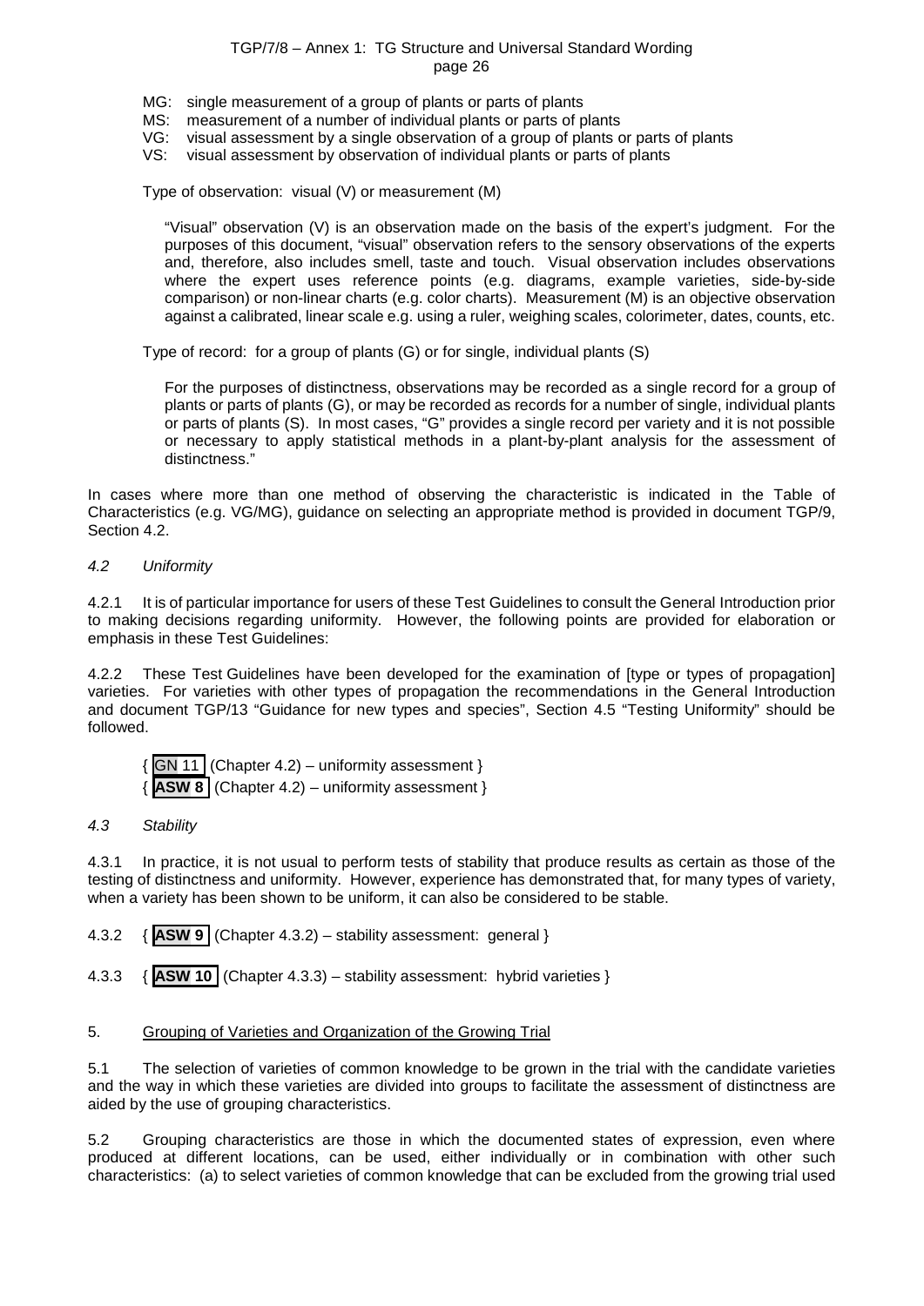MG: single measurement of a group of plants or parts of plants
MS: measurement of a number of individual plants or parts of plants
VG: visual assessment by a single observation of a group of plants or parts of plants
VS: visual assessment by observation of individual plants or parts of plants

Type of observation: visual (V) or measurement (M)

> "Visual" observation (V) is an observation made on the basis of the expert's judgment. For the purposes of this document, "visual" observation refers to the sensory observations of the experts and, therefore, also includes smell, taste and touch. Visual observation includes observations where the expert uses reference points (e.g. diagrams, example varieties, side-by-side comparison) or non-linear charts (e.g. color charts). Measurement (M) is an objective observation against a calibrated, linear scale e.g. using a ruler, weighing scales, colorimeter, dates, counts, etc.

Type of record: for a group of plants (G) or for single, individual plants (S)

> For the purposes of distinctness, observations may be recorded as a single record for a group of plants or parts of plants (G), or may be recorded as records for a number of single, individual plants or parts of plants (S). In most cases, "G" provides a single record per variety and it is not possible or necessary to apply statistical methods in a plant-by-plant analysis for the assessment of distinctness."

In cases where more than one method of observing the characteristic is indicated in the Table of Characteristics (e.g. VG/MG), guidance on selecting an appropriate method is provided in document TGP/9, Section 4.2.

*4.2 Uniformity*

4.2.1 It is of particular importance for users of these Test Guidelines to consult the General Introduction prior to making decisions regarding uniformity. However, the following points are provided for elaboration or emphasis in these Test Guidelines:

4.2.2 These Test Guidelines have been developed for the examination of [type or types of propagation] varieties. For varieties with other types of propagation the recommendations in the General Introduction and document TGP/13 "Guidance for new types and species", Section 4.5 "Testing Uniformity" should be followed.

{ GN 11 (Chapter 4.2) – uniformity assessment }
{ **ASW 8** (Chapter 4.2) – uniformity assessment }

*4.3 Stability*

4.3.1 In practice, it is not usual to perform tests of stability that produce results as certain as those of the testing of distinctness and uniformity. However, experience has demonstrated that, for many types of variety, when a variety has been shown to be uniform, it can also be considered to be stable.

4.3.2 { **ASW 9** (Chapter 4.3.2) – stability assessment: general }

4.3.3 { **ASW 10** (Chapter 4.3.3) – stability assessment: hybrid varieties }

5. Grouping of Varieties and Organization of the Growing Trial

5.1 The selection of varieties of common knowledge to be grown in the trial with the candidate varieties and the way in which these varieties are divided into groups to facilitate the assessment of distinctness are aided by the use of grouping characteristics.

5.2 Grouping characteristics are those in which the documented states of expression, even where produced at different locations, can be used, either individually or in combination with other such characteristics: (a) to select varieties of common knowledge that can be excluded from the growing trial used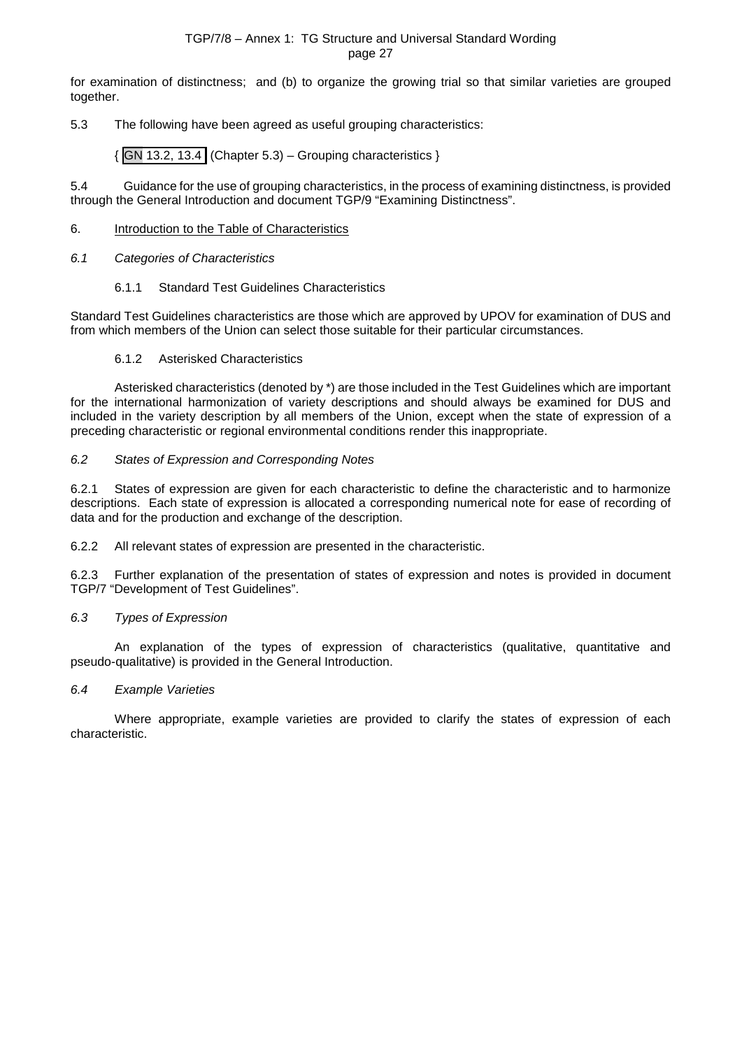for examination of distinctness; and (b) to organize the growing trial so that similar varieties are grouped together.

5.3 The following have been agreed as useful grouping characteristics:

{ GN 13.2, 13.4 (Chapter 5.3) – Grouping characteristics }

5.4 Guidance for the use of grouping characteristics, in the process of examining distinctness, is provided through the General Introduction and document TGP/9 "Examining Distinctness".

6. Introduction to the Table of Characteristics

*6.1 Categories of Characteristics*

6.1.1 Standard Test Guidelines Characteristics

Standard Test Guidelines characteristics are those which are approved by UPOV for examination of DUS and from which members of the Union can select those suitable for their particular circumstances.

6.1.2 Asterisked Characteristics

Asterisked characteristics (denoted by *) are those included in the Test Guidelines which are important for the international harmonization of variety descriptions and should always be examined for DUS and included in the variety description by all members of the Union, except when the state of expression of a preceding characteristic or regional environmental conditions render this inappropriate.

*6.2 States of Expression and Corresponding Notes*

6.2.1 States of expression are given for each characteristic to define the characteristic and to harmonize descriptions. Each state of expression is allocated a corresponding numerical note for ease of recording of data and for the production and exchange of the description.

6.2.2 All relevant states of expression are presented in the characteristic.

6.2.3 Further explanation of the presentation of states of expression and notes is provided in document TGP/7 "Development of Test Guidelines".

*6.3 Types of Expression*

An explanation of the types of expression of characteristics (qualitative, quantitative and pseudo-qualitative) is provided in the General Introduction.

*6.4 Example Varieties*

Where appropriate, example varieties are provided to clarify the states of expression of each characteristic.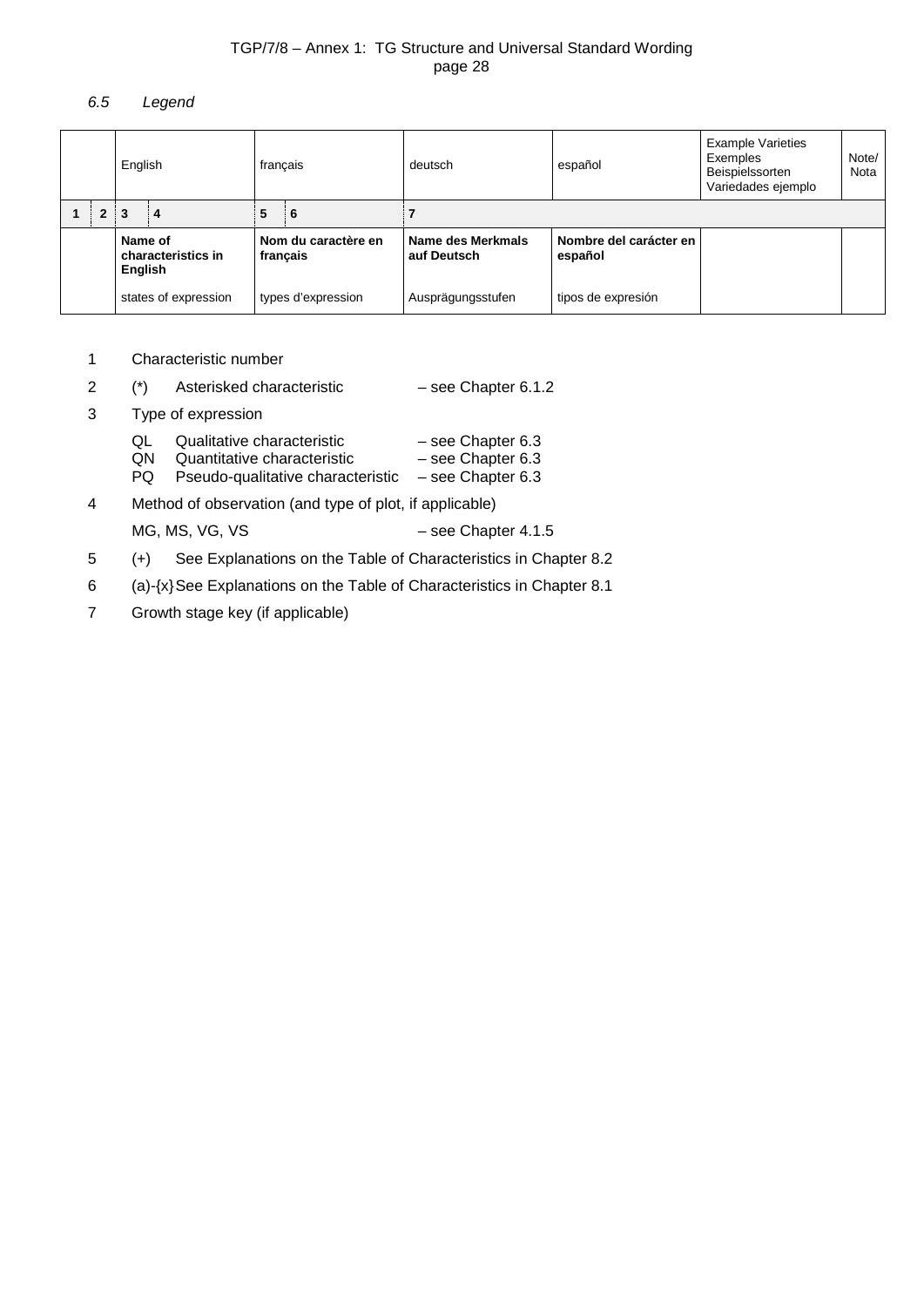*6.5 Legend*

| | | English | | français | | deutsch | español | Example Varieties Exemples Beispielssorten Variedades ejemplo | Note/ Nota |
|---|---|---|---|---|---|---|---|---|---|
| **1** | **2** | **3** | **4** | **5** | **6** | **7** | | | |
| | | **Name of characteristics in English** | | **Nom du caractère en français** | | **Name des Merkmals auf Deutsch** | **Nombre del carácter en español** | | |
| | | states of expression | | types d'expression | | Ausprägungsstufen | tipos de expresión | | |

1 Characteristic number

2 (*) Asterisked characteristic – see Chapter 6.1.2

3 Type of expression

QL Qualitative characteristic – see Chapter 6.3
QN Quantitative characteristic – see Chapter 6.3
PQ Pseudo-qualitative characteristic – see Chapter 6.3

4 Method of observation (and type of plot, if applicable)

MG, MS, VG, VS – see Chapter 4.1.5

5 (+) See Explanations on the Table of Characteristics in Chapter 8.2

6 (a)-{x} See Explanations on the Table of Characteristics in Chapter 8.1

7 Growth stage key (if applicable)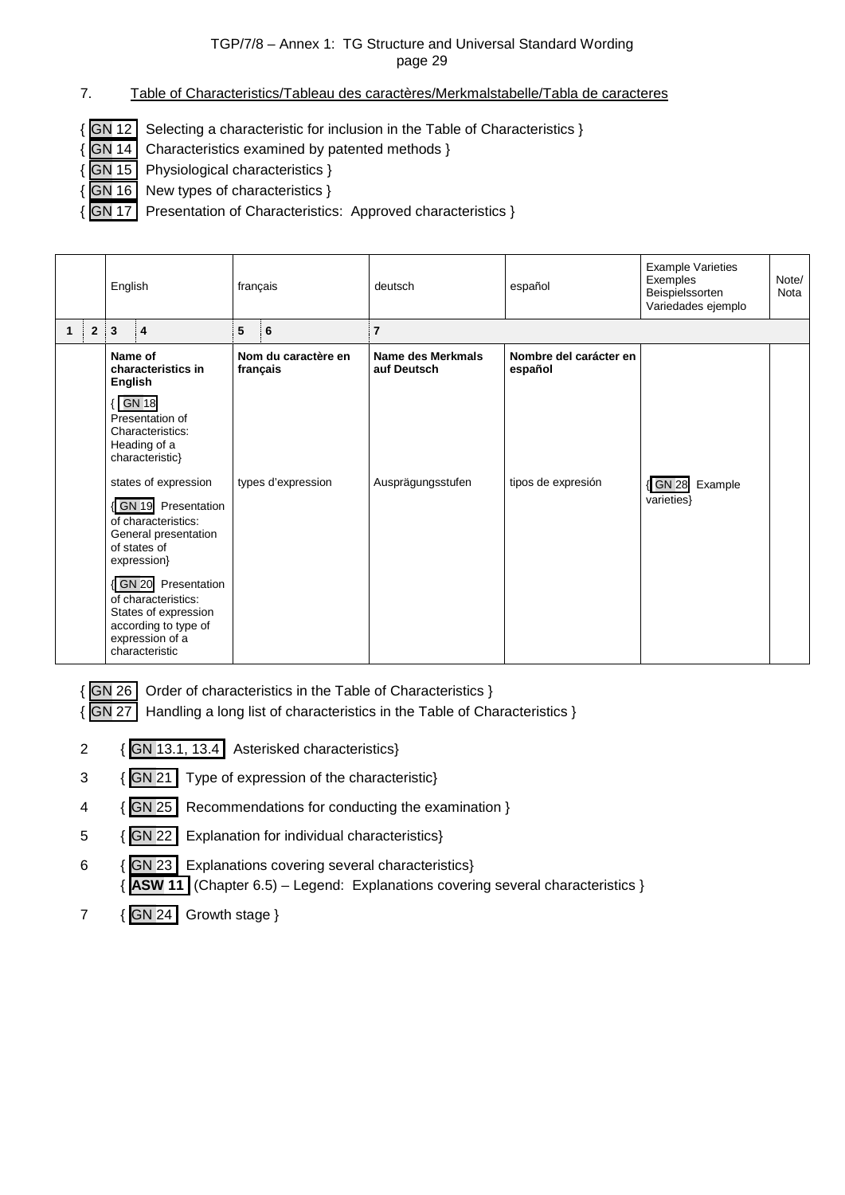7. Table of Characteristics/Tableau des caractères/Merkmalstabelle/Tabla de caracteres

{ GN 12 Selecting a characteristic for inclusion in the Table of Characteristics }
{ GN 14 Characteristics examined by patented methods }
{ GN 15 Physiological characteristics }
{ GN 16 New types of characteristics }
{ GN 17 Presentation of Characteristics: Approved characteristics }

| | | English | | français | | deutsch | español | Example Varieties Exemples Beispielssorten Variedades ejemplo | Note/ Nota |
|---|---|---|---|---|---|---|---|---|---|
| 1 | 2 | 3 | 4 | 5 | 6 | 7 | | | |
| | | **Name of characteristics in English** { GN 18 Presentation of Characteristics: Heading of a characteristic} | | **Nom du caractère en français** | | **Name des Merkmals auf Deutsch** | **Nombre del carácter en español** | | |
| | | states of expression { GN 19 Presentation of characteristics: General presentation of states of expression} { GN 20 Presentation of characteristics: States of expression according to type of expression of a characteristic | | types d'expression | | Ausprägungsstufen | tipos de expresión | { GN 28 Example varieties} | |

{ GN 26 Order of characteristics in the Table of Characteristics }
{ GN 27 Handling a long list of characteristics in the Table of Characteristics }

2 { GN 13.1, 13.4 Asterisked characteristics}

3 { GN 21 Type of expression of the characteristic}

4 { GN 25 Recommendations for conducting the examination }

5 { GN 22 Explanation for individual characteristics}

6 { GN 23 Explanations covering several characteristics}
{ **ASW 11** (Chapter 6.5) – Legend: Explanations covering several characteristics }

7 { GN 24 Growth stage }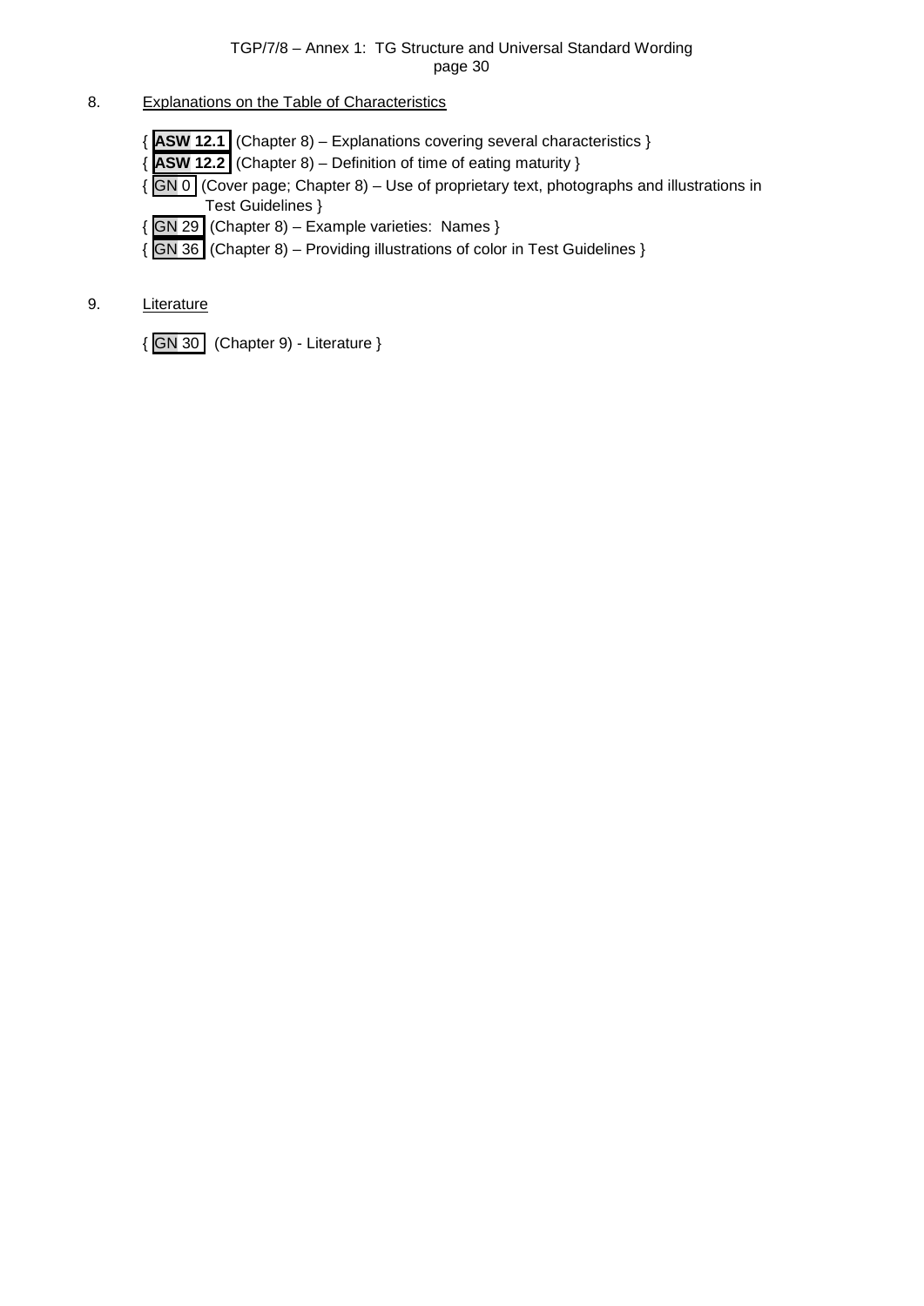8. Explanations on the Table of Characteristics

{ **ASW 12.1** (Chapter 8) – Explanations covering several characteristics }
{ **ASW 12.2** (Chapter 8) – Definition of time of eating maturity }
{ GN 0 (Cover page; Chapter 8) – Use of proprietary text, photographs and illustrations in Test Guidelines }
{ GN 29 (Chapter 8) – Example varieties: Names }
{ GN 36 (Chapter 8) – Providing illustrations of color in Test Guidelines }

9. Literature

{ GN 30 (Chapter 9) - Literature }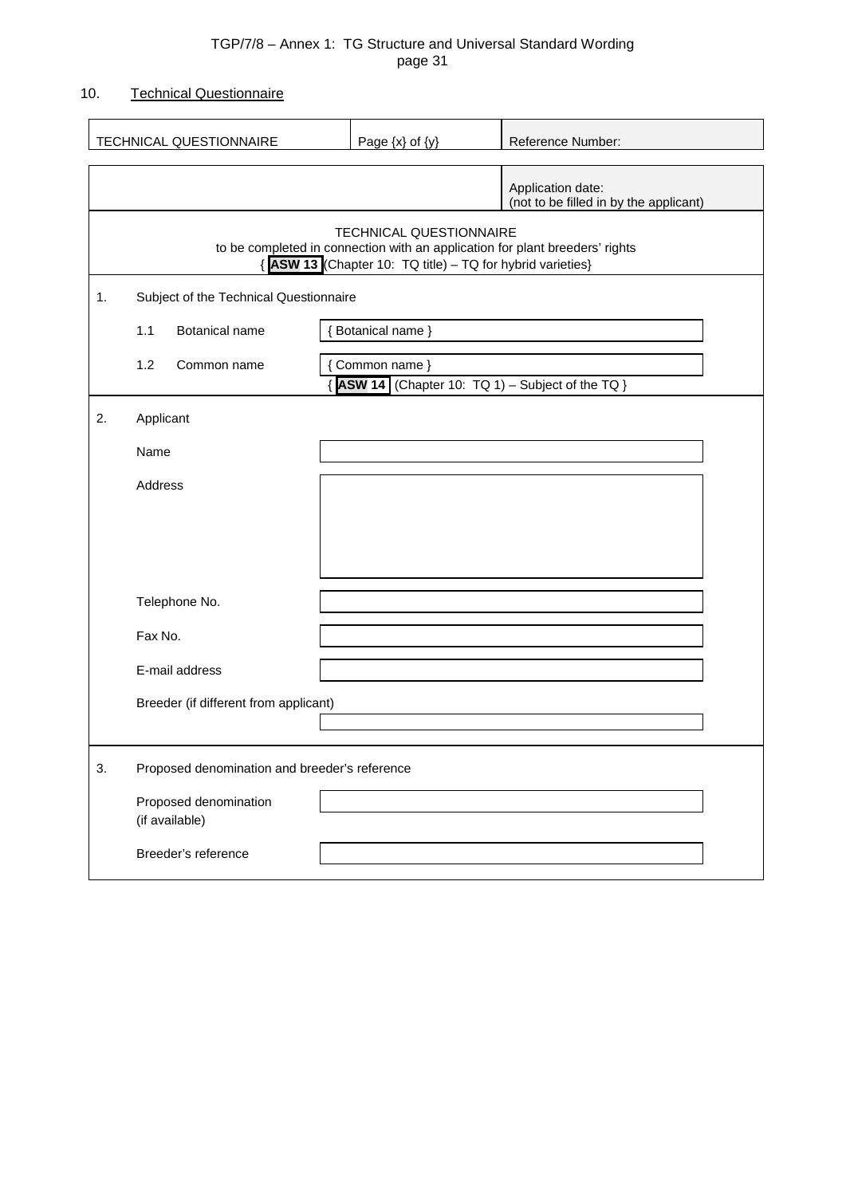## 10. Technical Questionnaire

| TECHNICAL QUESTIONNAIRE | Page {x} of {y} | Reference Number: |
|---|---|---|

| | Application date:<br>(not to be filled in by the applicant) |
|---|---|

TECHNICAL QUESTIONNAIRE
to be completed in connection with an application for plant breeders' rights
{ **ASW 13** (Chapter 10: TQ title) – TQ for hybrid varieties}

1. Subject of the Technical Questionnaire

| | |
|---|---|
| 1.1 Botanical name | { Botanical name } |
| 1.2 Common name | { Common name } |

{ **ASW 14** (Chapter 10: TQ 1) – Subject of the TQ }

2. Applicant

| | |
|---|---|
| Name | |
| Address | |
| Telephone No. | |
| Fax No. | |
| E-mail address | |
| Breeder (if different from applicant) | |

3. Proposed denomination and breeder's reference

| | |
|---|---|
| Proposed denomination (if available) | |
| Breeder's reference | |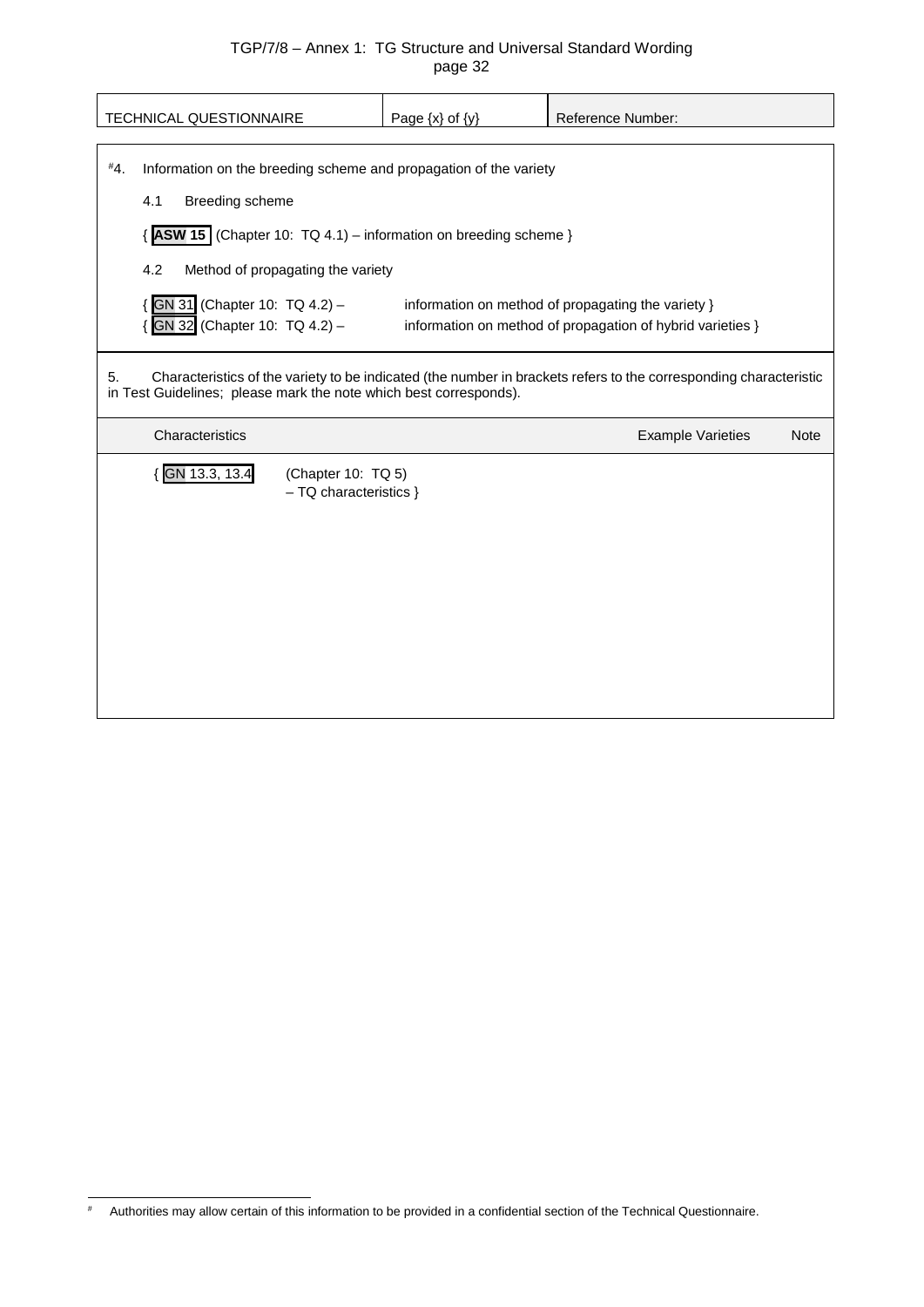| TECHNICAL QUESTIONNAIRE | Page {x} of {y} | Reference Number: |
| --- | --- | --- |

#4. Information on the breeding scheme and propagation of the variety

4.1 Breeding scheme

{ **ASW 15** (Chapter 10: TQ 4.1) – information on breeding scheme }

4.2 Method of propagating the variety

{ GN 31 (Chapter 10: TQ 4.2) – information on method of propagating the variety }
{ GN 32 (Chapter 10: TQ 4.2) – information on method of propagation of hybrid varieties }

5. Characteristics of the variety to be indicated (the number in brackets refers to the corresponding characteristic in Test Guidelines; please mark the note which best corresponds).

| Characteristics | Example Varieties | Note |
| --- | --- | --- |
| { GN 13.3, 13.4 (Chapter 10: TQ 5) – TQ characteristics } | | |

# Authorities may allow certain of this information to be provided in a confidential section of the Technical Questionnaire.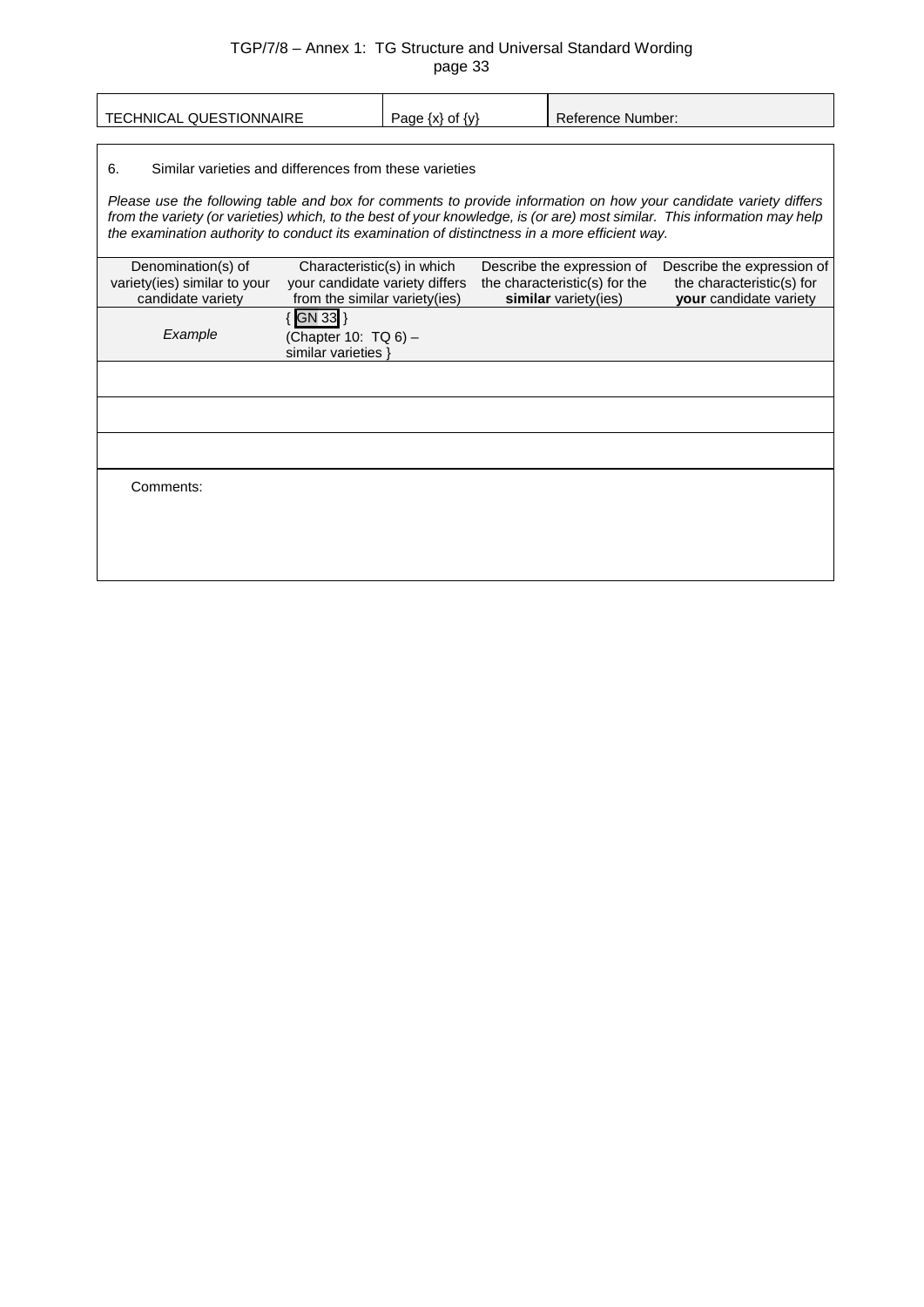| TECHNICAL QUESTIONNAIRE | Page {x} of {y} | Reference Number: |
|---|---|---|

6. Similar varieties and differences from these varieties

*Please use the following table and box for comments to provide information on how your candidate variety differs from the variety (or varieties) which, to the best of your knowledge, is (or are) most similar. This information may help the examination authority to conduct its examination of distinctness in a more efficient way.*

| Denomination(s) of variety(ies) similar to your candidate variety | Characteristic(s) in which your candidate variety differs from the similar variety(ies) | Describe the expression of the characteristic(s) for the **similar** variety(ies) | Describe the expression of the characteristic(s) for **your** candidate variety |
|---|---|---|---|
| *Example* | { GN 33 } (Chapter 10: TQ 6) – similar varieties } | | |
| | | | |
| | | | |
| | | | |

Comments: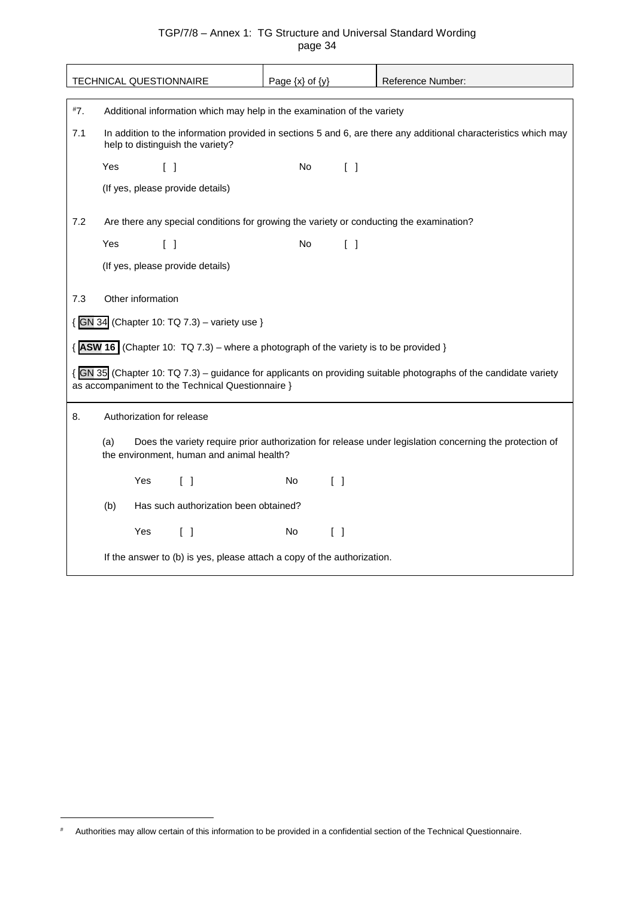| TECHNICAL QUESTIONNAIRE | Page {x} of {y} | Reference Number: |
|---|---|---|

#7. Additional information which may help in the examination of the variety

7.1 In addition to the information provided in sections 5 and 6, are there any additional characteristics which may help to distinguish the variety?

Yes [ ] No [ ]

(If yes, please provide details)

7.2 Are there any special conditions for growing the variety or conducting the examination?

Yes [ ] No [ ]

(If yes, please provide details)

7.3 Other information

{ GN 34 (Chapter 10: TQ 7.3) – variety use }

{ **ASW 16** (Chapter 10: TQ 7.3) – where a photograph of the variety is to be provided }

{ GN 35 (Chapter 10: TQ 7.3) – guidance for applicants on providing suitable photographs of the candidate variety as accompaniment to the Technical Questionnaire }

8. Authorization for release

(a) Does the variety require prior authorization for release under legislation concerning the protection of the environment, human and animal health?

Yes [ ] No [ ]

(b) Has such authorization been obtained?

Yes [ ] No [ ]

If the answer to (b) is yes, please attach a copy of the authorization.

---

# Authorities may allow certain of this information to be provided in a confidential section of the Technical Questionnaire.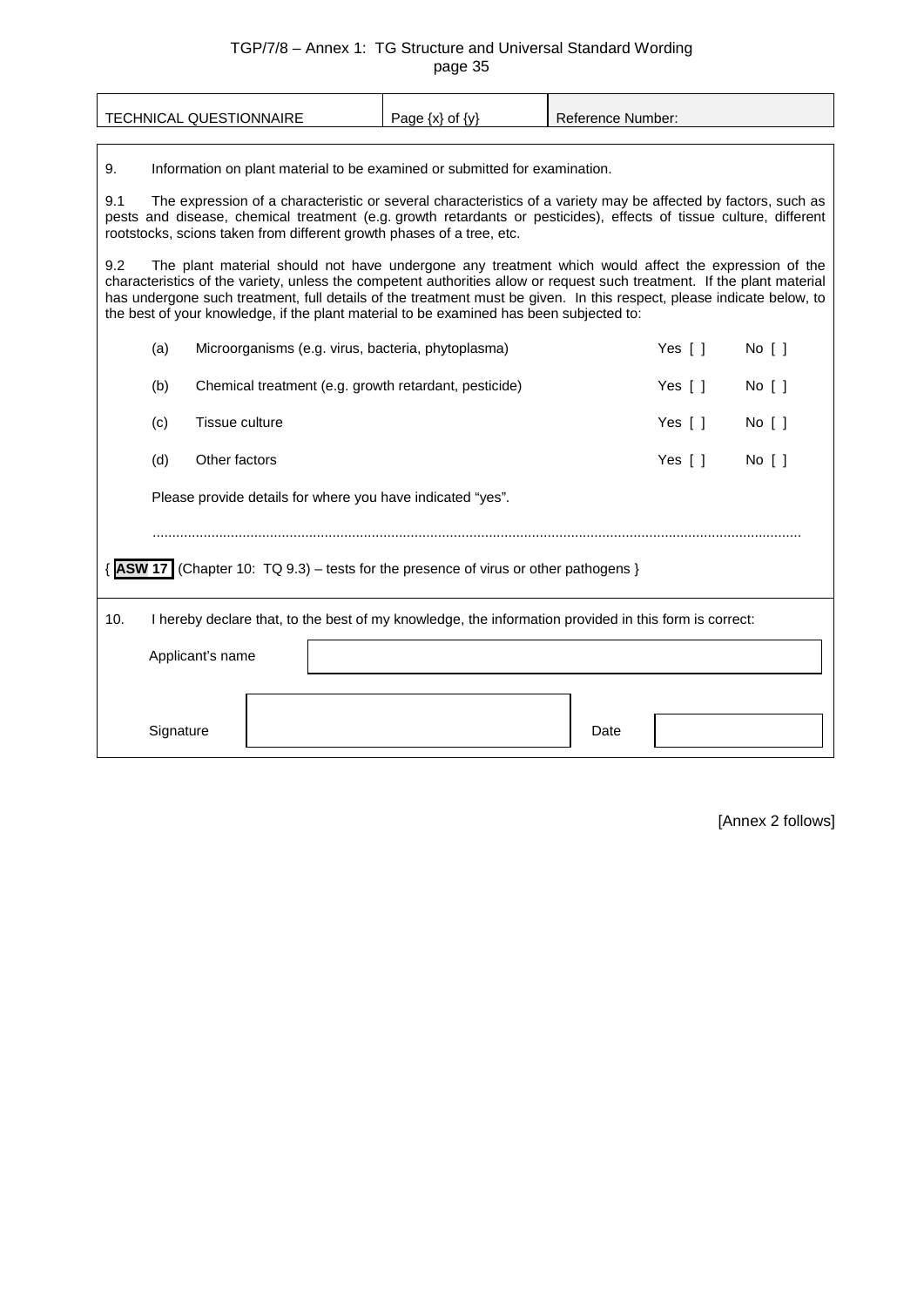| TECHNICAL QUESTIONNAIRE | Page {x} of {y} | Reference Number: |
|---|---|---|

9. Information on plant material to be examined or submitted for examination.

9.1 The expression of a characteristic or several characteristics of a variety may be affected by factors, such as pests and disease, chemical treatment (e.g. growth retardants or pesticides), effects of tissue culture, different rootstocks, scions taken from different growth phases of a tree, etc.

9.2 The plant material should not have undergone any treatment which would affect the expression of the characteristics of the variety, unless the competent authorities allow or request such treatment. If the plant material has undergone such treatment, full details of the treatment must be given. In this respect, please indicate below, to the best of your knowledge, if the plant material to be examined has been subjected to:

| | | | |
|---|---|---|---|
| (a) | Microorganisms (e.g. virus, bacteria, phytoplasma) | Yes [ ] | No [ ] |
| (b) | Chemical treatment (e.g. growth retardant, pesticide) | Yes [ ] | No [ ] |
| (c) | Tissue culture | Yes [ ] | No [ ] |
| (d) | Other factors | Yes [ ] | No [ ] |

Please provide details for where you have indicated "yes".

..............................................................................................................................................................

{ **ASW 17** (Chapter 10: TQ 9.3) – tests for the presence of virus or other pathogens }

10. I hereby declare that, to the best of my knowledge, the information provided in this form is correct:

| | | | |
|---|---|---|---|
| Applicant's name | | | |
| Signature | | Date | |

[Annex 2 follows]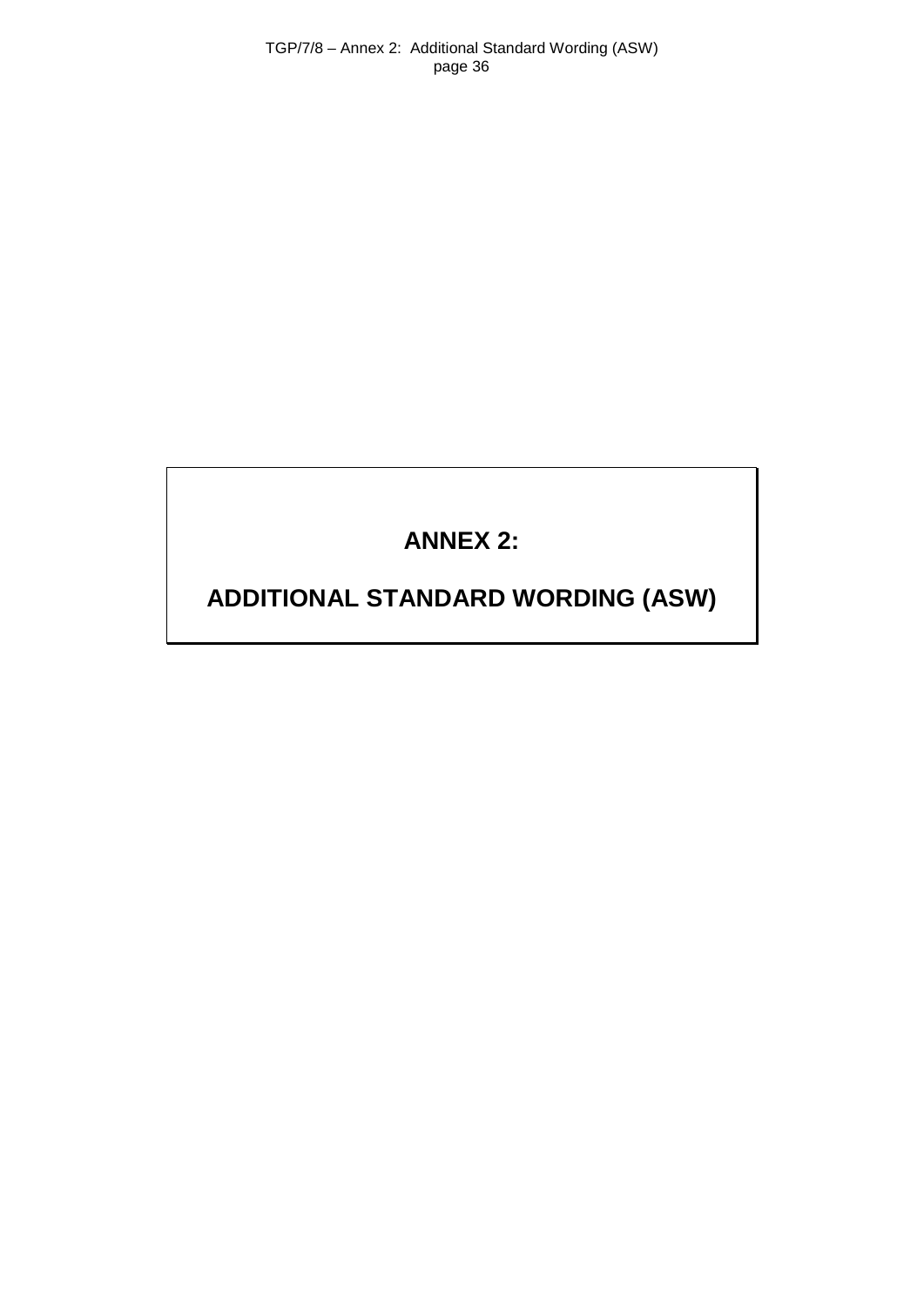# ANNEX 2:

# ADDITIONAL STANDARD WORDING (ASW)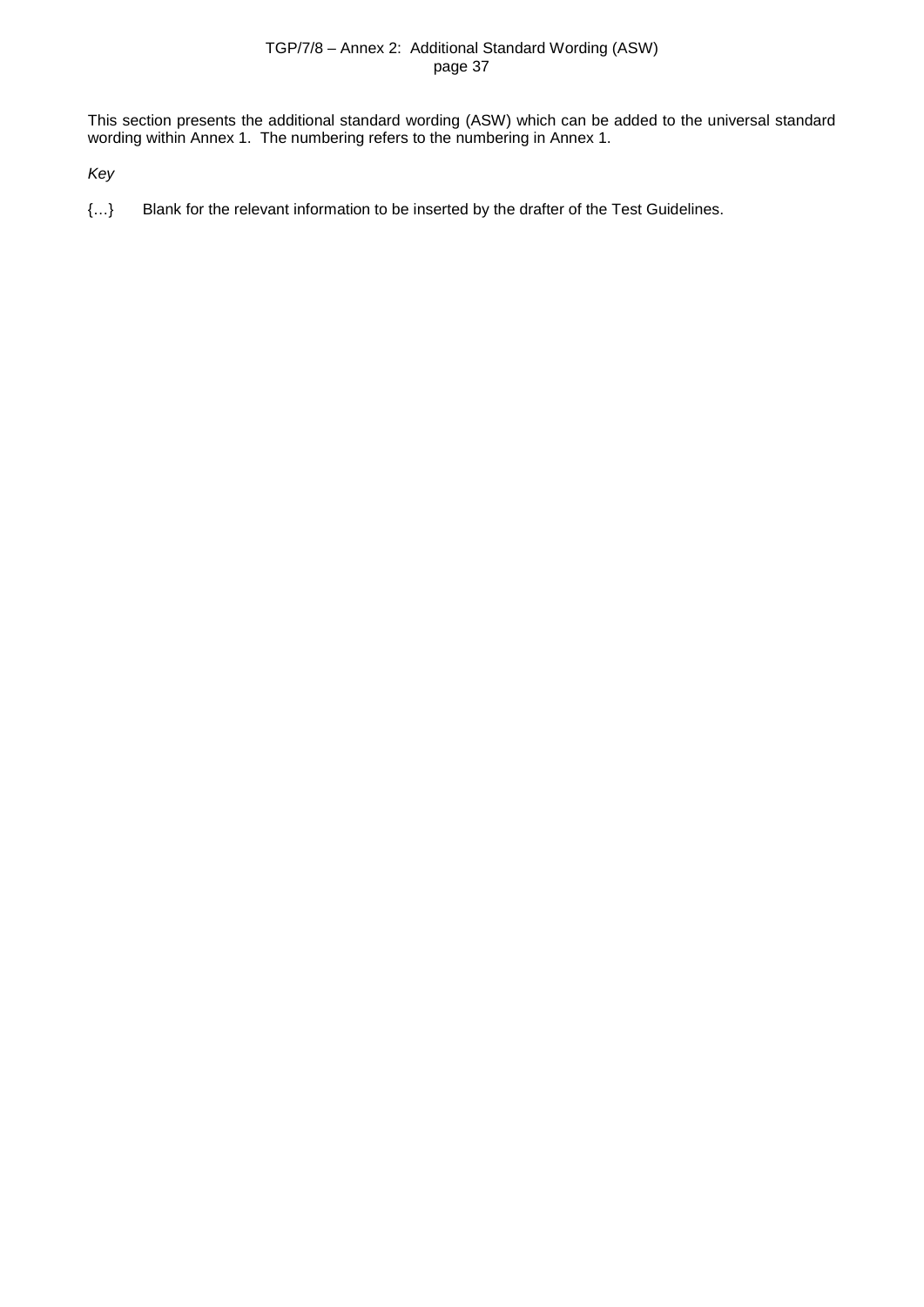This section presents the additional standard wording (ASW) which can be added to the universal standard wording within Annex 1. The numbering refers to the numbering in Annex 1.

*Key*

{…}  Blank for the relevant information to be inserted by the drafter of the Test Guidelines.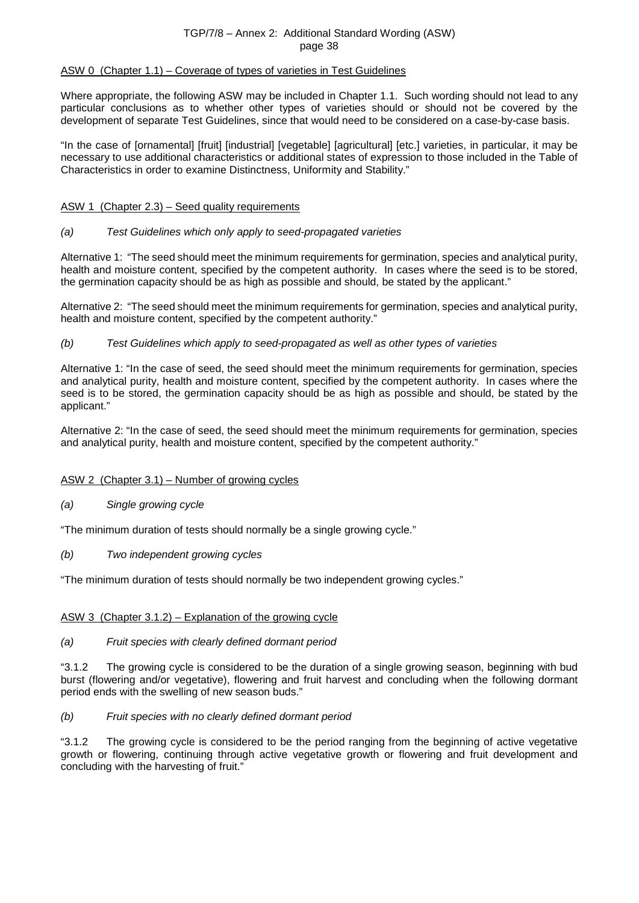ASW 0 (Chapter 1.1) – Coverage of types of varieties in Test Guidelines

Where appropriate, the following ASW may be included in Chapter 1.1. Such wording should not lead to any particular conclusions as to whether other types of varieties should or should not be covered by the development of separate Test Guidelines, since that would need to be considered on a case-by-case basis.

"In the case of [ornamental] [fruit] [industrial] [vegetable] [agricultural] [etc.] varieties, in particular, it may be necessary to use additional characteristics or additional states of expression to those included in the Table of Characteristics in order to examine Distinctness, Uniformity and Stability."

ASW 1 (Chapter 2.3) – Seed quality requirements

*(a) Test Guidelines which only apply to seed-propagated varieties*

Alternative 1: "The seed should meet the minimum requirements for germination, species and analytical purity, health and moisture content, specified by the competent authority. In cases where the seed is to be stored, the germination capacity should be as high as possible and should, be stated by the applicant."

Alternative 2: "The seed should meet the minimum requirements for germination, species and analytical purity, health and moisture content, specified by the competent authority."

*(b) Test Guidelines which apply to seed-propagated as well as other types of varieties*

Alternative 1: "In the case of seed, the seed should meet the minimum requirements for germination, species and analytical purity, health and moisture content, specified by the competent authority. In cases where the seed is to be stored, the germination capacity should be as high as possible and should, be stated by the applicant."

Alternative 2: "In the case of seed, the seed should meet the minimum requirements for germination, species and analytical purity, health and moisture content, specified by the competent authority."

ASW 2 (Chapter 3.1) – Number of growing cycles

*(a) Single growing cycle*

"The minimum duration of tests should normally be a single growing cycle."

*(b) Two independent growing cycles*

"The minimum duration of tests should normally be two independent growing cycles."

ASW 3 (Chapter 3.1.2) – Explanation of the growing cycle

*(a) Fruit species with clearly defined dormant period*

"3.1.2 The growing cycle is considered to be the duration of a single growing season, beginning with bud burst (flowering and/or vegetative), flowering and fruit harvest and concluding when the following dormant period ends with the swelling of new season buds."

*(b) Fruit species with no clearly defined dormant period*

"3.1.2 The growing cycle is considered to be the period ranging from the beginning of active vegetative growth or flowering, continuing through active vegetative growth or flowering and fruit development and concluding with the harvesting of fruit."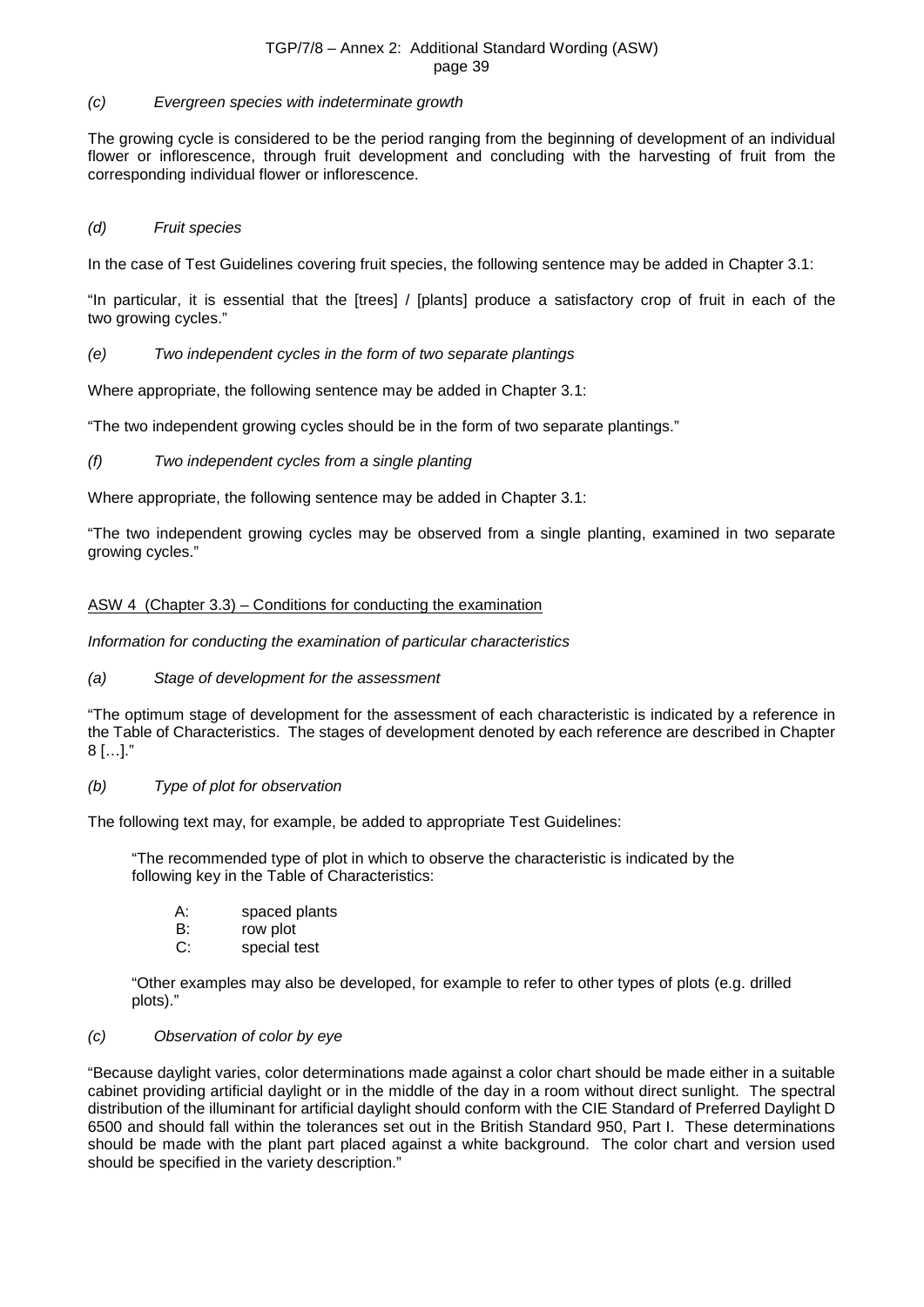*(c) Evergreen species with indeterminate growth*

The growing cycle is considered to be the period ranging from the beginning of development of an individual flower or inflorescence, through fruit development and concluding with the harvesting of fruit from the corresponding individual flower or inflorescence.

*(d) Fruit species*

In the case of Test Guidelines covering fruit species, the following sentence may be added in Chapter 3.1:

"In particular, it is essential that the [trees] / [plants] produce a satisfactory crop of fruit in each of the two growing cycles."

*(e) Two independent cycles in the form of two separate plantings*

Where appropriate, the following sentence may be added in Chapter 3.1:

"The two independent growing cycles should be in the form of two separate plantings."

*(f) Two independent cycles from a single planting*

Where appropriate, the following sentence may be added in Chapter 3.1:

"The two independent growing cycles may be observed from a single planting, examined in two separate growing cycles."

## ASW 4 (Chapter 3.3) – Conditions for conducting the examination

*Information for conducting the examination of particular characteristics*

*(a) Stage of development for the assessment*

"The optimum stage of development for the assessment of each characteristic is indicated by a reference in the Table of Characteristics. The stages of development denoted by each reference are described in Chapter 8 […]."

*(b) Type of plot for observation*

The following text may, for example, be added to appropriate Test Guidelines:

> "The recommended type of plot in which to observe the characteristic is indicated by the following key in the Table of Characteristics:
>
> A: spaced plants
> B: row plot
> C: special test
>
> "Other examples may also be developed, for example to refer to other types of plots (e.g. drilled plots)."

*(c) Observation of color by eye*

"Because daylight varies, color determinations made against a color chart should be made either in a suitable cabinet providing artificial daylight or in the middle of the day in a room without direct sunlight. The spectral distribution of the illuminant for artificial daylight should conform with the CIE Standard of Preferred Daylight D 6500 and should fall within the tolerances set out in the British Standard 950, Part I. These determinations should be made with the plant part placed against a white background. The color chart and version used should be specified in the variety description."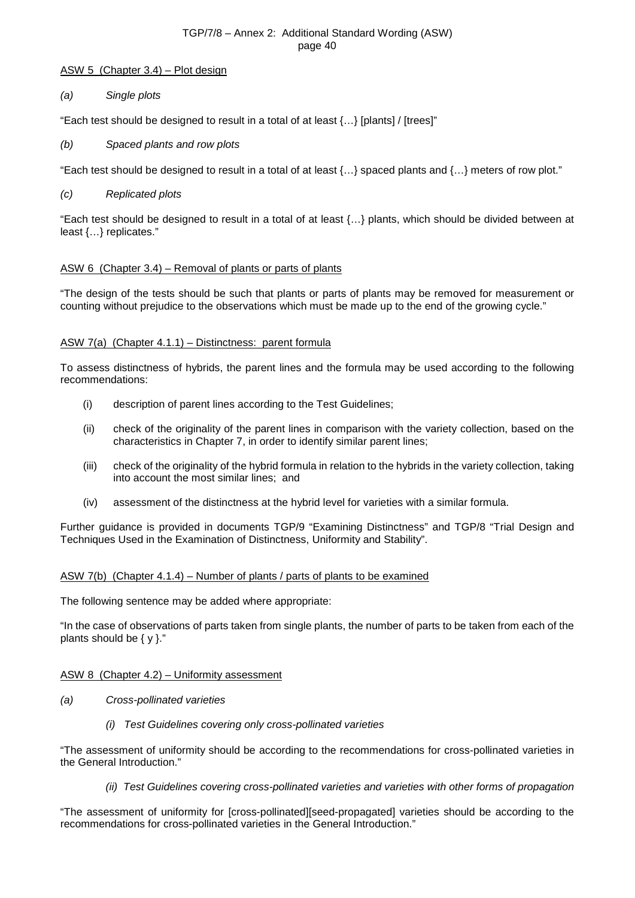ASW 5 (Chapter 3.4) – Plot design

*(a) Single plots*

"Each test should be designed to result in a total of at least {…} [plants] / [trees]"

*(b) Spaced plants and row plots*

"Each test should be designed to result in a total of at least {…} spaced plants and {…} meters of row plot."

*(c) Replicated plots*

"Each test should be designed to result in a total of at least {…} plants, which should be divided between at least {…} replicates."

ASW 6 (Chapter 3.4) – Removal of plants or parts of plants

"The design of the tests should be such that plants or parts of plants may be removed for measurement or counting without prejudice to the observations which must be made up to the end of the growing cycle."

ASW 7(a) (Chapter 4.1.1) – Distinctness: parent formula

To assess distinctness of hybrids, the parent lines and the formula may be used according to the following recommendations:

(i) description of parent lines according to the Test Guidelines;

(ii) check of the originality of the parent lines in comparison with the variety collection, based on the characteristics in Chapter 7, in order to identify similar parent lines;

(iii) check of the originality of the hybrid formula in relation to the hybrids in the variety collection, taking into account the most similar lines; and

(iv) assessment of the distinctness at the hybrid level for varieties with a similar formula.

Further guidance is provided in documents TGP/9 "Examining Distinctness" and TGP/8 "Trial Design and Techniques Used in the Examination of Distinctness, Uniformity and Stability".

ASW 7(b) (Chapter 4.1.4) – Number of plants / parts of plants to be examined

The following sentence may be added where appropriate:

"In the case of observations of parts taken from single plants, the number of parts to be taken from each of the plants should be { y }."

ASW 8 (Chapter 4.2) – Uniformity assessment

*(a) Cross-pollinated varieties*

*(i) Test Guidelines covering only cross-pollinated varieties*

"The assessment of uniformity should be according to the recommendations for cross-pollinated varieties in the General Introduction."

*(ii) Test Guidelines covering cross-pollinated varieties and varieties with other forms of propagation*

"The assessment of uniformity for [cross-pollinated][seed-propagated] varieties should be according to the recommendations for cross-pollinated varieties in the General Introduction."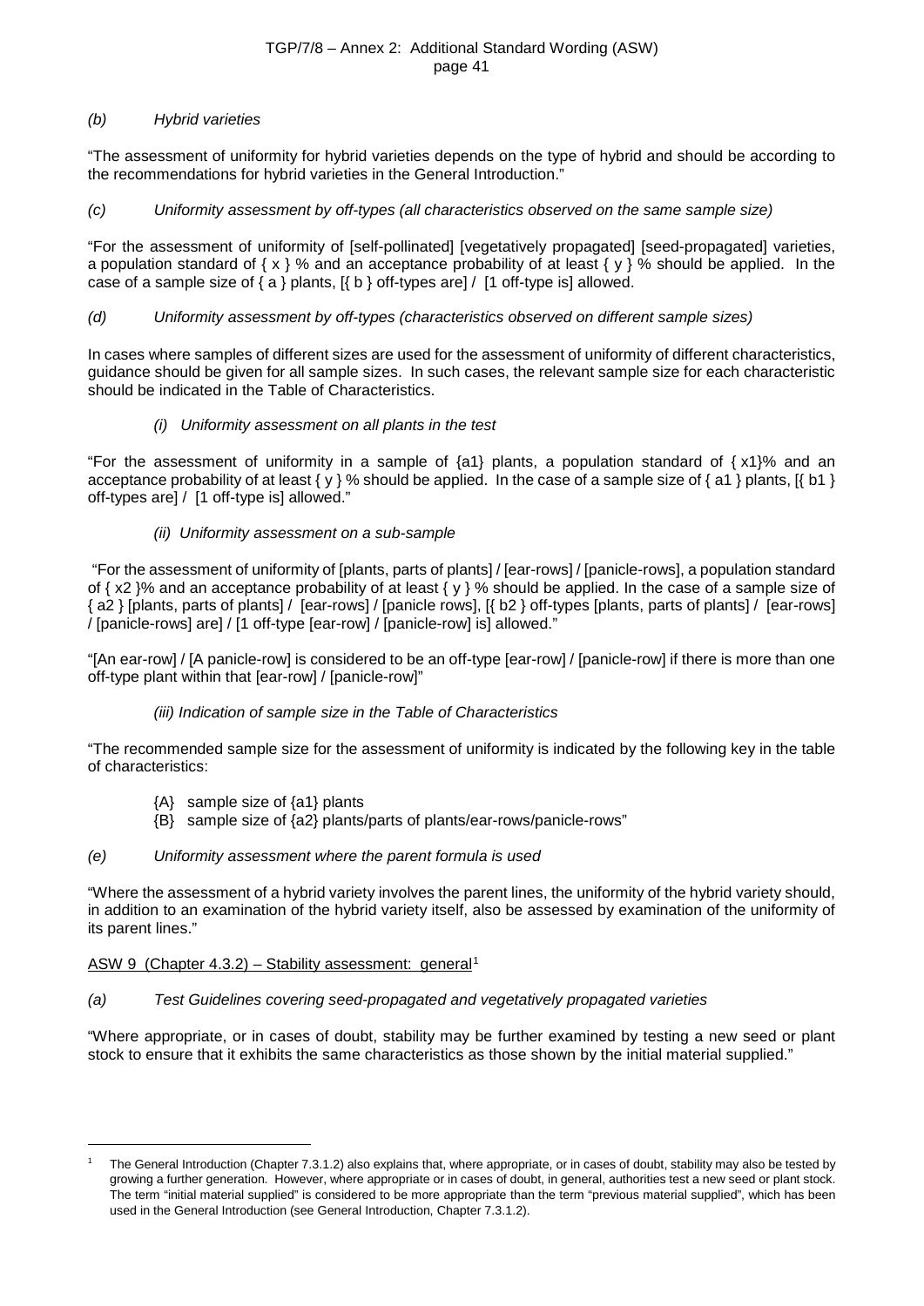*(b)     Hybrid varieties*

"The assessment of uniformity for hybrid varieties depends on the type of hybrid and should be according to the recommendations for hybrid varieties in the General Introduction."

*(c)     Uniformity assessment by off-types (all characteristics observed on the same sample size)*

"For the assessment of uniformity of [self-pollinated] [vegetatively propagated] [seed-propagated] varieties, a population standard of { x } % and an acceptance probability of at least { y } % should be applied. In the case of a sample size of { a } plants, [{ b } off-types are] / [1 off-type is] allowed.

*(d)     Uniformity assessment by off-types (characteristics observed on different sample sizes)*

In cases where samples of different sizes are used for the assessment of uniformity of different characteristics, guidance should be given for all sample sizes. In such cases, the relevant sample size for each characteristic should be indicated in the Table of Characteristics.

*(i) Uniformity assessment on all plants in the test*

"For the assessment of uniformity in a sample of {a1} plants, a population standard of { x1}% and an acceptance probability of at least { y } % should be applied. In the case of a sample size of { a1 } plants, [{ b1 } off-types are] / [1 off-type is] allowed."

*(ii) Uniformity assessment on a sub-sample*

"For the assessment of uniformity of [plants, parts of plants] / [ear-rows] / [panicle-rows], a population standard of { x2 }% and an acceptance probability of at least { y } % should be applied. In the case of a sample size of { a2 } [plants, parts of plants] / [ear-rows] / [panicle rows], [{ b2 } off-types [plants, parts of plants] / [ear-rows] / [panicle-rows] are] / [1 off-type [ear-row] / [panicle-row] is] allowed."

"[An ear-row] / [A panicle-row] is considered to be an off-type [ear-row] / [panicle-row] if there is more than one off-type plant within that [ear-row] / [panicle-row]"

*(iii) Indication of sample size in the Table of Characteristics*

"The recommended sample size for the assessment of uniformity is indicated by the following key in the table of characteristics:

{A}  sample size of {a1} plants
{B}  sample size of {a2} plants/parts of plants/ear-rows/panicle-rows"

*(e)     Uniformity assessment where the parent formula is used*

"Where the assessment of a hybrid variety involves the parent lines, the uniformity of the hybrid variety should, in addition to an examination of the hybrid variety itself, also be assessed by examination of the uniformity of its parent lines."

ASW 9 (Chapter 4.3.2) – Stability assessment: general[1]

*(a)     Test Guidelines covering seed-propagated and vegetatively propagated varieties*

"Where appropriate, or in cases of doubt, stability may be further examined by testing a new seed or plant stock to ensure that it exhibits the same characteristics as those shown by the initial material supplied."

---

[1] The General Introduction (Chapter 7.3.1.2) also explains that, where appropriate, or in cases of doubt, stability may also be tested by growing a further generation. However, where appropriate or in cases of doubt, in general, authorities test a new seed or plant stock. The term "initial material supplied" is considered to be more appropriate than the term "previous material supplied", which has been used in the General Introduction (see General Introduction, Chapter 7.3.1.2).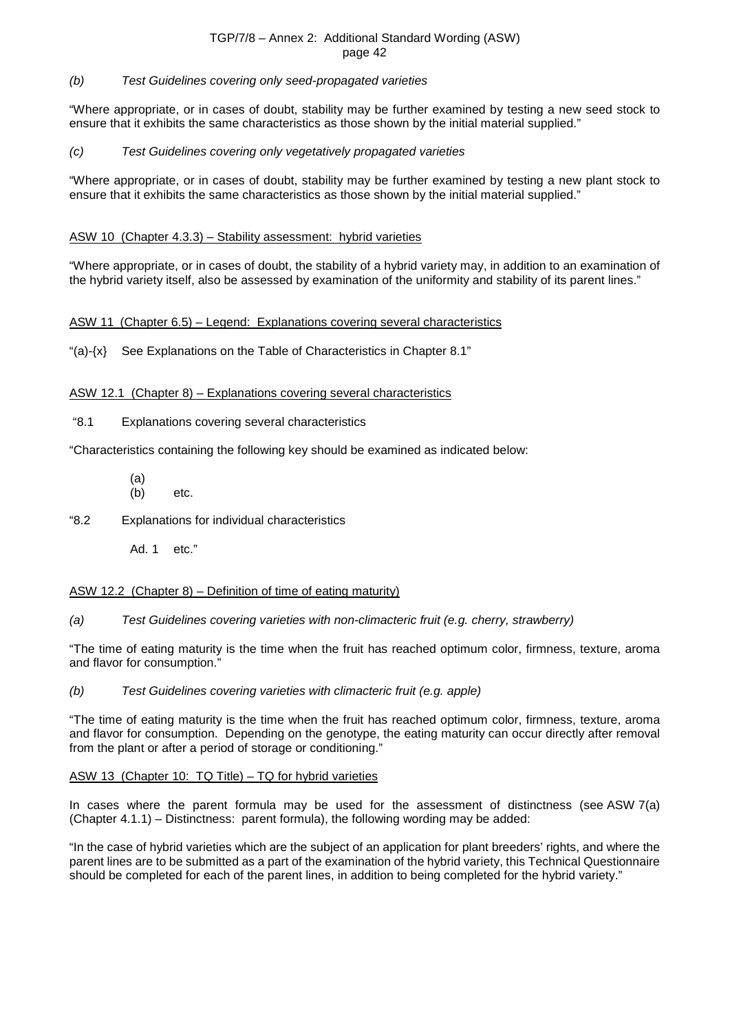*(b) Test Guidelines covering only seed-propagated varieties*

"Where appropriate, or in cases of doubt, stability may be further examined by testing a new seed stock to ensure that it exhibits the same characteristics as those shown by the initial material supplied."

*(c) Test Guidelines covering only vegetatively propagated varieties*

"Where appropriate, or in cases of doubt, stability may be further examined by testing a new plant stock to ensure that it exhibits the same characteristics as those shown by the initial material supplied."

ASW 10 (Chapter 4.3.3) – Stability assessment: hybrid varieties

"Where appropriate, or in cases of doubt, the stability of a hybrid variety may, in addition to an examination of the hybrid variety itself, also be assessed by examination of the uniformity and stability of its parent lines."

ASW 11 (Chapter 6.5) – Legend: Explanations covering several characteristics

"(a)-{x} See Explanations on the Table of Characteristics in Chapter 8.1"

ASW 12.1 (Chapter 8) – Explanations covering several characteristics

"8.1 Explanations covering several characteristics

"Characteristics containing the following key should be examined as indicated below:

(a)
(b) etc.

"8.2 Explanations for individual characteristics

Ad. 1 etc."

ASW 12.2 (Chapter 8) – Definition of time of eating maturity)

*(a) Test Guidelines covering varieties with non-climacteric fruit (e.g. cherry, strawberry)*

"The time of eating maturity is the time when the fruit has reached optimum color, firmness, texture, aroma and flavor for consumption."

*(b) Test Guidelines covering varieties with climacteric fruit (e.g. apple)*

"The time of eating maturity is the time when the fruit has reached optimum color, firmness, texture, aroma and flavor for consumption. Depending on the genotype, the eating maturity can occur directly after removal from the plant or after a period of storage or conditioning."

ASW 13 (Chapter 10: TQ Title) – TQ for hybrid varieties

In cases where the parent formula may be used for the assessment of distinctness (see ASW 7(a) (Chapter 4.1.1) – Distinctness: parent formula), the following wording may be added:

"In the case of hybrid varieties which are the subject of an application for plant breeders' rights, and where the parent lines are to be submitted as a part of the examination of the hybrid variety, this Technical Questionnaire should be completed for each of the parent lines, in addition to being completed for the hybrid variety."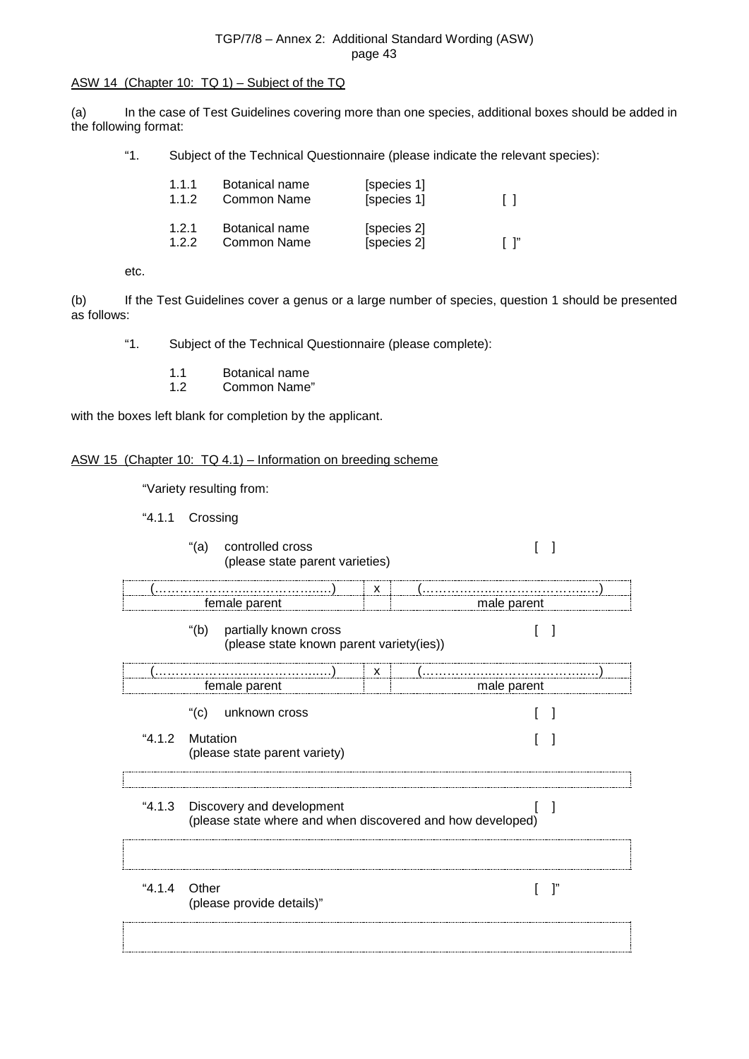ASW 14 (Chapter 10: TQ 1) – Subject of the TQ

(a) In the case of Test Guidelines covering more than one species, additional boxes should be added in the following format:

"1. Subject of the Technical Questionnaire (please indicate the relevant species):

| | | | |
|---|---|---|---|
| 1.1.1 | Botanical name | [species 1] | |
| 1.1.2 | Common Name | [species 1] | [ ] |
| 1.2.1 | Botanical name | [species 2] | |
| 1.2.2 | Common Name | [species 2] | [ ]" |

etc.

(b) If the Test Guidelines cover a genus or a large number of species, question 1 should be presented as follows:

"1. Subject of the Technical Questionnaire (please complete):

1.1 Botanical name
1.2 Common Name"

with the boxes left blank for completion by the applicant.

ASW 15 (Chapter 10: TQ 4.1) – Information on breeding scheme

"Variety resulting from:

"4.1.1 Crossing

"(a) controlled cross [ ]
(please state parent varieties)

| (…………………..………………..) | x | (………………..……………….…) |
|---|---|---|
| female parent | | male parent |

"(b) partially known cross [ ]
(please state known parent variety(ies))

| (…………………..………………..) | x | (………………..……………….…) |
|---|---|---|
| female parent | | male parent |

"(c) unknown cross [ ]

"4.1.2 Mutation [ ]
(please state parent variety)

| |
|---|

"4.1.3 Discovery and development [ ]
(please state where and when discovered and how developed)

| |
|---|

"4.1.4 Other [ ]"
(please provide details)"

| |
|---|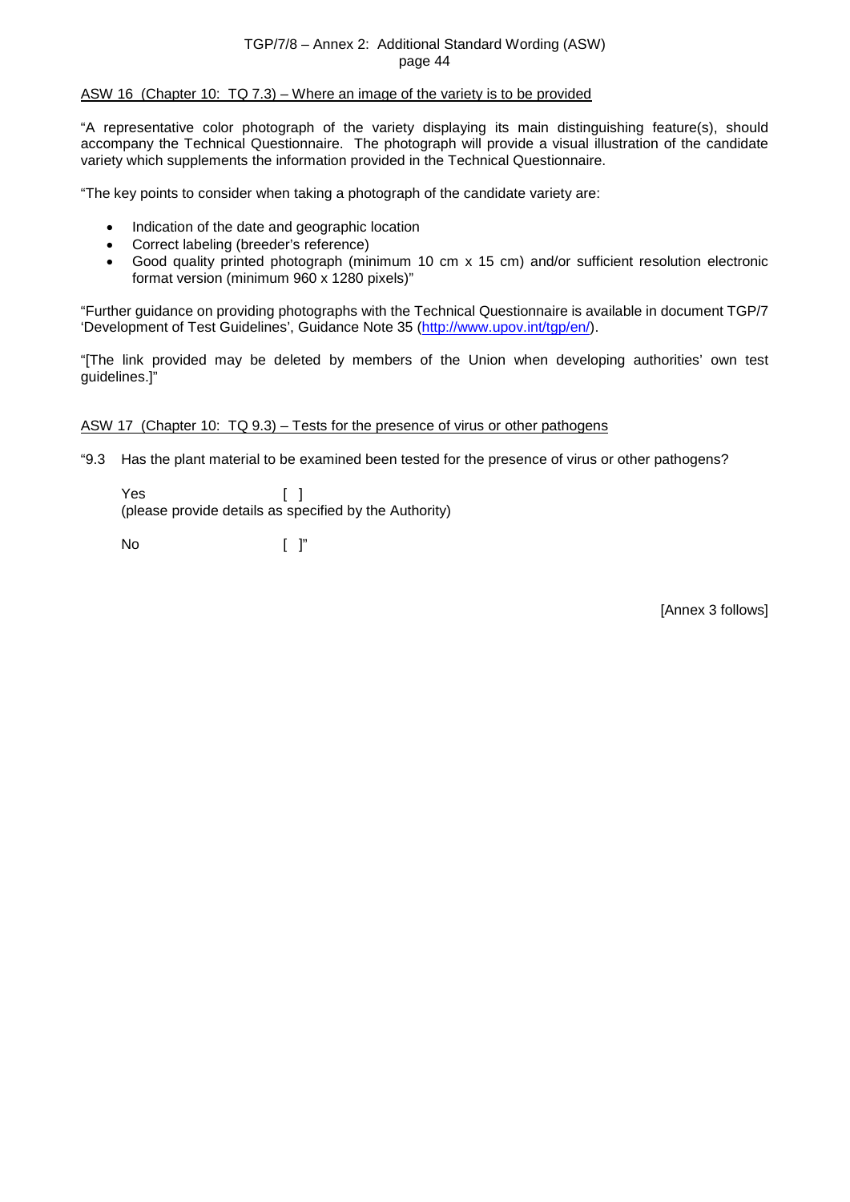ASW 16  (Chapter 10:  TQ 7.3) – Where an image of the variety is to be provided

"A representative color photograph of the variety displaying its main distinguishing feature(s), should accompany the Technical Questionnaire.  The photograph will provide a visual illustration of the candidate variety which supplements the information provided in the Technical Questionnaire.

"The key points to consider when taking a photograph of the candidate variety are:

- Indication of the date and geographic location
- Correct labeling (breeder's reference)
- Good quality printed photograph (minimum 10 cm x 15 cm) and/or sufficient resolution electronic format version (minimum 960 x 1280 pixels)"

"Further guidance on providing photographs with the Technical Questionnaire is available in document TGP/7 'Development of Test Guidelines', Guidance Note 35 (http://www.upov.int/tgp/en/).

"[The link provided may be deleted by members of the Union when developing authorities' own test guidelines.]"

ASW 17  (Chapter 10:  TQ 9.3) – Tests for the presence of virus or other pathogens

"9.3 Has the plant material to be examined been tested for the presence of virus or other pathogens?

Yes [ ]
(please provide details as specified by the Authority)

No [ ]"

[Annex 3 follows]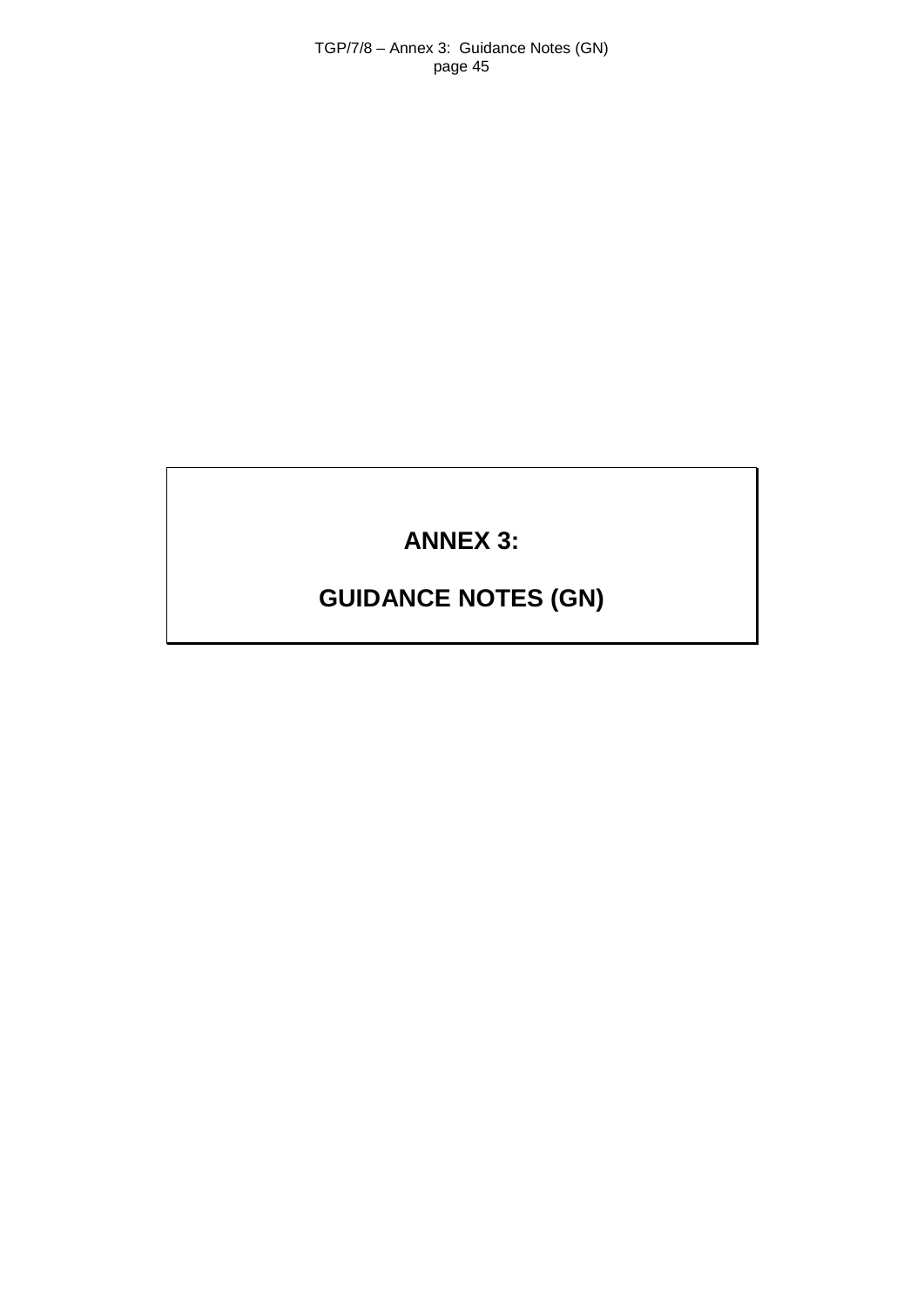# ANNEX 3:

# GUIDANCE NOTES (GN)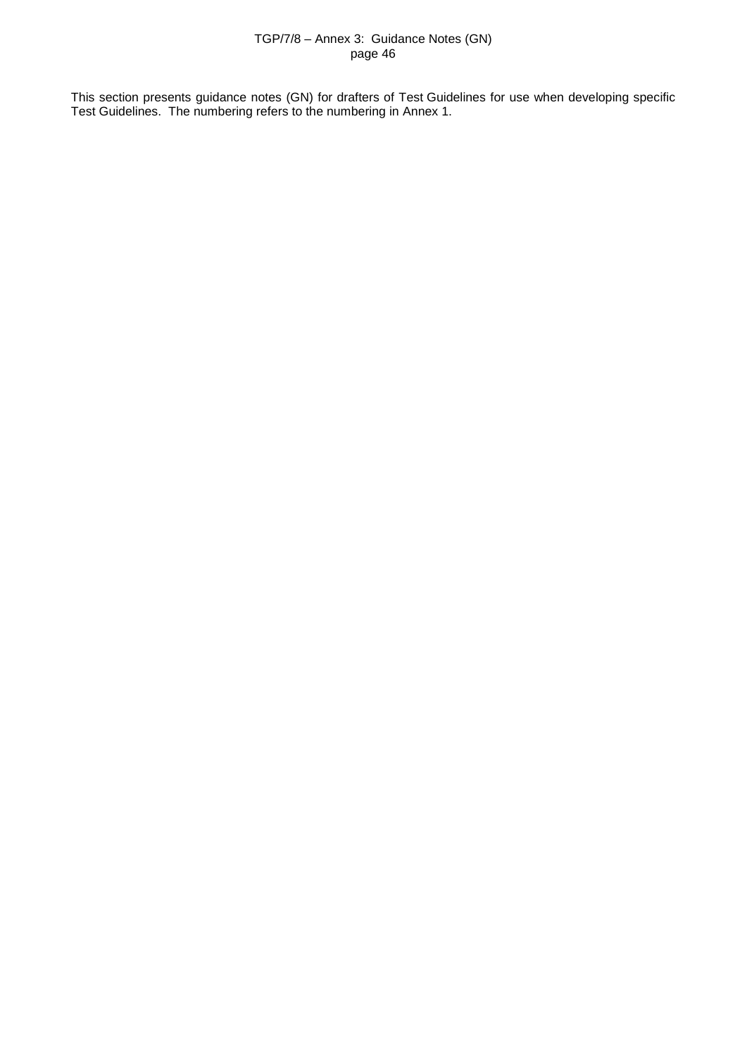This section presents guidance notes (GN) for drafters of Test Guidelines for use when developing specific Test Guidelines. The numbering refers to the numbering in Annex 1.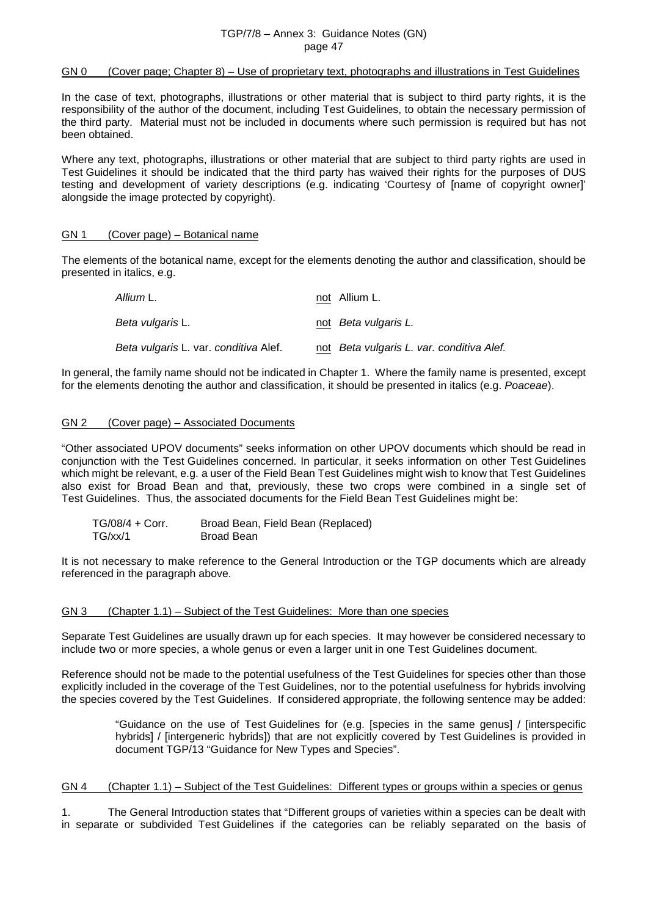## GN 0 (Cover page; Chapter 8) – Use of proprietary text, photographs and illustrations in Test Guidelines

In the case of text, photographs, illustrations or other material that is subject to third party rights, it is the responsibility of the author of the document, including Test Guidelines, to obtain the necessary permission of the third party. Material must not be included in documents where such permission is required but has not been obtained.

Where any text, photographs, illustrations or other material that are subject to third party rights are used in Test Guidelines it should be indicated that the third party has waived their rights for the purposes of DUS testing and development of variety descriptions (e.g. indicating 'Courtesy of [name of copyright owner]' alongside the image protected by copyright).

## GN 1 (Cover page) – Botanical name

The elements of the botanical name, except for the elements denoting the author and classification, should be presented in italics, e.g.

| | |
|---|---|
| *Allium* L. | not Allium L. |
| *Beta vulgaris* L. | not *Beta vulgaris L.* |
| *Beta vulgaris* L. var. *conditiva* Alef. | not *Beta vulgaris L. var. conditiva Alef.* |

In general, the family name should not be indicated in Chapter 1. Where the family name is presented, except for the elements denoting the author and classification, it should be presented in italics (e.g. *Poaceae*).

## GN 2 (Cover page) – Associated Documents

"Other associated UPOV documents" seeks information on other UPOV documents which should be read in conjunction with the Test Guidelines concerned. In particular, it seeks information on other Test Guidelines which might be relevant, e.g. a user of the Field Bean Test Guidelines might wish to know that Test Guidelines also exist for Broad Bean and that, previously, these two crops were combined in a single set of Test Guidelines. Thus, the associated documents for the Field Bean Test Guidelines might be:

| | |
|---|---|
| TG/08/4 + Corr. | Broad Bean, Field Bean (Replaced) |
| TG/xx/1 | Broad Bean |

It is not necessary to make reference to the General Introduction or the TGP documents which are already referenced in the paragraph above.

## GN 3 (Chapter 1.1) – Subject of the Test Guidelines: More than one species

Separate Test Guidelines are usually drawn up for each species. It may however be considered necessary to include two or more species, a whole genus or even a larger unit in one Test Guidelines document.

Reference should not be made to the potential usefulness of the Test Guidelines for species other than those explicitly included in the coverage of the Test Guidelines, nor to the potential usefulness for hybrids involving the species covered by the Test Guidelines. If considered appropriate, the following sentence may be added:

> "Guidance on the use of Test Guidelines for (e.g. [species in the same genus] / [interspecific hybrids] / [intergeneric hybrids]) that are not explicitly covered by Test Guidelines is provided in document TGP/13 "Guidance for New Types and Species".

## GN 4 (Chapter 1.1) – Subject of the Test Guidelines: Different types or groups within a species or genus

1. The General Introduction states that "Different groups of varieties within a species can be dealt with in separate or subdivided Test Guidelines if the categories can be reliably separated on the basis of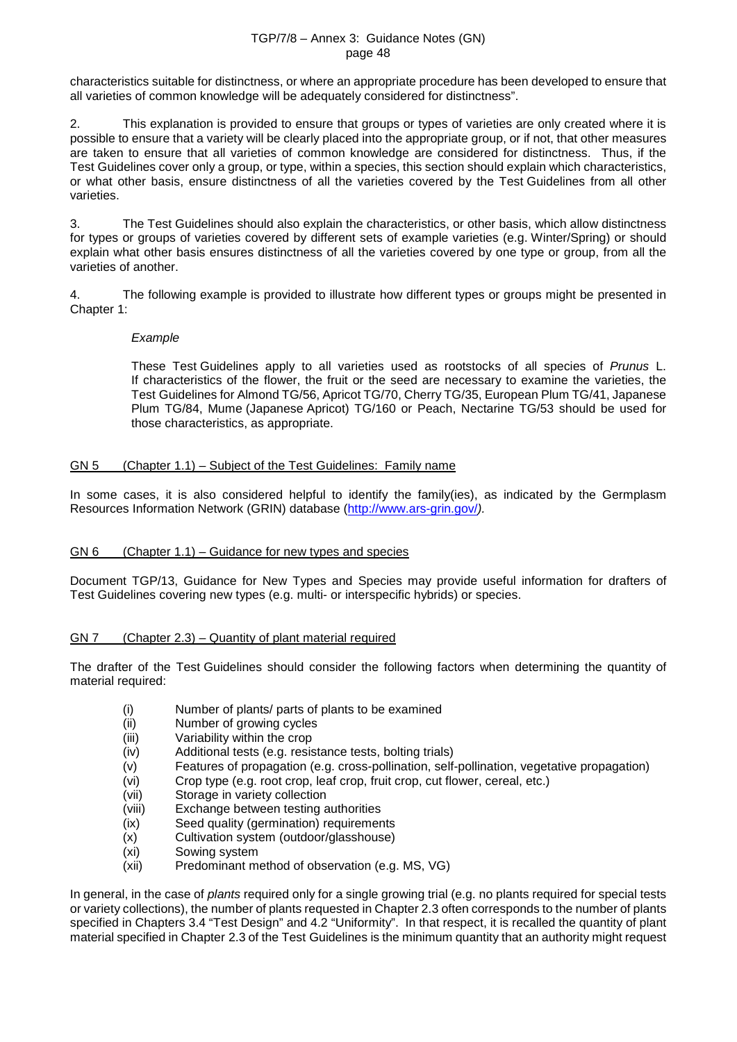characteristics suitable for distinctness, or where an appropriate procedure has been developed to ensure that all varieties of common knowledge will be adequately considered for distinctness".

2. This explanation is provided to ensure that groups or types of varieties are only created where it is possible to ensure that a variety will be clearly placed into the appropriate group, or if not, that other measures are taken to ensure that all varieties of common knowledge are considered for distinctness. Thus, if the Test Guidelines cover only a group, or type, within a species, this section should explain which characteristics, or what other basis, ensure distinctness of all the varieties covered by the Test Guidelines from all other varieties.

3. The Test Guidelines should also explain the characteristics, or other basis, which allow distinctness for types or groups of varieties covered by different sets of example varieties (e.g. Winter/Spring) or should explain what other basis ensures distinctness of all the varieties covered by one type or group, from all the varieties of another.

4. The following example is provided to illustrate how different types or groups might be presented in Chapter 1:

> *Example*
>
> These Test Guidelines apply to all varieties used as rootstocks of all species of *Prunus* L. If characteristics of the flower, the fruit or the seed are necessary to examine the varieties, the Test Guidelines for Almond TG/56, Apricot TG/70, Cherry TG/35, European Plum TG/41, Japanese Plum TG/84, Mume (Japanese Apricot) TG/160 or Peach, Nectarine TG/53 should be used for those characteristics, as appropriate.

## GN 5 (Chapter 1.1) – Subject of the Test Guidelines: Family name

In some cases, it is also considered helpful to identify the family(ies), as indicated by the Germplasm Resources Information Network (GRIN) database (http://www.ars-grin.gov/).

## GN 6 (Chapter 1.1) – Guidance for new types and species

Document TGP/13, Guidance for New Types and Species may provide useful information for drafters of Test Guidelines covering new types (e.g. multi- or interspecific hybrids) or species.

## GN 7 (Chapter 2.3) – Quantity of plant material required

The drafter of the Test Guidelines should consider the following factors when determining the quantity of material required:

- (i) Number of plants/ parts of plants to be examined
- (ii) Number of growing cycles
- (iii) Variability within the crop
- (iv) Additional tests (e.g. resistance tests, bolting trials)
- (v) Features of propagation (e.g. cross-pollination, self-pollination, vegetative propagation)
- (vi) Crop type (e.g. root crop, leaf crop, fruit crop, cut flower, cereal, etc.)
- (vii) Storage in variety collection
- (viii) Exchange between testing authorities
- (ix) Seed quality (germination) requirements
- (x) Cultivation system (outdoor/glasshouse)
- (xi) Sowing system
- (xii) Predominant method of observation (e.g. MS, VG)

In general, in the case of *plants* required only for a single growing trial (e.g. no plants required for special tests or variety collections), the number of plants requested in Chapter 2.3 often corresponds to the number of plants specified in Chapters 3.4 "Test Design" and 4.2 "Uniformity". In that respect, it is recalled the quantity of plant material specified in Chapter 2.3 of the Test Guidelines is the minimum quantity that an authority might request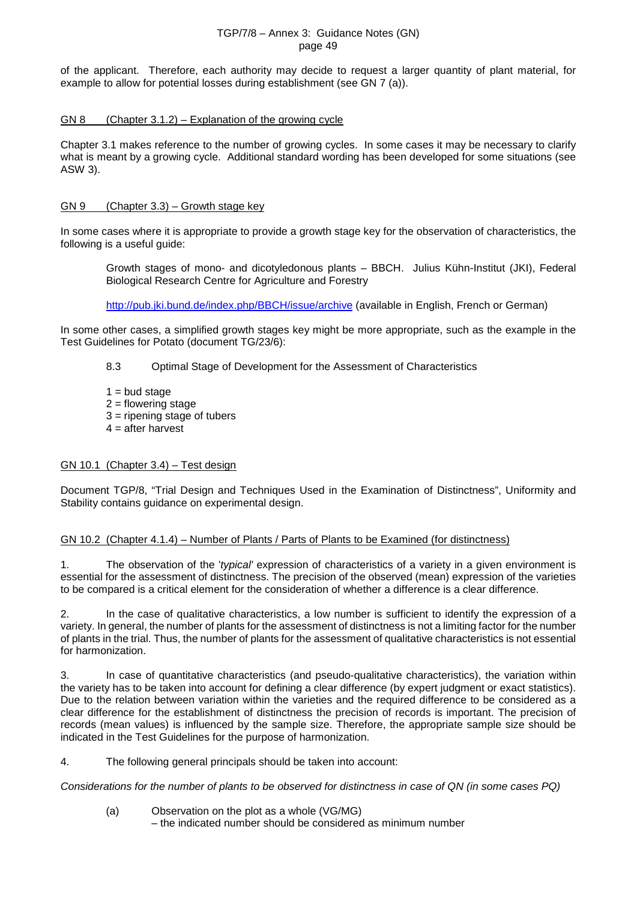of the applicant. Therefore, each authority may decide to request a larger quantity of plant material, for example to allow for potential losses during establishment (see GN 7 (a)).

GN 8 (Chapter 3.1.2) – Explanation of the growing cycle

Chapter 3.1 makes reference to the number of growing cycles. In some cases it may be necessary to clarify what is meant by a growing cycle. Additional standard wording has been developed for some situations (see ASW 3).

GN 9 (Chapter 3.3) – Growth stage key

In some cases where it is appropriate to provide a growth stage key for the observation of characteristics, the following is a useful guide:

> Growth stages of mono- and dicotyledonous plants – BBCH. Julius Kühn-Institut (JKI), Federal Biological Research Centre for Agriculture and Forestry
>
> http://pub.jki.bund.de/index.php/BBCH/issue/archive (available in English, French or German)

In some other cases, a simplified growth stages key might be more appropriate, such as the example in the Test Guidelines for Potato (document TG/23/6):

> 8.3 Optimal Stage of Development for the Assessment of Characteristics
>
> 1 = bud stage
> 2 = flowering stage
> 3 = ripening stage of tubers
> 4 = after harvest

GN 10.1 (Chapter 3.4) – Test design

Document TGP/8, "Trial Design and Techniques Used in the Examination of Distinctness", Uniformity and Stability contains guidance on experimental design.

GN 10.2 (Chapter 4.1.4) – Number of Plants / Parts of Plants to be Examined (for distinctness)

1. The observation of the '*typical*' expression of characteristics of a variety in a given environment is essential for the assessment of distinctness. The precision of the observed (mean) expression of the varieties to be compared is a critical element for the consideration of whether a difference is a clear difference.

2. In the case of qualitative characteristics, a low number is sufficient to identify the expression of a variety. In general, the number of plants for the assessment of distinctness is not a limiting factor for the number of plants in the trial. Thus, the number of plants for the assessment of qualitative characteristics is not essential for harmonization.

3. In case of quantitative characteristics (and pseudo-qualitative characteristics), the variation within the variety has to be taken into account for defining a clear difference (by expert judgment or exact statistics). Due to the relation between variation within the varieties and the required difference to be considered as a clear difference for the establishment of distinctness the precision of records is important. The precision of records (mean values) is influenced by the sample size. Therefore, the appropriate sample size should be indicated in the Test Guidelines for the purpose of harmonization.

4. The following general principals should be taken into account:

*Considerations for the number of plants to be observed for distinctness in case of QN (in some cases PQ)*

> (a) Observation on the plot as a whole (VG/MG)
> – the indicated number should be considered as minimum number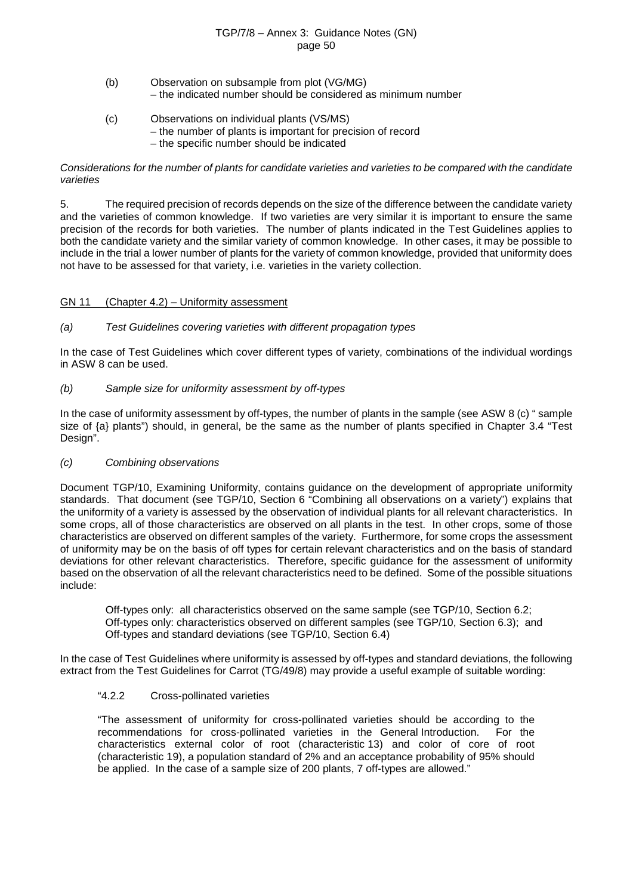(b) Observation on subsample from plot (VG/MG)
   – the indicated number should be considered as minimum number

(c) Observations on individual plants (VS/MS)
   – the number of plants is important for precision of record
   – the specific number should be indicated

*Considerations for the number of plants for candidate varieties and varieties to be compared with the candidate varieties*

5. The required precision of records depends on the size of the difference between the candidate variety and the varieties of common knowledge. If two varieties are very similar it is important to ensure the same precision of the records for both varieties. The number of plants indicated in the Test Guidelines applies to both the candidate variety and the similar variety of common knowledge. In other cases, it may be possible to include in the trial a lower number of plants for the variety of common knowledge, provided that uniformity does not have to be assessed for that variety, i.e. varieties in the variety collection.

## GN 11 (Chapter 4.2) – Uniformity assessment

*(a) Test Guidelines covering varieties with different propagation types*

In the case of Test Guidelines which cover different types of variety, combinations of the individual wordings in ASW 8 can be used.

*(b) Sample size for uniformity assessment by off-types*

In the case of uniformity assessment by off-types, the number of plants in the sample (see ASW 8 (c) " sample size of {a} plants") should, in general, be the same as the number of plants specified in Chapter 3.4 "Test Design".

*(c) Combining observations*

Document TGP/10, Examining Uniformity, contains guidance on the development of appropriate uniformity standards. That document (see TGP/10, Section 6 "Combining all observations on a variety") explains that the uniformity of a variety is assessed by the observation of individual plants for all relevant characteristics. In some crops, all of those characteristics are observed on all plants in the test. In other crops, some of those characteristics are observed on different samples of the variety. Furthermore, for some crops the assessment of uniformity may be on the basis of off types for certain relevant characteristics and on the basis of standard deviations for other relevant characteristics. Therefore, specific guidance for the assessment of uniformity based on the observation of all the relevant characteristics need to be defined. Some of the possible situations include:

> Off-types only: all characteristics observed on the same sample (see TGP/10, Section 6.2;
> Off-types only: characteristics observed on different samples (see TGP/10, Section 6.3); and
> Off-types and standard deviations (see TGP/10, Section 6.4)

In the case of Test Guidelines where uniformity is assessed by off-types and standard deviations, the following extract from the Test Guidelines for Carrot (TG/49/8) may provide a useful example of suitable wording:

> "4.2.2 Cross-pollinated varieties
>
> "The assessment of uniformity for cross-pollinated varieties should be according to the recommendations for cross-pollinated varieties in the General Introduction. For the characteristics external color of root (characteristic 13) and color of core of root (characteristic 19), a population standard of 2% and an acceptance probability of 95% should be applied. In the case of a sample size of 200 plants, 7 off-types are allowed."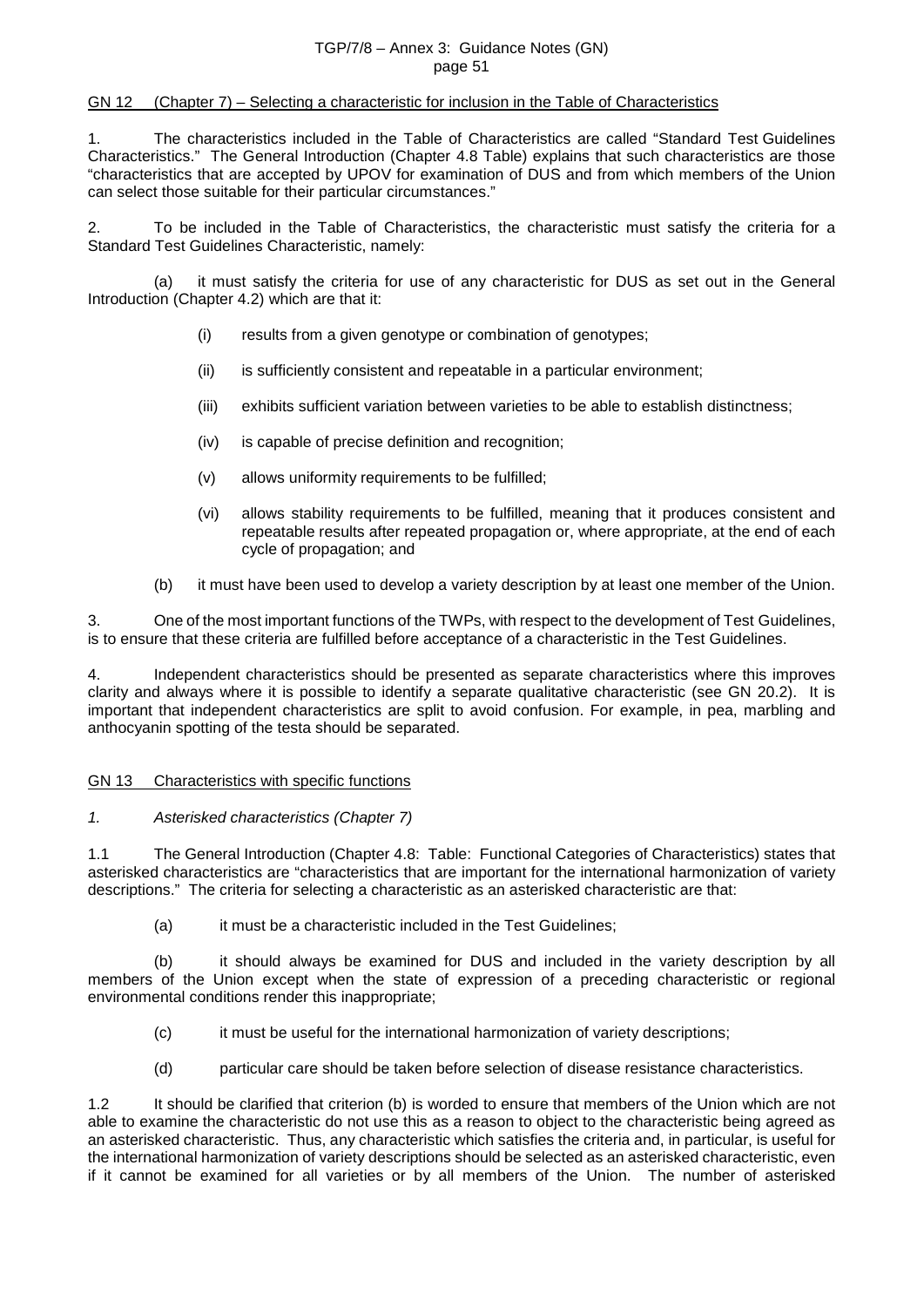## GN 12 (Chapter 7) – Selecting a characteristic for inclusion in the Table of Characteristics

1. The characteristics included in the Table of Characteristics are called "Standard Test Guidelines Characteristics." The General Introduction (Chapter 4.8 Table) explains that such characteristics are those "characteristics that are accepted by UPOV for examination of DUS and from which members of the Union can select those suitable for their particular circumstances."

2. To be included in the Table of Characteristics, the characteristic must satisfy the criteria for a Standard Test Guidelines Characteristic, namely:

(a) it must satisfy the criteria for use of any characteristic for DUS as set out in the General Introduction (Chapter 4.2) which are that it:

- (i) results from a given genotype or combination of genotypes;
- (ii) is sufficiently consistent and repeatable in a particular environment;
- (iii) exhibits sufficient variation between varieties to be able to establish distinctness;
- (iv) is capable of precise definition and recognition;
- (v) allows uniformity requirements to be fulfilled;
- (vi) allows stability requirements to be fulfilled, meaning that it produces consistent and repeatable results after repeated propagation or, where appropriate, at the end of each cycle of propagation; and

(b) it must have been used to develop a variety description by at least one member of the Union.

3. One of the most important functions of the TWPs, with respect to the development of Test Guidelines, is to ensure that these criteria are fulfilled before acceptance of a characteristic in the Test Guidelines.

4. Independent characteristics should be presented as separate characteristics where this improves clarity and always where it is possible to identify a separate qualitative characteristic (see GN 20.2). It is important that independent characteristics are split to avoid confusion. For example, in pea, marbling and anthocyanin spotting of the testa should be separated.

## GN 13 Characteristics with specific functions

### *1. Asterisked characteristics (Chapter 7)*

1.1 The General Introduction (Chapter 4.8: Table: Functional Categories of Characteristics) states that asterisked characteristics are "characteristics that are important for the international harmonization of variety descriptions." The criteria for selecting a characteristic as an asterisked characteristic are that:

(a) it must be a characteristic included in the Test Guidelines;

(b) it should always be examined for DUS and included in the variety description by all members of the Union except when the state of expression of a preceding characteristic or regional environmental conditions render this inappropriate;

(c) it must be useful for the international harmonization of variety descriptions;

(d) particular care should be taken before selection of disease resistance characteristics.

1.2 It should be clarified that criterion (b) is worded to ensure that members of the Union which are not able to examine the characteristic do not use this as a reason to object to the characteristic being agreed as an asterisked characteristic. Thus, any characteristic which satisfies the criteria and, in particular, is useful for the international harmonization of variety descriptions should be selected as an asterisked characteristic, even if it cannot be examined for all varieties or by all members of the Union. The number of asterisked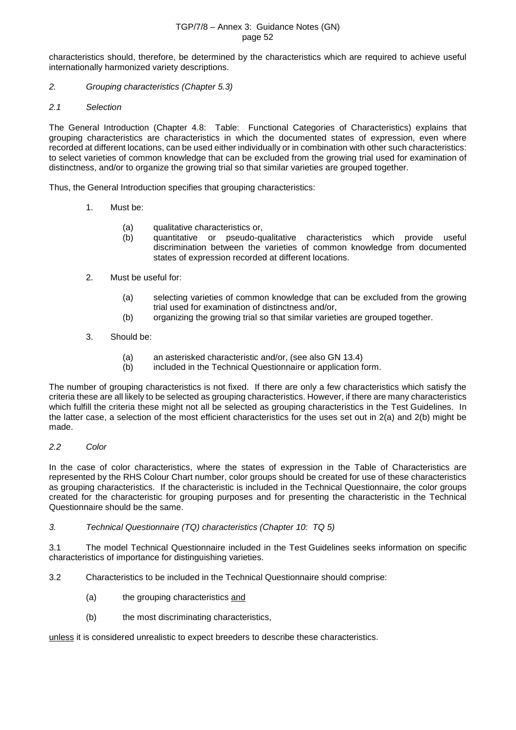characteristics should, therefore, be determined by the characteristics which are required to achieve useful internationally harmonized variety descriptions.

### *2. Grouping characteristics (Chapter 5.3)*

#### *2.1 Selection*

The General Introduction (Chapter 4.8: Table: Functional Categories of Characteristics) explains that grouping characteristics are characteristics in which the documented states of expression, even where recorded at different locations, can be used either individually or in combination with other such characteristics: to select varieties of common knowledge that can be excluded from the growing trial used for examination of distinctness, and/or to organize the growing trial so that similar varieties are grouped together.

Thus, the General Introduction specifies that grouping characteristics:

1. Must be:

   (a) qualitative characteristics or,
   
   (b) quantitative or pseudo-qualitative characteristics which provide useful discrimination between the varieties of common knowledge from documented states of expression recorded at different locations.

2. Must be useful for:

   (a) selecting varieties of common knowledge that can be excluded from the growing trial used for examination of distinctness and/or,
   
   (b) organizing the growing trial so that similar varieties are grouped together.

3. Should be:

   (a) an asterisked characteristic and/or, (see also GN 13.4)
   
   (b) included in the Technical Questionnaire or application form.

The number of grouping characteristics is not fixed. If there are only a few characteristics which satisfy the criteria these are all likely to be selected as grouping characteristics. However, if there are many characteristics which fulfill the criteria these might not all be selected as grouping characteristics in the Test Guidelines. In the latter case, a selection of the most efficient characteristics for the uses set out in 2(a) and 2(b) might be made.

#### *2.2 Color*

In the case of color characteristics, where the states of expression in the Table of Characteristics are represented by the RHS Colour Chart number, color groups should be created for use of these characteristics as grouping characteristics. If the characteristic is included in the Technical Questionnaire, the color groups created for the characteristic for grouping purposes and for presenting the characteristic in the Technical Questionnaire should be the same.

### *3. Technical Questionnaire (TQ) characteristics (Chapter 10: TQ 5)*

3.1 The model Technical Questionnaire included in the Test Guidelines seeks information on specific characteristics of importance for distinguishing varieties.

3.2 Characteristics to be included in the Technical Questionnaire should comprise:

(a) the grouping characteristics <u>and</u>

(b) the most discriminating characteristics,

<u>unless</u> it is considered unrealistic to expect breeders to describe these characteristics.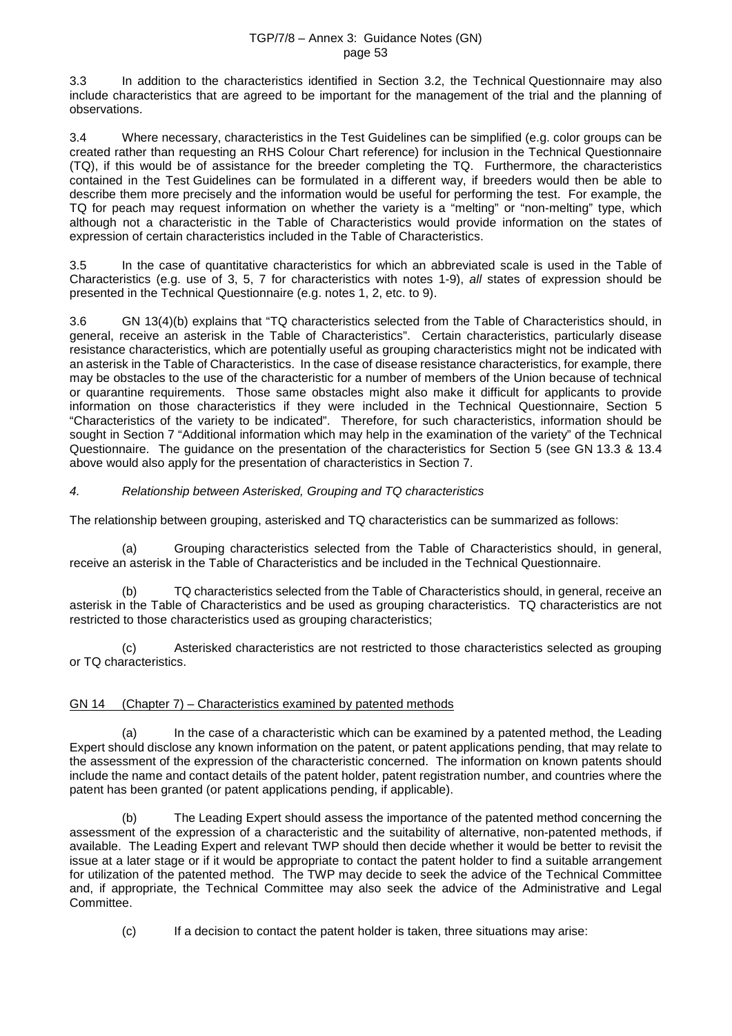3.3 In addition to the characteristics identified in Section 3.2, the Technical Questionnaire may also include characteristics that are agreed to be important for the management of the trial and the planning of observations.

3.4 Where necessary, characteristics in the Test Guidelines can be simplified (e.g. color groups can be created rather than requesting an RHS Colour Chart reference) for inclusion in the Technical Questionnaire (TQ), if this would be of assistance for the breeder completing the TQ. Furthermore, the characteristics contained in the Test Guidelines can be formulated in a different way, if breeders would then be able to describe them more precisely and the information would be useful for performing the test. For example, the TQ for peach may request information on whether the variety is a "melting" or "non-melting" type, which although not a characteristic in the Table of Characteristics would provide information on the states of expression of certain characteristics included in the Table of Characteristics.

3.5 In the case of quantitative characteristics for which an abbreviated scale is used in the Table of Characteristics (e.g. use of 3, 5, 7 for characteristics with notes 1-9), *all* states of expression should be presented in the Technical Questionnaire (e.g. notes 1, 2, etc. to 9).

3.6 GN 13(4)(b) explains that "TQ characteristics selected from the Table of Characteristics should, in general, receive an asterisk in the Table of Characteristics". Certain characteristics, particularly disease resistance characteristics, which are potentially useful as grouping characteristics might not be indicated with an asterisk in the Table of Characteristics. In the case of disease resistance characteristics, for example, there may be obstacles to the use of the characteristic for a number of members of the Union because of technical or quarantine requirements. Those same obstacles might also make it difficult for applicants to provide information on those characteristics if they were included in the Technical Questionnaire, Section 5 "Characteristics of the variety to be indicated". Therefore, for such characteristics, information should be sought in Section 7 "Additional information which may help in the examination of the variety" of the Technical Questionnaire. The guidance on the presentation of the characteristics for Section 5 (see GN 13.3 & 13.4 above would also apply for the presentation of characteristics in Section 7.

*4. Relationship between Asterisked, Grouping and TQ characteristics*

The relationship between grouping, asterisked and TQ characteristics can be summarized as follows:

(a) Grouping characteristics selected from the Table of Characteristics should, in general, receive an asterisk in the Table of Characteristics and be included in the Technical Questionnaire.

(b) TQ characteristics selected from the Table of Characteristics should, in general, receive an asterisk in the Table of Characteristics and be used as grouping characteristics. TQ characteristics are not restricted to those characteristics used as grouping characteristics;

(c) Asterisked characteristics are not restricted to those characteristics selected as grouping or TQ characteristics.

GN 14 (Chapter 7) – Characteristics examined by patented methods

(a) In the case of a characteristic which can be examined by a patented method, the Leading Expert should disclose any known information on the patent, or patent applications pending, that may relate to the assessment of the expression of the characteristic concerned. The information on known patents should include the name and contact details of the patent holder, patent registration number, and countries where the patent has been granted (or patent applications pending, if applicable).

(b) The Leading Expert should assess the importance of the patented method concerning the assessment of the expression of a characteristic and the suitability of alternative, non-patented methods, if available. The Leading Expert and relevant TWP should then decide whether it would be better to revisit the issue at a later stage or if it would be appropriate to contact the patent holder to find a suitable arrangement for utilization of the patented method. The TWP may decide to seek the advice of the Technical Committee and, if appropriate, the Technical Committee may also seek the advice of the Administrative and Legal Committee.

(c) If a decision to contact the patent holder is taken, three situations may arise: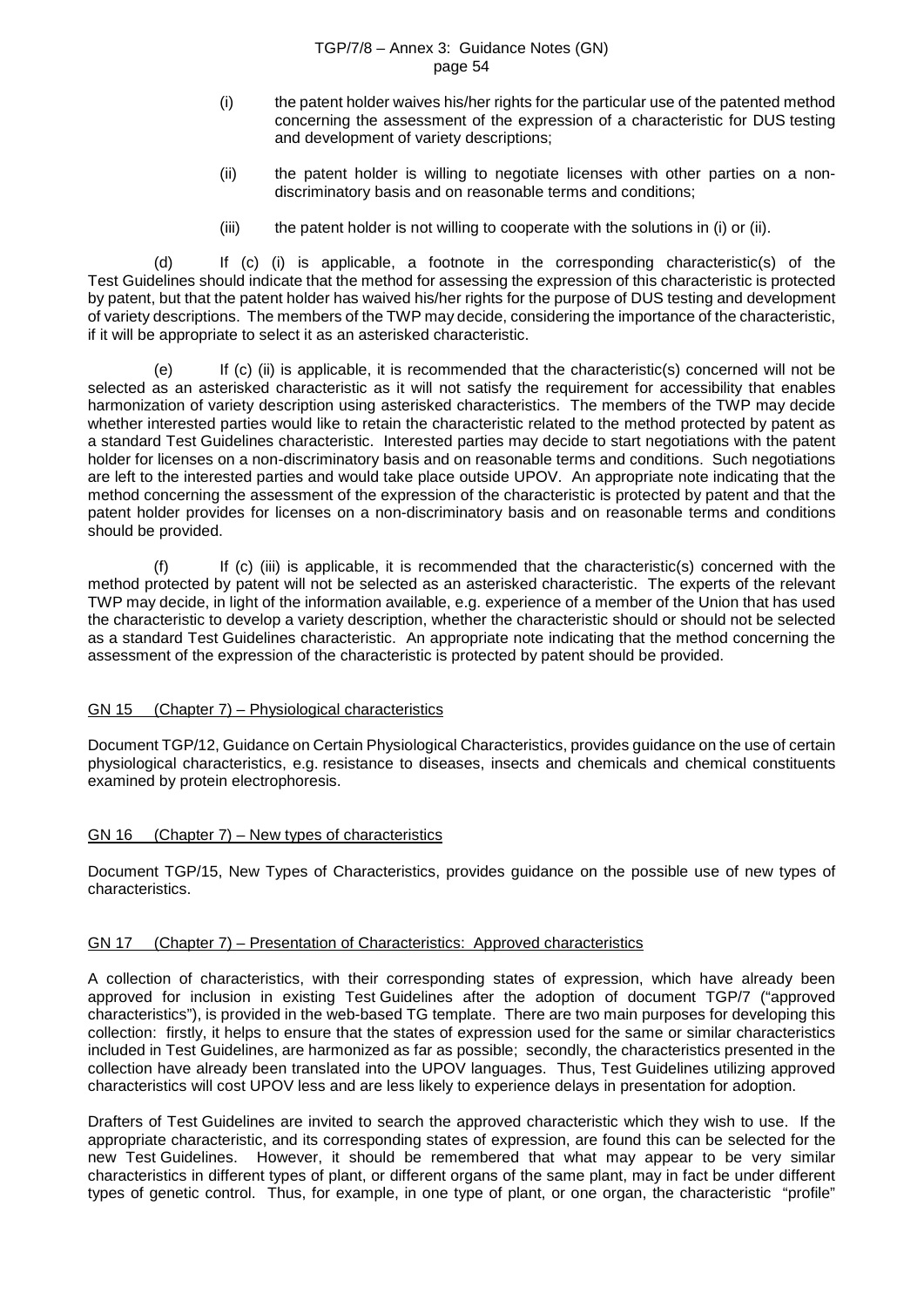(i) the patent holder waives his/her rights for the particular use of the patented method concerning the assessment of the expression of a characteristic for DUS testing and development of variety descriptions;

(ii) the patent holder is willing to negotiate licenses with other parties on a non-discriminatory basis and on reasonable terms and conditions;

(iii) the patent holder is not willing to cooperate with the solutions in (i) or (ii).

(d) If (c) (i) is applicable, a footnote in the corresponding characteristic(s) of the Test Guidelines should indicate that the method for assessing the expression of this characteristic is protected by patent, but that the patent holder has waived his/her rights for the purpose of DUS testing and development of variety descriptions. The members of the TWP may decide, considering the importance of the characteristic, if it will be appropriate to select it as an asterisked characteristic.

(e) If (c) (ii) is applicable, it is recommended that the characteristic(s) concerned will not be selected as an asterisked characteristic as it will not satisfy the requirement for accessibility that enables harmonization of variety description using asterisked characteristics. The members of the TWP may decide whether interested parties would like to retain the characteristic related to the method protected by patent as a standard Test Guidelines characteristic. Interested parties may decide to start negotiations with the patent holder for licenses on a non-discriminatory basis and on reasonable terms and conditions. Such negotiations are left to the interested parties and would take place outside UPOV. An appropriate note indicating that the method concerning the assessment of the expression of the characteristic is protected by patent and that the patent holder provides for licenses on a non-discriminatory basis and on reasonable terms and conditions should be provided.

(f) If (c) (iii) is applicable, it is recommended that the characteristic(s) concerned with the method protected by patent will not be selected as an asterisked characteristic. The experts of the relevant TWP may decide, in light of the information available, e.g. experience of a member of the Union that has used the characteristic to develop a variety description, whether the characteristic should or should not be selected as a standard Test Guidelines characteristic. An appropriate note indicating that the method concerning the assessment of the expression of the characteristic is protected by patent should be provided.

## GN 15 (Chapter 7) – Physiological characteristics

Document TGP/12, Guidance on Certain Physiological Characteristics, provides guidance on the use of certain physiological characteristics, e.g. resistance to diseases, insects and chemicals and chemical constituents examined by protein electrophoresis.

## GN 16 (Chapter 7) – New types of characteristics

Document TGP/15, New Types of Characteristics, provides guidance on the possible use of new types of characteristics.

## GN 17 (Chapter 7) – Presentation of Characteristics: Approved characteristics

A collection of characteristics, with their corresponding states of expression, which have already been approved for inclusion in existing Test Guidelines after the adoption of document TGP/7 ("approved characteristics"), is provided in the web-based TG template. There are two main purposes for developing this collection: firstly, it helps to ensure that the states of expression used for the same or similar characteristics included in Test Guidelines, are harmonized as far as possible; secondly, the characteristics presented in the collection have already been translated into the UPOV languages. Thus, Test Guidelines utilizing approved characteristics will cost UPOV less and are less likely to experience delays in presentation for adoption.

Drafters of Test Guidelines are invited to search the approved characteristic which they wish to use. If the appropriate characteristic, and its corresponding states of expression, are found this can be selected for the new Test Guidelines. However, it should be remembered that what may appear to be very similar characteristics in different types of plant, or different organs of the same plant, may in fact be under different types of genetic control. Thus, for example, in one type of plant, or one organ, the characteristic "profile"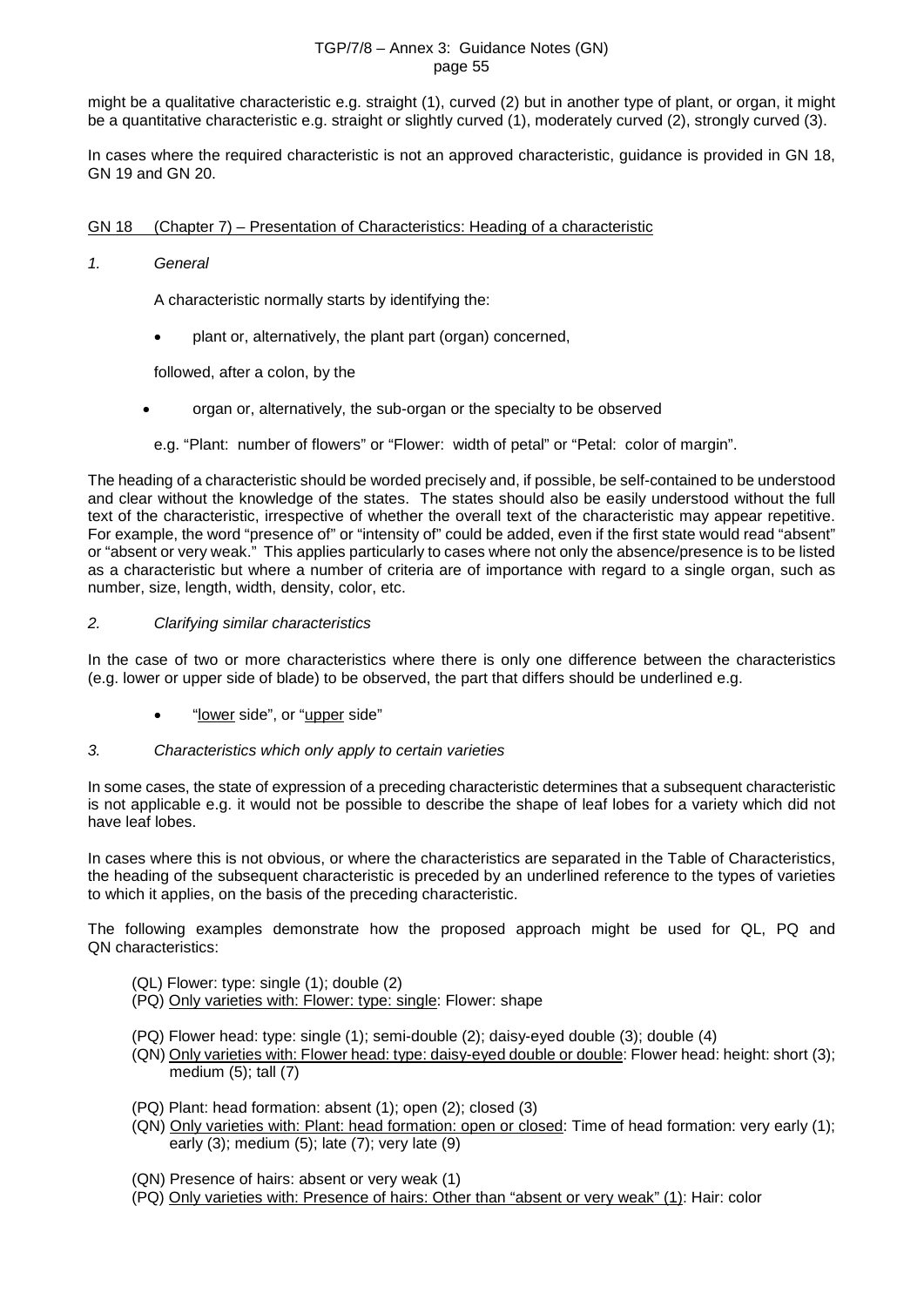might be a qualitative characteristic e.g. straight (1), curved (2) but in another type of plant, or organ, it might be a quantitative characteristic e.g. straight or slightly curved (1), moderately curved (2), strongly curved (3).

In cases where the required characteristic is not an approved characteristic, guidance is provided in GN 18, GN 19 and GN 20.

## <u>GN 18 (Chapter 7) – Presentation of Characteristics: Heading of a characteristic</u>

### *1. General*

A characteristic normally starts by identifying the:

- plant or, alternatively, the plant part (organ) concerned,

followed, after a colon, by the

- organ or, alternatively, the sub-organ or the specialty to be observed

e.g. "Plant: number of flowers" or "Flower: width of petal" or "Petal: color of margin".

The heading of a characteristic should be worded precisely and, if possible, be self-contained to be understood and clear without the knowledge of the states. The states should also be easily understood without the full text of the characteristic, irrespective of whether the overall text of the characteristic may appear repetitive. For example, the word "presence of" or "intensity of" could be added, even if the first state would read "absent" or "absent or very weak." This applies particularly to cases where not only the absence/presence is to be listed as a characteristic but where a number of criteria are of importance with regard to a single organ, such as number, size, length, width, density, color, etc.

### *2. Clarifying similar characteristics*

In the case of two or more characteristics where there is only one difference between the characteristics (e.g. lower or upper side of blade) to be observed, the part that differs should be underlined e.g.

- "<u>lower</u> side", or "<u>upper</u> side"

### *3. Characteristics which only apply to certain varieties*

In some cases, the state of expression of a preceding characteristic determines that a subsequent characteristic is not applicable e.g. it would not be possible to describe the shape of leaf lobes for a variety which did not have leaf lobes.

In cases where this is not obvious, or where the characteristics are separated in the Table of Characteristics, the heading of the subsequent characteristic is preceded by an underlined reference to the types of varieties to which it applies, on the basis of the preceding characteristic.

The following examples demonstrate how the proposed approach might be used for QL, PQ and QN characteristics:

(QL) Flower: type: single (1); double (2)
(PQ) <u>Only varieties with: Flower: type: single</u>: Flower: shape

(PQ) Flower head: type: single (1); semi-double (2); daisy-eyed double (3); double (4)
(QN) <u>Only varieties with: Flower head: type: daisy-eyed double or double</u>: Flower head: height: short (3); medium (5); tall (7)

(PQ) Plant: head formation: absent (1); open (2); closed (3)
(QN) <u>Only varieties with: Plant: head formation: open or closed</u>: Time of head formation: very early (1); early (3); medium (5); late (7); very late (9)

(QN) Presence of hairs: absent or very weak (1)
(PQ) <u>Only varieties with: Presence of hairs: Other than "absent or very weak" (1)</u>: Hair: color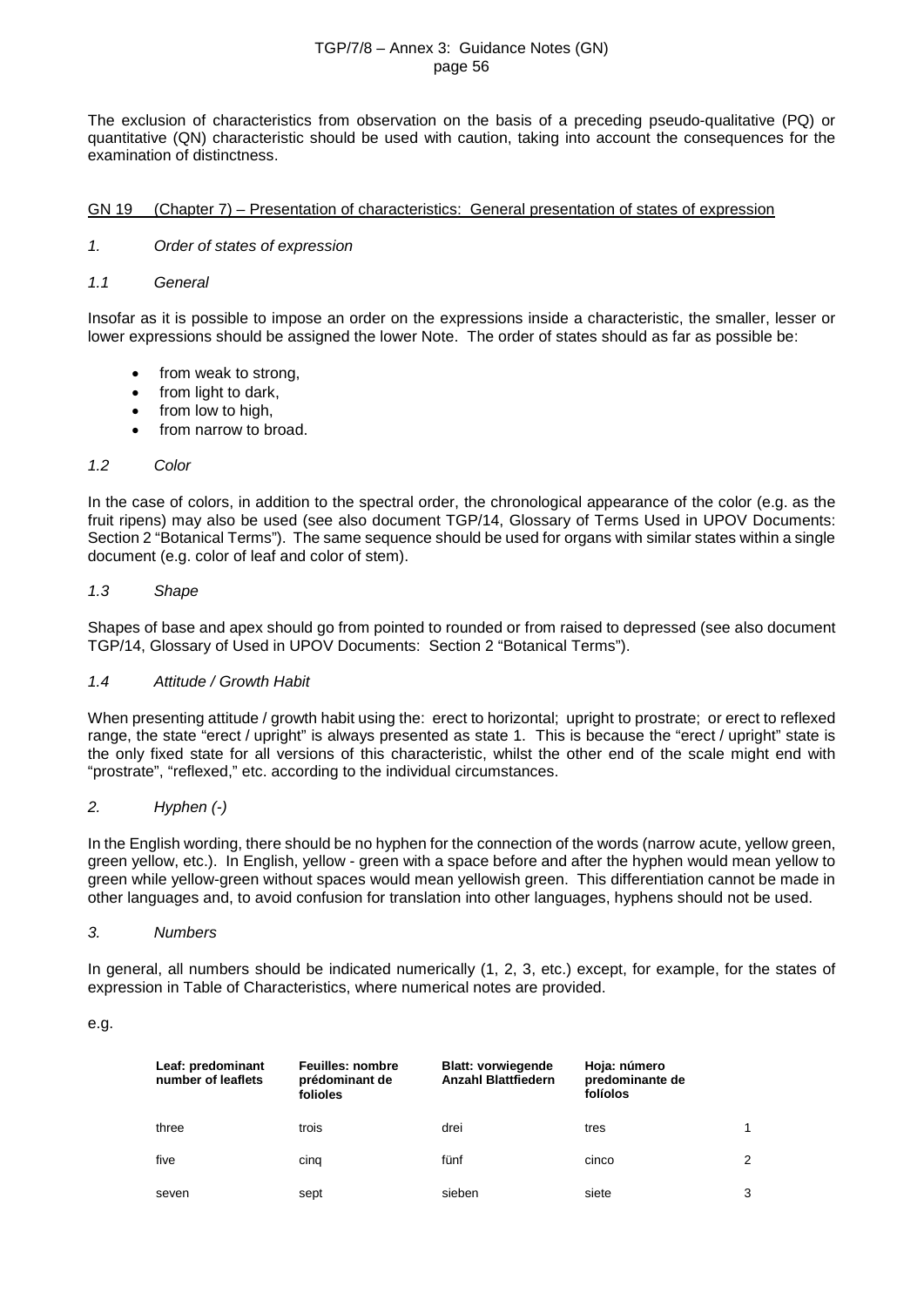The exclusion of characteristics from observation on the basis of a preceding pseudo-qualitative (PQ) or quantitative (QN) characteristic should be used with caution, taking into account the consequences for the examination of distinctness.

## GN 19 (Chapter 7) – Presentation of characteristics: General presentation of states of expression

### *1. Order of states of expression*

#### *1.1 General*

Insofar as it is possible to impose an order on the expressions inside a characteristic, the smaller, lesser or lower expressions should be assigned the lower Note. The order of states should as far as possible be:

- from weak to strong,
- from light to dark,
- from low to high,
- from narrow to broad.

#### *1.2 Color*

In the case of colors, in addition to the spectral order, the chronological appearance of the color (e.g. as the fruit ripens) may also be used (see also document TGP/14, Glossary of Terms Used in UPOV Documents: Section 2 "Botanical Terms"). The same sequence should be used for organs with similar states within a single document (e.g. color of leaf and color of stem).

#### *1.3 Shape*

Shapes of base and apex should go from pointed to rounded or from raised to depressed (see also document TGP/14, Glossary of Used in UPOV Documents: Section 2 "Botanical Terms").

#### *1.4 Attitude / Growth Habit*

When presenting attitude / growth habit using the: erect to horizontal; upright to prostrate; or erect to reflexed range, the state "erect / upright" is always presented as state 1. This is because the "erect / upright" state is the only fixed state for all versions of this characteristic, whilst the other end of the scale might end with "prostrate", "reflexed," etc. according to the individual circumstances.

### *2. Hyphen (-)*

In the English wording, there should be no hyphen for the connection of the words (narrow acute, yellow green, green yellow, etc.). In English, yellow - green with a space before and after the hyphen would mean yellow to green while yellow-green without spaces would mean yellowish green. This differentiation cannot be made in other languages and, to avoid confusion for translation into other languages, hyphens should not be used.

### *3. Numbers*

In general, all numbers should be indicated numerically (1, 2, 3, etc.) except, for example, for the states of expression in Table of Characteristics, where numerical notes are provided.

e.g.

| **Leaf: predominant number of leaflets** | **Feuilles: nombre prédominant de folioles** | **Blatt: vorwiegende Anzahl Blattfiedern** | **Hoja: número predominante de folíolos** | |
|---|---|---|---|---|
| three | trois | drei | tres | 1 |
| five | cinq | fünf | cinco | 2 |
| seven | sept | sieben | siete | 3 |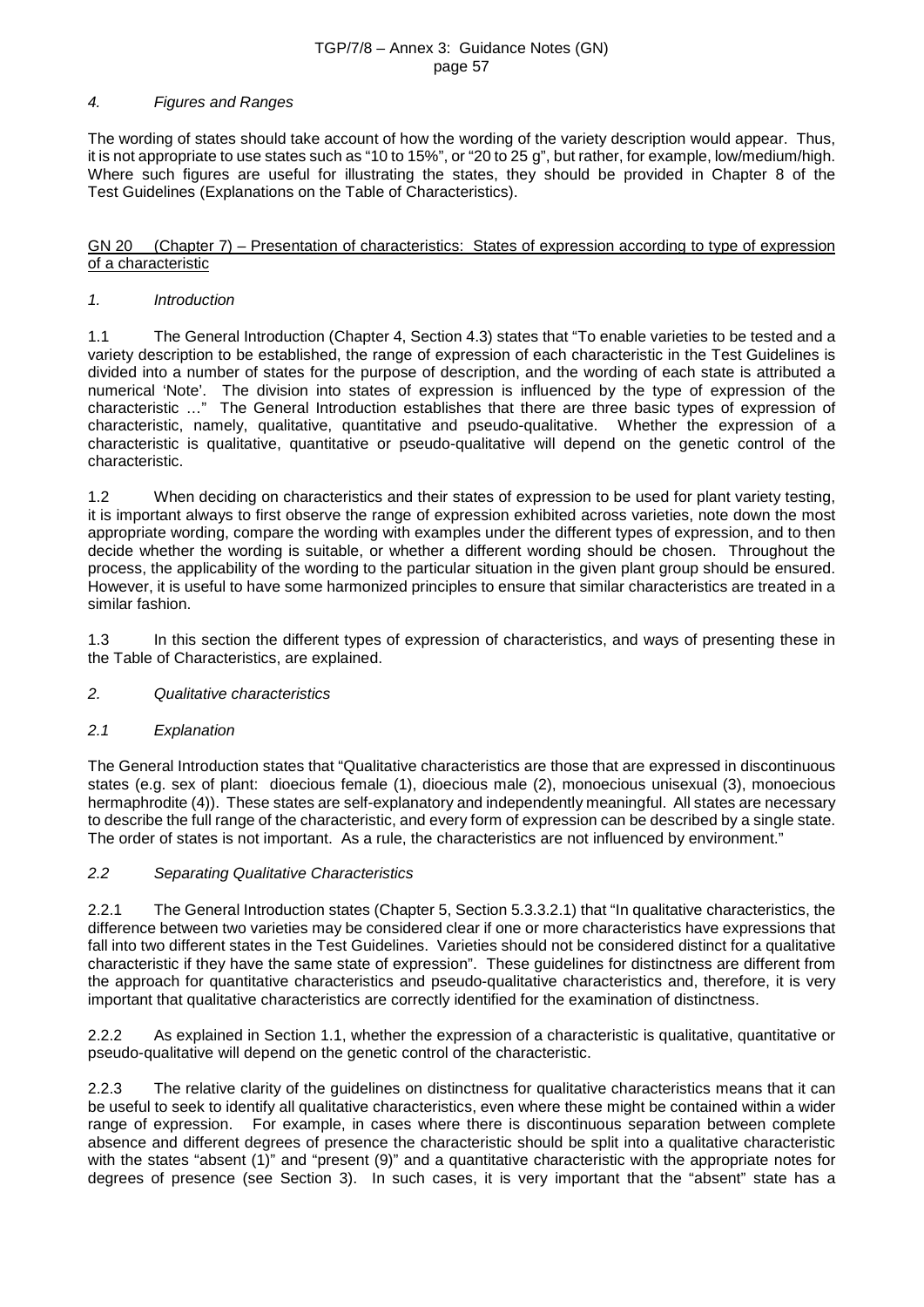*4. Figures and Ranges*

The wording of states should take account of how the wording of the variety description would appear. Thus, it is not appropriate to use states such as "10 to 15%", or "20 to 25 g", but rather, for example, low/medium/high. Where such figures are useful for illustrating the states, they should be provided in Chapter 8 of the Test Guidelines (Explanations on the Table of Characteristics).

<u>GN 20 (Chapter 7) – Presentation of characteristics: States of expression according to type of expression of a characteristic</u>

*1. Introduction*

1.1 The General Introduction (Chapter 4, Section 4.3) states that "To enable varieties to be tested and a variety description to be established, the range of expression of each characteristic in the Test Guidelines is divided into a number of states for the purpose of description, and the wording of each state is attributed a numerical 'Note'. The division into states of expression is influenced by the type of expression of the characteristic …" The General Introduction establishes that there are three basic types of expression of characteristic, namely, qualitative, quantitative and pseudo-qualitative. Whether the expression of a characteristic is qualitative, quantitative or pseudo-qualitative will depend on the genetic control of the characteristic.

1.2 When deciding on characteristics and their states of expression to be used for plant variety testing, it is important always to first observe the range of expression exhibited across varieties, note down the most appropriate wording, compare the wording with examples under the different types of expression, and to then decide whether the wording is suitable, or whether a different wording should be chosen. Throughout the process, the applicability of the wording to the particular situation in the given plant group should be ensured. However, it is useful to have some harmonized principles to ensure that similar characteristics are treated in a similar fashion.

1.3 In this section the different types of expression of characteristics, and ways of presenting these in the Table of Characteristics, are explained.

*2. Qualitative characteristics*

*2.1 Explanation*

The General Introduction states that "Qualitative characteristics are those that are expressed in discontinuous states (e.g. sex of plant: dioecious female (1), dioecious male (2), monoecious unisexual (3), monoecious hermaphrodite (4)). These states are self-explanatory and independently meaningful. All states are necessary to describe the full range of the characteristic, and every form of expression can be described by a single state. The order of states is not important. As a rule, the characteristics are not influenced by environment."

*2.2 Separating Qualitative Characteristics*

2.2.1 The General Introduction states (Chapter 5, Section 5.3.3.2.1) that "In qualitative characteristics, the difference between two varieties may be considered clear if one or more characteristics have expressions that fall into two different states in the Test Guidelines. Varieties should not be considered distinct for a qualitative characteristic if they have the same state of expression". These guidelines for distinctness are different from the approach for quantitative characteristics and pseudo-qualitative characteristics and, therefore, it is very important that qualitative characteristics are correctly identified for the examination of distinctness.

2.2.2 As explained in Section 1.1, whether the expression of a characteristic is qualitative, quantitative or pseudo-qualitative will depend on the genetic control of the characteristic.

2.2.3 The relative clarity of the guidelines on distinctness for qualitative characteristics means that it can be useful to seek to identify all qualitative characteristics, even where these might be contained within a wider range of expression. For example, in cases where there is discontinuous separation between complete absence and different degrees of presence the characteristic should be split into a qualitative characteristic with the states "absent (1)" and "present (9)" and a quantitative characteristic with the appropriate notes for degrees of presence (see Section 3). In such cases, it is very important that the "absent" state has a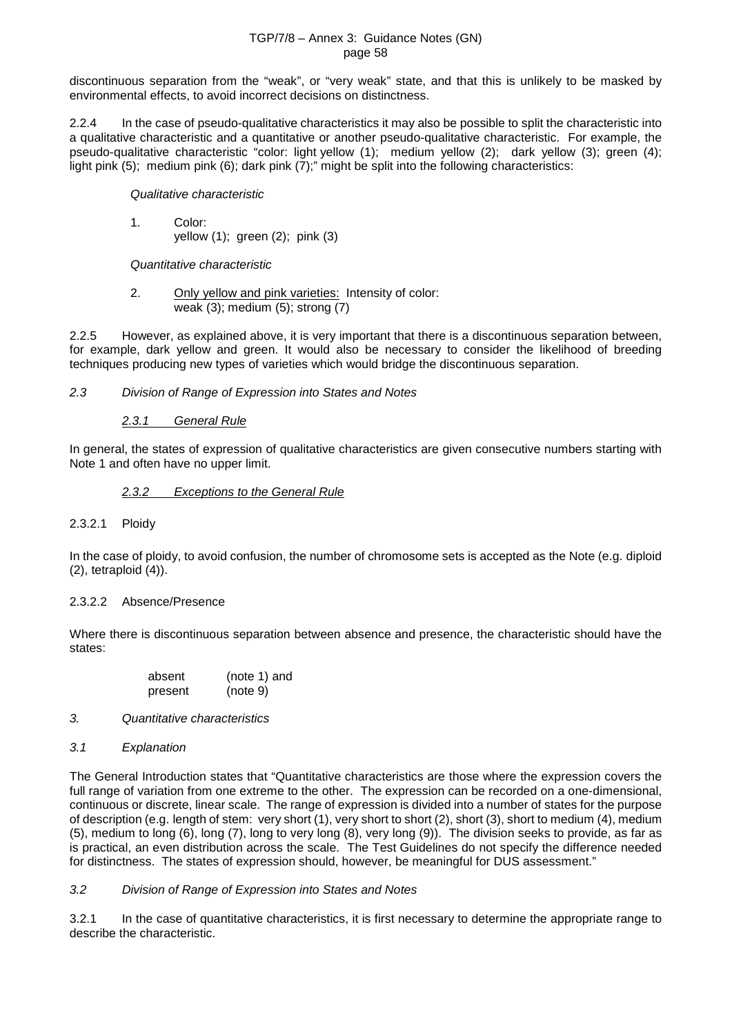discontinuous separation from the "weak", or "very weak" state, and that this is unlikely to be masked by environmental effects, to avoid incorrect decisions on distinctness.

2.2.4 In the case of pseudo-qualitative characteristics it may also be possible to split the characteristic into a qualitative characteristic and a quantitative or another pseudo-qualitative characteristic. For example, the pseudo-qualitative characteristic "color: light yellow (1); medium yellow (2); dark yellow (3); green (4); light pink (5); medium pink (6); dark pink (7);" might be split into the following characteristics:

*Qualitative characteristic*

1. Color:
   yellow (1); green (2); pink (3)

*Quantitative characteristic*

2. Only yellow and pink varieties: Intensity of color:
   weak (3); medium (5); strong (7)

2.2.5 However, as explained above, it is very important that there is a discontinuous separation between, for example, dark yellow and green. It would also be necessary to consider the likelihood of breeding techniques producing new types of varieties which would bridge the discontinuous separation.

*2.3 Division of Range of Expression into States and Notes*

*2.3.1 General Rule*

In general, the states of expression of qualitative characteristics are given consecutive numbers starting with Note 1 and often have no upper limit.

*2.3.2 Exceptions to the General Rule*

2.3.2.1 Ploidy

In the case of ploidy, to avoid confusion, the number of chromosome sets is accepted as the Note (e.g. diploid (2), tetraploid (4)).

2.3.2.2 Absence/Presence

Where there is discontinuous separation between absence and presence, the characteristic should have the states:

absent (note 1) and
present (note 9)

*3. Quantitative characteristics*

*3.1 Explanation*

The General Introduction states that "Quantitative characteristics are those where the expression covers the full range of variation from one extreme to the other. The expression can be recorded on a one-dimensional, continuous or discrete, linear scale. The range of expression is divided into a number of states for the purpose of description (e.g. length of stem: very short (1), very short to short (2), short (3), short to medium (4), medium (5), medium to long (6), long (7), long to very long (8), very long (9)). The division seeks to provide, as far as is practical, an even distribution across the scale. The Test Guidelines do not specify the difference needed for distinctness. The states of expression should, however, be meaningful for DUS assessment."

*3.2 Division of Range of Expression into States and Notes*

3.2.1 In the case of quantitative characteristics, it is first necessary to determine the appropriate range to describe the characteristic.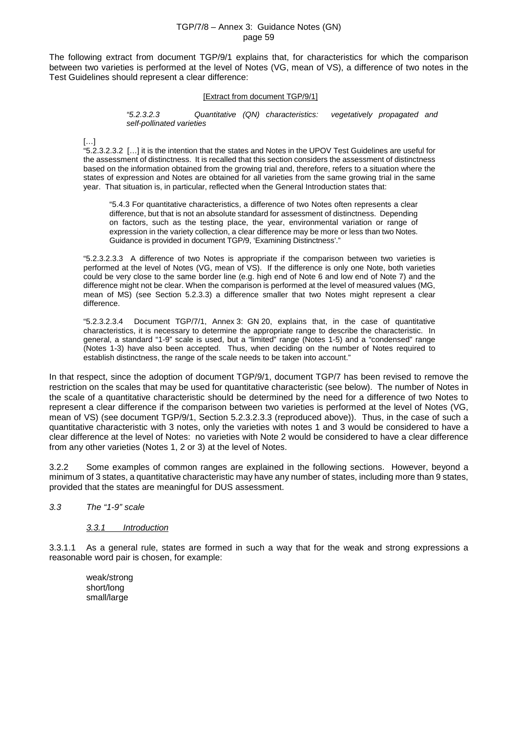The following extract from document TGP/9/1 explains that, for characteristics for which the comparison between two varieties is performed at the level of Notes (VG, mean of VS), a difference of two notes in the Test Guidelines should represent a clear difference:

[Extract from document TGP/9/1]

> *"5.2.3.2.3 Quantitative (QN) characteristics: vegetatively propagated and self-pollinated varieties*

[…]

"5.2.3.2.3.2 […] it is the intention that the states and Notes in the UPOV Test Guidelines are useful for the assessment of distinctness. It is recalled that this section considers the assessment of distinctness based on the information obtained from the growing trial and, therefore, refers to a situation where the states of expression and Notes are obtained for all varieties from the same growing trial in the same year. That situation is, in particular, reflected when the General Introduction states that:

> "5.4.3 For quantitative characteristics, a difference of two Notes often represents a clear difference, but that is not an absolute standard for assessment of distinctness. Depending on factors, such as the testing place, the year, environmental variation or range of expression in the variety collection, a clear difference may be more or less than two Notes. Guidance is provided in document TGP/9, 'Examining Distinctness'."

"5.2.3.2.3.3 A difference of two Notes is appropriate if the comparison between two varieties is performed at the level of Notes (VG, mean of VS). If the difference is only one Note, both varieties could be very close to the same border line (e.g. high end of Note 6 and low end of Note 7) and the difference might not be clear. When the comparison is performed at the level of measured values (MG, mean of MS) (see Section 5.2.3.3) a difference smaller that two Notes might represent a clear difference.

"5.2.3.2.3.4 Document TGP/7/1, Annex 3: GN 20, explains that, in the case of quantitative characteristics, it is necessary to determine the appropriate range to describe the characteristic. In general, a standard "1-9" scale is used, but a "limited" range (Notes 1-5) and a "condensed" range (Notes 1-3) have also been accepted. Thus, when deciding on the number of Notes required to establish distinctness, the range of the scale needs to be taken into account."

In that respect, since the adoption of document TGP/9/1, document TGP/7 has been revised to remove the restriction on the scales that may be used for quantitative characteristic (see below). The number of Notes in the scale of a quantitative characteristic should be determined by the need for a difference of two Notes to represent a clear difference if the comparison between two varieties is performed at the level of Notes (VG, mean of VS) (see document TGP/9/1, Section 5.2.3.2.3.3 (reproduced above)). Thus, in the case of such a quantitative characteristic with 3 notes, only the varieties with notes 1 and 3 would be considered to have a clear difference at the level of Notes: no varieties with Note 2 would be considered to have a clear difference from any other varieties (Notes 1, 2 or 3) at the level of Notes.

3.2.2 Some examples of common ranges are explained in the following sections. However, beyond a minimum of 3 states, a quantitative characteristic may have any number of states, including more than 9 states, provided that the states are meaningful for DUS assessment.

### *3.3 The "1-9" scale*

#### *3.3.1 Introduction*

3.3.1.1 As a general rule, states are formed in such a way that for the weak and strong expressions a reasonable word pair is chosen, for example:

weak/strong
short/long
small/large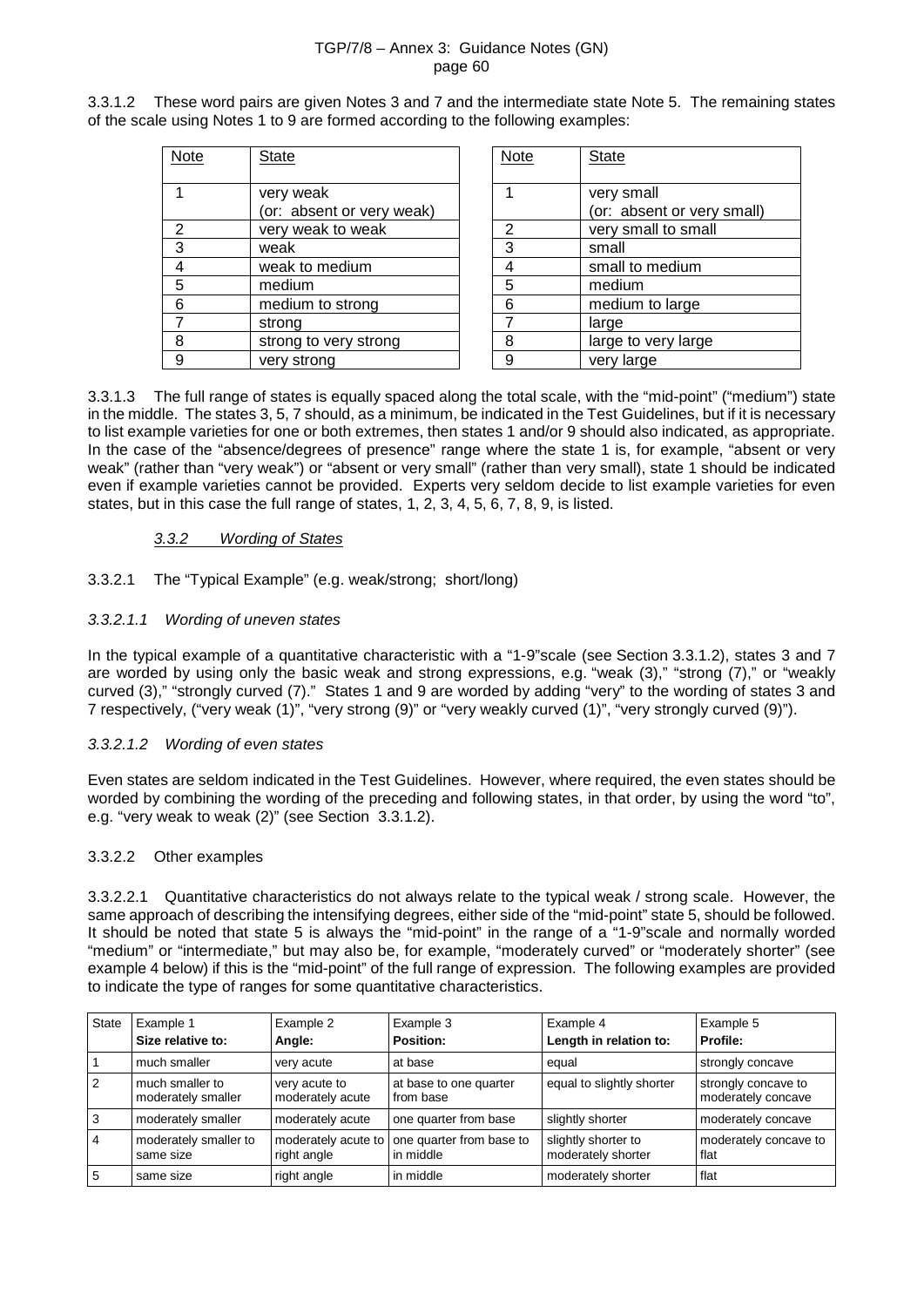3.3.1.2 These word pairs are given Notes 3 and 7 and the intermediate state Note 5. The remaining states of the scale using Notes 1 to 9 are formed according to the following examples:

| Note | State |
|---|---|
| 1 | very weak (or: absent or very weak) |
| 2 | very weak to weak |
| 3 | weak |
| 4 | weak to medium |
| 5 | medium |
| 6 | medium to strong |
| 7 | strong |
| 8 | strong to very strong |
| 9 | very strong |

| Note | State |
|---|---|
| 1 | very small (or: absent or very small) |
| 2 | very small to small |
| 3 | small |
| 4 | small to medium |
| 5 | medium |
| 6 | medium to large |
| 7 | large |
| 8 | large to very large |
| 9 | very large |

3.3.1.3 The full range of states is equally spaced along the total scale, with the "mid-point" ("medium") state in the middle. The states 3, 5, 7 should, as a minimum, be indicated in the Test Guidelines, but if it is necessary to list example varieties for one or both extremes, then states 1 and/or 9 should also indicated, as appropriate. In the case of the "absence/degrees of presence" range where the state 1 is, for example, "absent or very weak" (rather than "very weak") or "absent or very small" (rather than very small), state 1 should be indicated even if example varieties cannot be provided. Experts very seldom decide to list example varieties for even states, but in this case the full range of states, 1, 2, 3, 4, 5, 6, 7, 8, 9, is listed.

### *3.3.2 Wording of States*

3.3.2.1 The "Typical Example" (e.g. weak/strong; short/long)

*3.3.2.1.1 Wording of uneven states*

In the typical example of a quantitative characteristic with a "1-9"scale (see Section 3.3.1.2), states 3 and 7 are worded by using only the basic weak and strong expressions, e.g. "weak (3)," "strong (7)," or "weakly curved (3)," "strongly curved (7)." States 1 and 9 are worded by adding "very" to the wording of states 3 and 7 respectively, ("very weak (1)", "very strong (9)" or "very weakly curved (1)", "very strongly curved (9)").

*3.3.2.1.2 Wording of even states*

Even states are seldom indicated in the Test Guidelines. However, where required, the even states should be worded by combining the wording of the preceding and following states, in that order, by using the word "to", e.g. "very weak to weak (2)" (see Section 3.3.1.2).

3.3.2.2 Other examples

3.3.2.2.1 Quantitative characteristics do not always relate to the typical weak / strong scale. However, the same approach of describing the intensifying degrees, either side of the "mid-point" state 5, should be followed. It should be noted that state 5 is always the "mid-point" in the range of a "1-9"scale and normally worded "medium" or "intermediate," but may also be, for example, "moderately curved" or "moderately shorter" (see example 4 below) if this is the "mid-point" of the full range of expression. The following examples are provided to indicate the type of ranges for some quantitative characteristics.

| State | Example 1 **Size relative to:** | Example 2 **Angle:** | Example 3 **Position:** | Example 4 **Length in relation to:** | Example 5 **Profile:** |
|---|---|---|---|---|---|
| 1 | much smaller | very acute | at base | equal | strongly concave |
| 2 | much smaller to moderately smaller | very acute to moderately acute | at base to one quarter from base | equal to slightly shorter | strongly concave to moderately concave |
| 3 | moderately smaller | moderately acute | one quarter from base | slightly shorter | moderately concave |
| 4 | moderately smaller to same size | moderately acute to right angle | one quarter from base to in middle | slightly shorter to moderately shorter | moderately concave to flat |
| 5 | same size | right angle | in middle | moderately shorter | flat |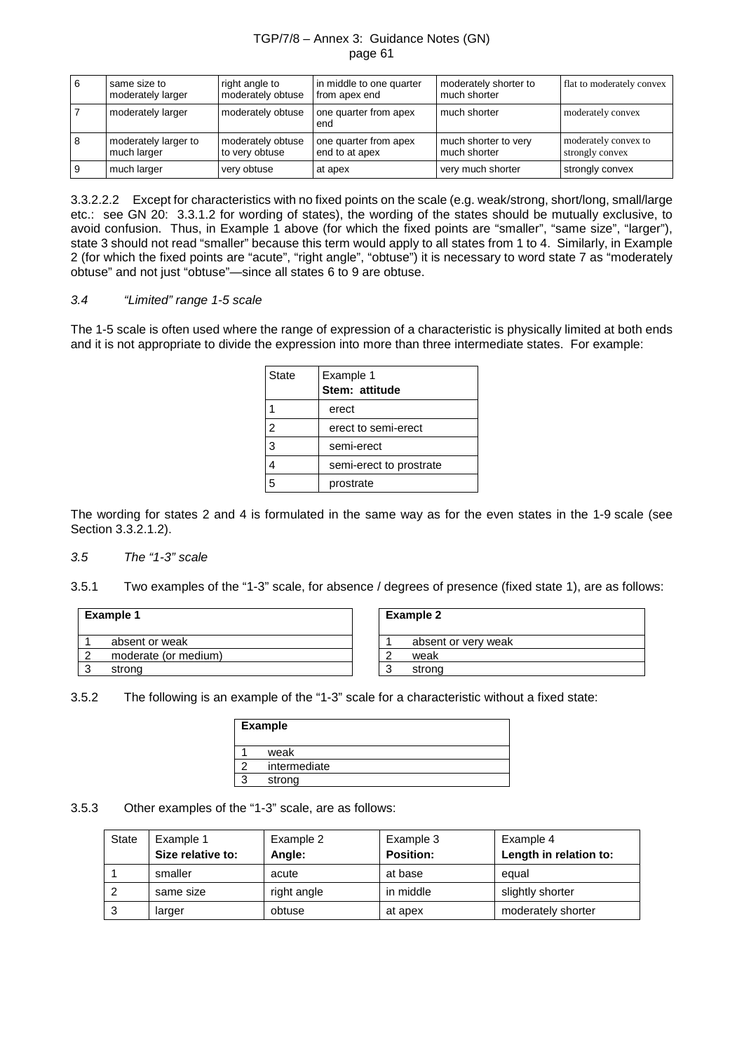| 6 | same size to moderately larger | right angle to moderately obtuse | in middle to one quarter from apex end | moderately shorter to much shorter | flat to moderately convex |
|---|---|---|---|---|---|
| 7 | moderately larger | moderately obtuse | one quarter from apex end | much shorter | moderately convex |
| 8 | moderately larger to much larger | moderately obtuse to very obtuse | one quarter from apex end to at apex | much shorter to very much shorter | moderately convex to strongly convex |
| 9 | much larger | very obtuse | at apex | very much shorter | strongly convex |

3.3.2.2.2 Except for characteristics with no fixed points on the scale (e.g. weak/strong, short/long, small/large etc.: see GN 20: 3.3.1.2 for wording of states), the wording of the states should be mutually exclusive, to avoid confusion. Thus, in Example 1 above (for which the fixed points are "smaller", "same size", "larger"), state 3 should not read "smaller" because this term would apply to all states from 1 to 4. Similarly, in Example 2 (for which the fixed points are "acute", "right angle", "obtuse") it is necessary to word state 7 as "moderately obtuse" and not just "obtuse"—since all states 6 to 9 are obtuse.

*3.4 "Limited" range 1-5 scale*

The 1-5 scale is often used where the range of expression of a characteristic is physically limited at both ends and it is not appropriate to divide the expression into more than three intermediate states. For example:

| State | Example 1 **Stem: attitude** |
|---|---|
| 1 | erect |
| 2 | erect to semi-erect |
| 3 | semi-erect |
| 4 | semi-erect to prostrate |
| 5 | prostrate |

The wording for states 2 and 4 is formulated in the same way as for the even states in the 1-9 scale (see Section 3.3.2.1.2).

*3.5 The "1-3" scale*

3.5.1 Two examples of the "1-3" scale, for absence / degrees of presence (fixed state 1), are as follows:

| **Example 1** | |
|---|---|
| 1 | absent or weak |
| 2 | moderate (or medium) |
| 3 | strong |

| **Example 2** | |
|---|---|
| 1 | absent or very weak |
| 2 | weak |
| 3 | strong |

3.5.2 The following is an example of the "1-3" scale for a characteristic without a fixed state:

| **Example** | |
|---|---|
| 1 | weak |
| 2 | intermediate |
| 3 | strong |

3.5.3 Other examples of the "1-3" scale, are as follows:

| State | Example 1 **Size relative to:** | Example 2 **Angle:** | Example 3 **Position:** | Example 4 **Length in relation to:** |
|---|---|---|---|---|
| 1 | smaller | acute | at base | equal |
| 2 | same size | right angle | in middle | slightly shorter |
| 3 | larger | obtuse | at apex | moderately shorter |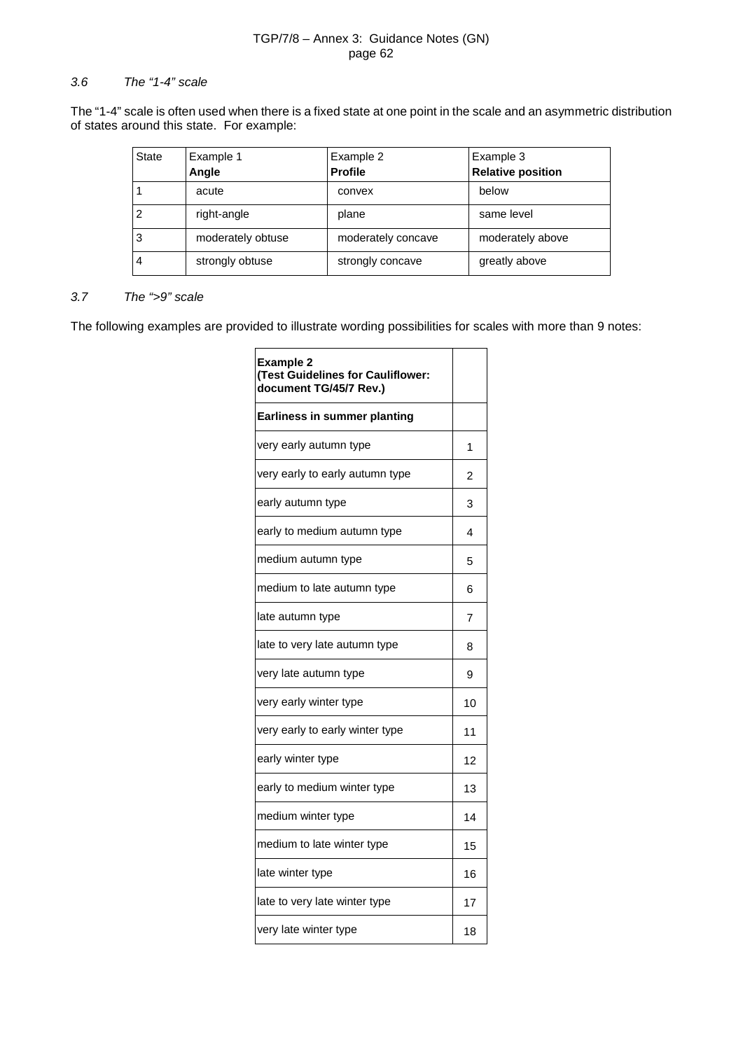### *3.6 The "1-4" scale*

The "1-4" scale is often used when there is a fixed state at one point in the scale and an asymmetric distribution of states around this state. For example:

| State | Example 1 **Angle** | Example 2 **Profile** | Example 3 **Relative position** |
|---|---|---|---|
| 1 | acute | convex | below |
| 2 | right-angle | plane | same level |
| 3 | moderately obtuse | moderately concave | moderately above |
| 4 | strongly obtuse | strongly concave | greatly above |

### *3.7 The ">9" scale*

The following examples are provided to illustrate wording possibilities for scales with more than 9 notes:

| **Example 2 (Test Guidelines for Cauliflower: document TG/45/7 Rev.)** | |
|---|---|
| **Earliness in summer planting** | |
| very early autumn type | 1 |
| very early to early autumn type | 2 |
| early autumn type | 3 |
| early to medium autumn type | 4 |
| medium autumn type | 5 |
| medium to late autumn type | 6 |
| late autumn type | 7 |
| late to very late autumn type | 8 |
| very late autumn type | 9 |
| very early winter type | 10 |
| very early to early winter type | 11 |
| early winter type | 12 |
| early to medium winter type | 13 |
| medium winter type | 14 |
| medium to late winter type | 15 |
| late winter type | 16 |
| late to very late winter type | 17 |
| very late winter type | 18 |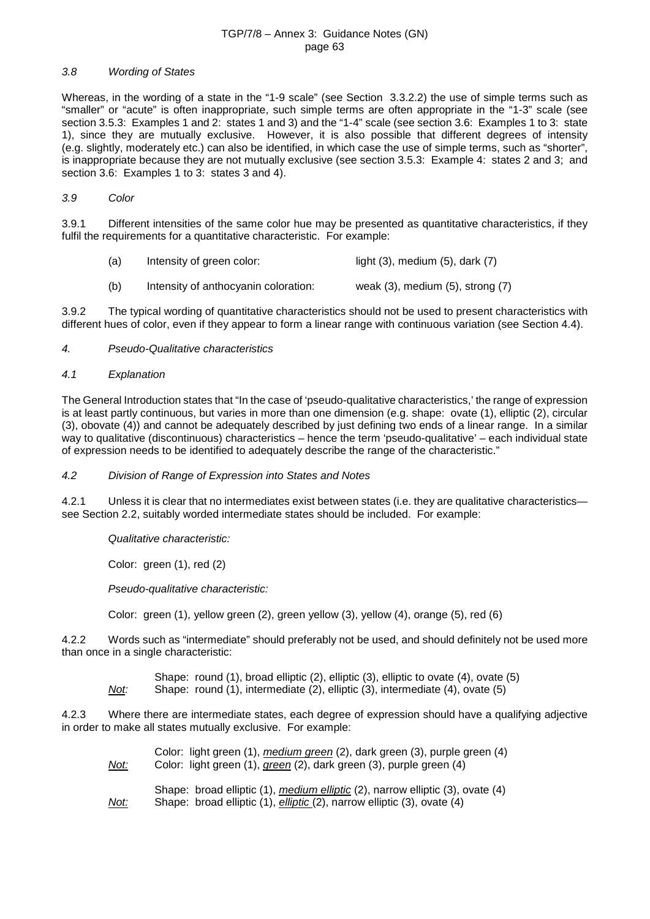### *3.8 Wording of States*

Whereas, in the wording of a state in the "1-9 scale" (see Section 3.3.2.2) the use of simple terms such as "smaller" or "acute" is often inappropriate, such simple terms are often appropriate in the "1-3" scale (see section 3.5.3: Examples 1 and 2: states 1 and 3) and the "1-4" scale (see section 3.6: Examples 1 to 3: state 1), since they are mutually exclusive. However, it is also possible that different degrees of intensity (e.g. slightly, moderately etc.) can also be identified, in which case the use of simple terms, such as "shorter", is inappropriate because they are not mutually exclusive (see section 3.5.3: Example 4: states 2 and 3; and section 3.6: Examples 1 to 3: states 3 and 4).

### *3.9 Color*

3.9.1 Different intensities of the same color hue may be presented as quantitative characteristics, if they fulfil the requirements for a quantitative characteristic. For example:

| | | |
|---|---|---|
| (a) | Intensity of green color: | light (3), medium (5), dark (7) |
| (b) | Intensity of anthocyanin coloration: | weak (3), medium (5), strong (7) |

3.9.2 The typical wording of quantitative characteristics should not be used to present characteristics with different hues of color, even if they appear to form a linear range with continuous variation (see Section 4.4).

## *4. Pseudo-Qualitative characteristics*

### *4.1 Explanation*

The General Introduction states that "In the case of 'pseudo-qualitative characteristics,' the range of expression is at least partly continuous, but varies in more than one dimension (e.g. shape: ovate (1), elliptic (2), circular (3), obovate (4)) and cannot be adequately described by just defining two ends of a linear range. In a similar way to qualitative (discontinuous) characteristics – hence the term 'pseudo-qualitative' – each individual state of expression needs to be identified to adequately describe the range of the characteristic."

### *4.2 Division of Range of Expression into States and Notes*

4.2.1 Unless it is clear that no intermediates exist between states (i.e. they are qualitative characteristics— see Section 2.2, suitably worded intermediate states should be included. For example:

*Qualitative characteristic:*

Color: green (1), red (2)

*Pseudo-qualitative characteristic:*

Color: green (1), yellow green (2), green yellow (3), yellow (4), orange (5), red (6)

4.2.2 Words such as "intermediate" should preferably not be used, and should definitely not be used more than once in a single characteristic:

Shape: round (1), broad elliptic (2), elliptic (3), elliptic to ovate (4), ovate (5)
*Not:* Shape: round (1), intermediate (2), elliptic (3), intermediate (4), ovate (5)

4.2.3 Where there are intermediate states, each degree of expression should have a qualifying adjective in order to make all states mutually exclusive. For example:

Color: light green (1), *medium green* (2), dark green (3), purple green (4)
*Not:* Color: light green (1), *green* (2), dark green (3), purple green (4)

Shape: broad elliptic (1), *medium elliptic* (2), narrow elliptic (3), ovate (4)
*Not:* Shape: broad elliptic (1), *elliptic* (2), narrow elliptic (3), ovate (4)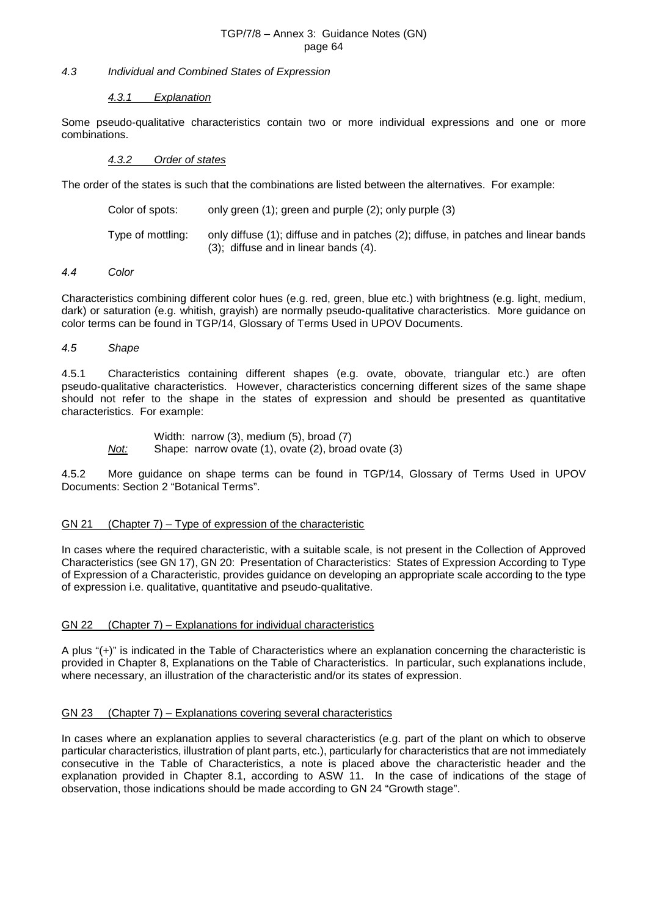### *4.3 Individual and Combined States of Expression*

#### *4.3.1 Explanation*

Some pseudo-qualitative characteristics contain two or more individual expressions and one or more combinations.

#### *4.3.2 Order of states*

The order of the states is such that the combinations are listed between the alternatives. For example:

Color of spots: only green (1); green and purple (2); only purple (3)

Type of mottling: only diffuse (1); diffuse and in patches (2); diffuse, in patches and linear bands (3); diffuse and in linear bands (4).

### *4.4 Color*

Characteristics combining different color hues (e.g. red, green, blue etc.) with brightness (e.g. light, medium, dark) or saturation (e.g. whitish, grayish) are normally pseudo-qualitative characteristics. More guidance on color terms can be found in TGP/14, Glossary of Terms Used in UPOV Documents.

### *4.5 Shape*

4.5.1 Characteristics containing different shapes (e.g. ovate, obovate, triangular etc.) are often pseudo-qualitative characteristics. However, characteristics concerning different sizes of the same shape should not refer to the shape in the states of expression and should be presented as quantitative characteristics. For example:

Width: narrow (3), medium (5), broad (7)
*Not:* Shape: narrow ovate (1), ovate (2), broad ovate (3)

4.5.2 More guidance on shape terms can be found in TGP/14, Glossary of Terms Used in UPOV Documents: Section 2 "Botanical Terms".

## GN 21 (Chapter 7) – Type of expression of the characteristic

In cases where the required characteristic, with a suitable scale, is not present in the Collection of Approved Characteristics (see GN 17), GN 20: Presentation of Characteristics: States of Expression According to Type of Expression of a Characteristic, provides guidance on developing an appropriate scale according to the type of expression i.e. qualitative, quantitative and pseudo-qualitative.

## GN 22 (Chapter 7) – Explanations for individual characteristics

A plus "(+)" is indicated in the Table of Characteristics where an explanation concerning the characteristic is provided in Chapter 8, Explanations on the Table of Characteristics. In particular, such explanations include, where necessary, an illustration of the characteristic and/or its states of expression.

## GN 23 (Chapter 7) – Explanations covering several characteristics

In cases where an explanation applies to several characteristics (e.g. part of the plant on which to observe particular characteristics, illustration of plant parts, etc.), particularly for characteristics that are not immediately consecutive in the Table of Characteristics, a note is placed above the characteristic header and the explanation provided in Chapter 8.1, according to ASW 11. In the case of indications of the stage of observation, those indications should be made according to GN 24 "Growth stage".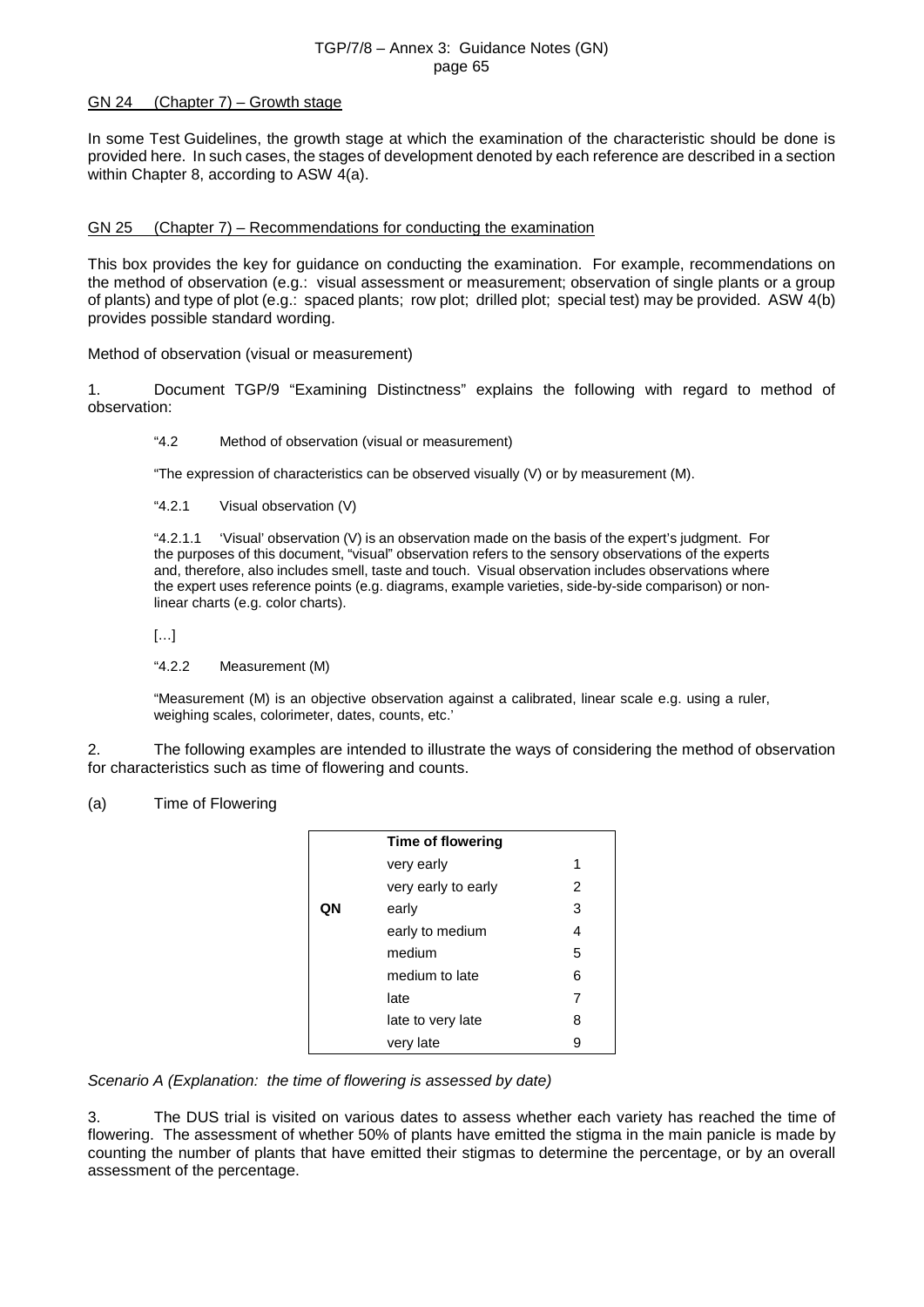GN 24 (Chapter 7) – Growth stage

In some Test Guidelines, the growth stage at which the examination of the characteristic should be done is provided here. In such cases, the stages of development denoted by each reference are described in a section within Chapter 8, according to ASW 4(a).

GN 25 (Chapter 7) – Recommendations for conducting the examination

This box provides the key for guidance on conducting the examination. For example, recommendations on the method of observation (e.g.: visual assessment or measurement; observation of single plants or a group of plants) and type of plot (e.g.: spaced plants; row plot; drilled plot; special test) may be provided. ASW 4(b) provides possible standard wording.

Method of observation (visual or measurement)

1. Document TGP/9 "Examining Distinctness" explains the following with regard to method of observation:

> "4.2 Method of observation (visual or measurement)
>
> "The expression of characteristics can be observed visually (V) or by measurement (M).
>
> "4.2.1 Visual observation (V)
>
> "4.2.1.1 'Visual' observation (V) is an observation made on the basis of the expert's judgment. For the purposes of this document, "visual" observation refers to the sensory observations of the experts and, therefore, also includes smell, taste and touch. Visual observation includes observations where the expert uses reference points (e.g. diagrams, example varieties, side-by-side comparison) or non-linear charts (e.g. color charts).
>
> […]
>
> "4.2.2 Measurement (M)
>
> "Measurement (M) is an objective observation against a calibrated, linear scale e.g. using a ruler, weighing scales, colorimeter, dates, counts, etc.'

2. The following examples are intended to illustrate the ways of considering the method of observation for characteristics such as time of flowering and counts.

(a) Time of Flowering

| | Time of flowering | |
|---|---|---|
| | very early | 1 |
| | very early to early | 2 |
| QN | early | 3 |
| | early to medium | 4 |
| | medium | 5 |
| | medium to late | 6 |
| | late | 7 |
| | late to very late | 8 |
| | very late | 9 |

*Scenario A (Explanation: the time of flowering is assessed by date)*

3. The DUS trial is visited on various dates to assess whether each variety has reached the time of flowering. The assessment of whether 50% of plants have emitted the stigma in the main panicle is made by counting the number of plants that have emitted their stigmas to determine the percentage, or by an overall assessment of the percentage.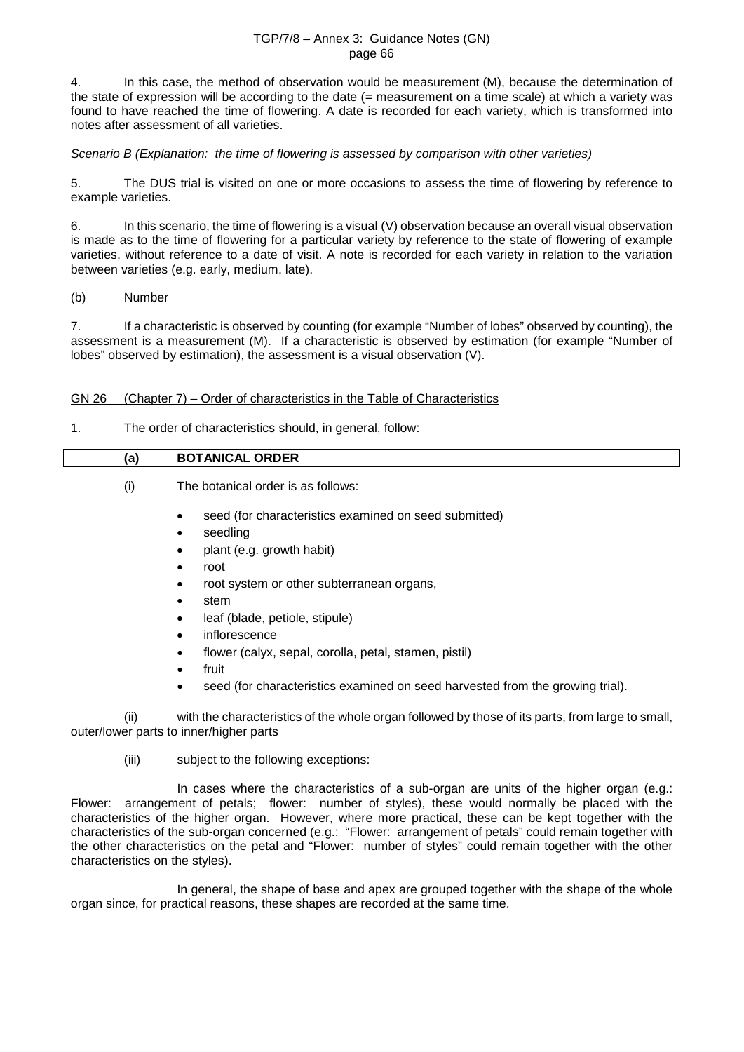4. In this case, the method of observation would be measurement (M), because the determination of the state of expression will be according to the date (= measurement on a time scale) at which a variety was found to have reached the time of flowering. A date is recorded for each variety, which is transformed into notes after assessment of all varieties.

*Scenario B (Explanation: the time of flowering is assessed by comparison with other varieties)*

5. The DUS trial is visited on one or more occasions to assess the time of flowering by reference to example varieties.

6. In this scenario, the time of flowering is a visual (V) observation because an overall visual observation is made as to the time of flowering for a particular variety by reference to the state of flowering of example varieties, without reference to a date of visit. A note is recorded for each variety in relation to the variation between varieties (e.g. early, medium, late).

(b) Number

7. If a characteristic is observed by counting (for example "Number of lobes" observed by counting), the assessment is a measurement (M). If a characteristic is observed by estimation (for example "Number of lobes" observed by estimation), the assessment is a visual observation (V).

<u>GN 26 (Chapter 7) – Order of characteristics in the Table of Characteristics</u>

1. The order of characteristics should, in general, follow:

**(a) BOTANICAL ORDER**

(i) The botanical order is as follows:

- seed (for characteristics examined on seed submitted)
- seedling
- plant (e.g. growth habit)
- root
- root system or other subterranean organs,
- stem
- leaf (blade, petiole, stipule)
- inflorescence
- flower (calyx, sepal, corolla, petal, stamen, pistil)
- fruit
- seed (for characteristics examined on seed harvested from the growing trial).

(ii) with the characteristics of the whole organ followed by those of its parts, from large to small, outer/lower parts to inner/higher parts

(iii) subject to the following exceptions:

In cases where the characteristics of a sub-organ are units of the higher organ (e.g.: Flower: arrangement of petals; flower: number of styles), these would normally be placed with the characteristics of the higher organ. However, where more practical, these can be kept together with the characteristics of the sub-organ concerned (e.g.: "Flower: arrangement of petals" could remain together with the other characteristics on the petal and "Flower: number of styles" could remain together with the other characteristics on the styles).

In general, the shape of base and apex are grouped together with the shape of the whole organ since, for practical reasons, these shapes are recorded at the same time.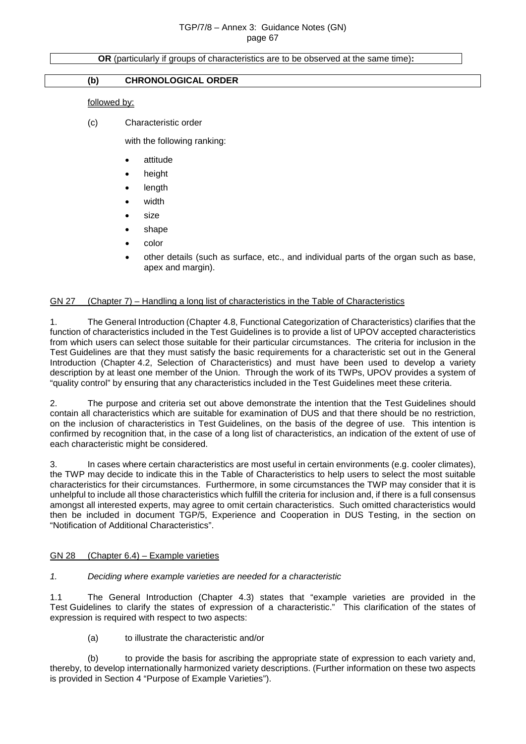**OR** (particularly if groups of characteristics are to be observed at the same time)**:**

**(b) CHRONOLOGICAL ORDER**

followed by:

(c) Characteristic order

with the following ranking:

- attitude
- height
- length
- width
- size
- shape
- color
- other details (such as surface, etc., and individual parts of the organ such as base, apex and margin).

GN 27 (Chapter 7) – Handling a long list of characteristics in the Table of Characteristics

1. The General Introduction (Chapter 4.8, Functional Categorization of Characteristics) clarifies that the function of characteristics included in the Test Guidelines is to provide a list of UPOV accepted characteristics from which users can select those suitable for their particular circumstances. The criteria for inclusion in the Test Guidelines are that they must satisfy the basic requirements for a characteristic set out in the General Introduction (Chapter 4.2, Selection of Characteristics) and must have been used to develop a variety description by at least one member of the Union. Through the work of its TWPs, UPOV provides a system of "quality control" by ensuring that any characteristics included in the Test Guidelines meet these criteria.

2. The purpose and criteria set out above demonstrate the intention that the Test Guidelines should contain all characteristics which are suitable for examination of DUS and that there should be no restriction, on the inclusion of characteristics in Test Guidelines, on the basis of the degree of use. This intention is confirmed by recognition that, in the case of a long list of characteristics, an indication of the extent of use of each characteristic might be considered.

3. In cases where certain characteristics are most useful in certain environments (e.g. cooler climates), the TWP may decide to indicate this in the Table of Characteristics to help users to select the most suitable characteristics for their circumstances. Furthermore, in some circumstances the TWP may consider that it is unhelpful to include all those characteristics which fulfill the criteria for inclusion and, if there is a full consensus amongst all interested experts, may agree to omit certain characteristics. Such omitted characteristics would then be included in document TGP/5, Experience and Cooperation in DUS Testing, in the section on "Notification of Additional Characteristics".

GN 28 (Chapter 6.4) – Example varieties

*1. Deciding where example varieties are needed for a characteristic*

1.1 The General Introduction (Chapter 4.3) states that "example varieties are provided in the Test Guidelines to clarify the states of expression of a characteristic." This clarification of the states of expression is required with respect to two aspects:

(a) to illustrate the characteristic and/or

(b) to provide the basis for ascribing the appropriate state of expression to each variety and, thereby, to develop internationally harmonized variety descriptions. (Further information on these two aspects is provided in Section 4 "Purpose of Example Varieties").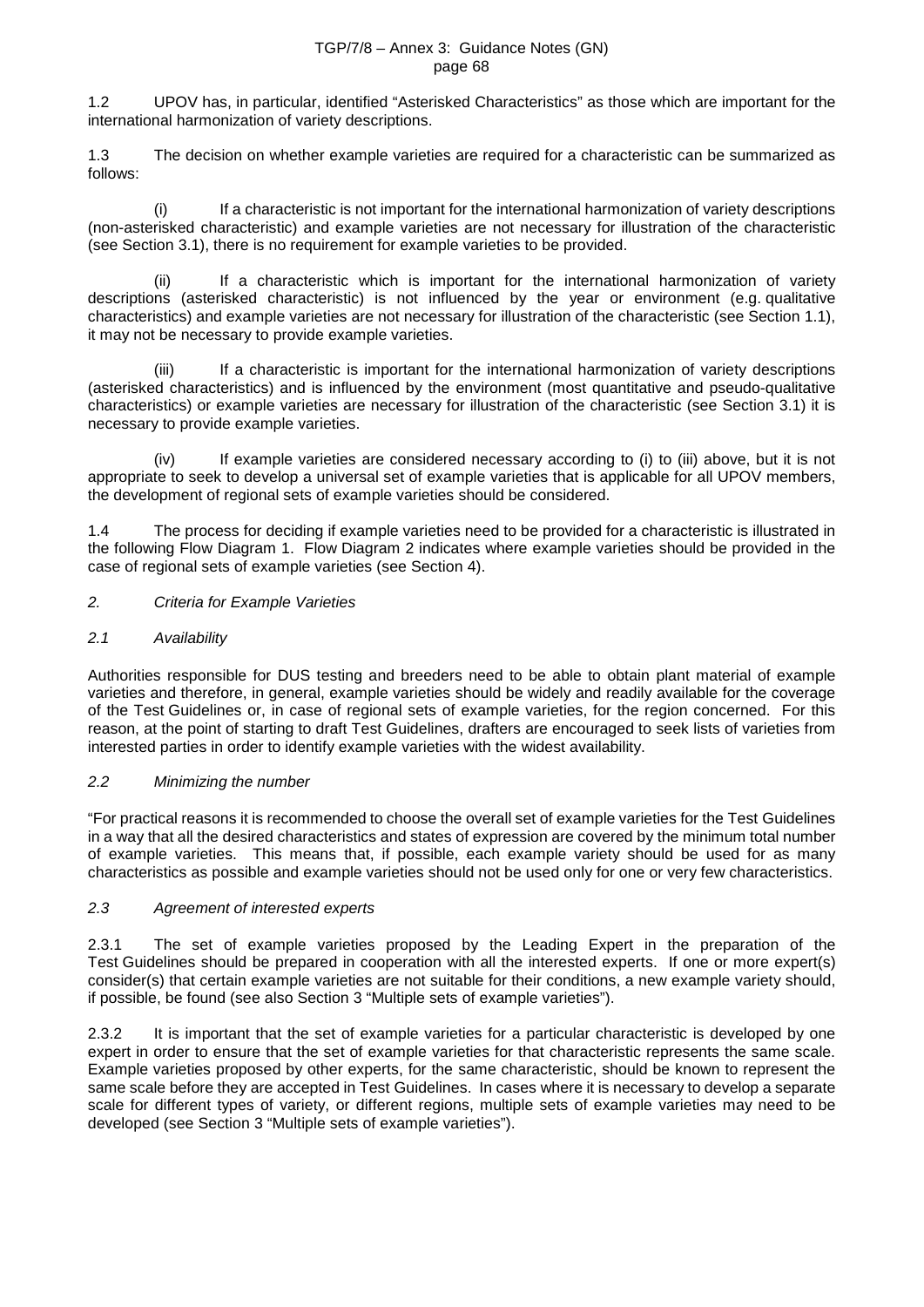1.2 UPOV has, in particular, identified "Asterisked Characteristics" as those which are important for the international harmonization of variety descriptions.

1.3 The decision on whether example varieties are required for a characteristic can be summarized as follows:

(i) If a characteristic is not important for the international harmonization of variety descriptions (non-asterisked characteristic) and example varieties are not necessary for illustration of the characteristic (see Section 3.1), there is no requirement for example varieties to be provided.

(ii) If a characteristic which is important for the international harmonization of variety descriptions (asterisked characteristic) is not influenced by the year or environment (e.g. qualitative characteristics) and example varieties are not necessary for illustration of the characteristic (see Section 1.1), it may not be necessary to provide example varieties.

(iii) If a characteristic is important for the international harmonization of variety descriptions (asterisked characteristics) and is influenced by the environment (most quantitative and pseudo-qualitative characteristics) or example varieties are necessary for illustration of the characteristic (see Section 3.1) it is necessary to provide example varieties.

(iv) If example varieties are considered necessary according to (i) to (iii) above, but it is not appropriate to seek to develop a universal set of example varieties that is applicable for all UPOV members, the development of regional sets of example varieties should be considered.

1.4 The process for deciding if example varieties need to be provided for a characteristic is illustrated in the following Flow Diagram 1. Flow Diagram 2 indicates where example varieties should be provided in the case of regional sets of example varieties (see Section 4).

## *2. Criteria for Example Varieties*

### *2.1 Availability*

Authorities responsible for DUS testing and breeders need to be able to obtain plant material of example varieties and therefore, in general, example varieties should be widely and readily available for the coverage of the Test Guidelines or, in case of regional sets of example varieties, for the region concerned. For this reason, at the point of starting to draft Test Guidelines, drafters are encouraged to seek lists of varieties from interested parties in order to identify example varieties with the widest availability.

### *2.2 Minimizing the number*

"For practical reasons it is recommended to choose the overall set of example varieties for the Test Guidelines in a way that all the desired characteristics and states of expression are covered by the minimum total number of example varieties. This means that, if possible, each example variety should be used for as many characteristics as possible and example varieties should not be used only for one or very few characteristics.

### *2.3 Agreement of interested experts*

2.3.1 The set of example varieties proposed by the Leading Expert in the preparation of the Test Guidelines should be prepared in cooperation with all the interested experts. If one or more expert(s) consider(s) that certain example varieties are not suitable for their conditions, a new example variety should, if possible, be found (see also Section 3 "Multiple sets of example varieties").

2.3.2 It is important that the set of example varieties for a particular characteristic is developed by one expert in order to ensure that the set of example varieties for that characteristic represents the same scale. Example varieties proposed by other experts, for the same characteristic, should be known to represent the same scale before they are accepted in Test Guidelines. In cases where it is necessary to develop a separate scale for different types of variety, or different regions, multiple sets of example varieties may need to be developed (see Section 3 "Multiple sets of example varieties").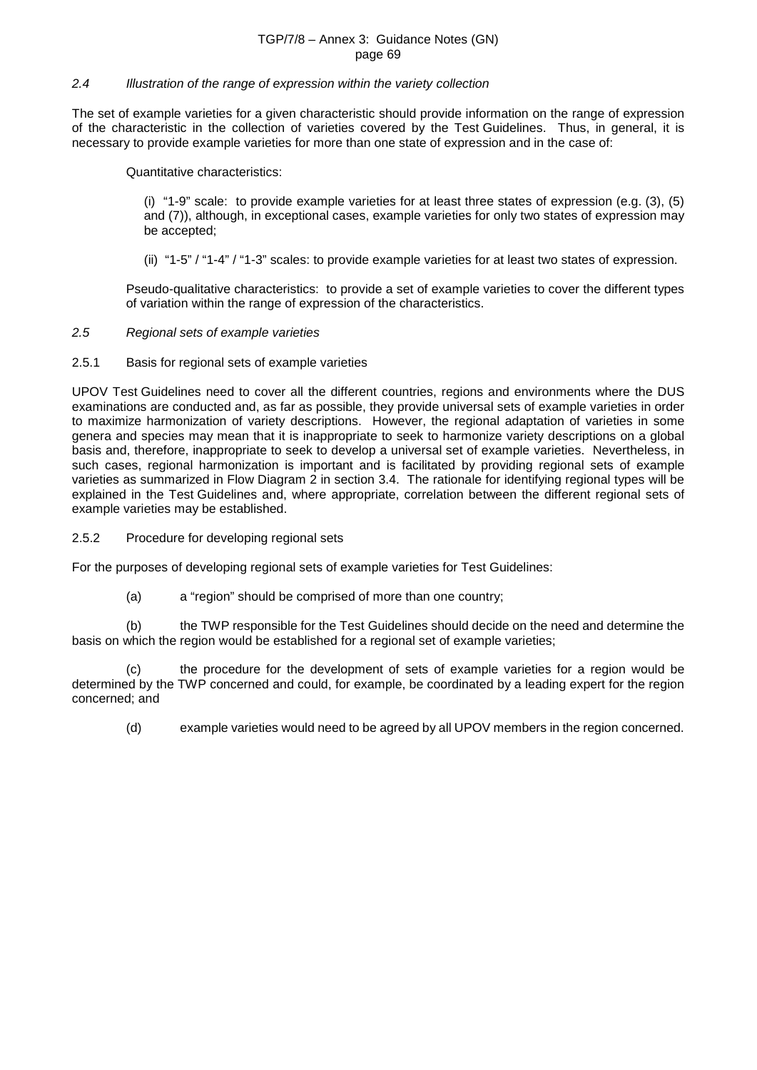*2.4 Illustration of the range of expression within the variety collection*

The set of example varieties for a given characteristic should provide information on the range of expression of the characteristic in the collection of varieties covered by the Test Guidelines. Thus, in general, it is necessary to provide example varieties for more than one state of expression and in the case of:

Quantitative characteristics:

(i) "1-9" scale: to provide example varieties for at least three states of expression (e.g. (3), (5) and (7)), although, in exceptional cases, example varieties for only two states of expression may be accepted;

(ii) "1-5" / "1-4" / "1-3" scales: to provide example varieties for at least two states of expression.

Pseudo-qualitative characteristics: to provide a set of example varieties to cover the different types of variation within the range of expression of the characteristics.

*2.5 Regional sets of example varieties*

2.5.1 Basis for regional sets of example varieties

UPOV Test Guidelines need to cover all the different countries, regions and environments where the DUS examinations are conducted and, as far as possible, they provide universal sets of example varieties in order to maximize harmonization of variety descriptions. However, the regional adaptation of varieties in some genera and species may mean that it is inappropriate to seek to harmonize variety descriptions on a global basis and, therefore, inappropriate to seek to develop a universal set of example varieties. Nevertheless, in such cases, regional harmonization is important and is facilitated by providing regional sets of example varieties as summarized in Flow Diagram 2 in section 3.4. The rationale for identifying regional types will be explained in the Test Guidelines and, where appropriate, correlation between the different regional sets of example varieties may be established.

2.5.2 Procedure for developing regional sets

For the purposes of developing regional sets of example varieties for Test Guidelines:

(a) a "region" should be comprised of more than one country;

(b) the TWP responsible for the Test Guidelines should decide on the need and determine the basis on which the region would be established for a regional set of example varieties;

(c) the procedure for the development of sets of example varieties for a region would be determined by the TWP concerned and could, for example, be coordinated by a leading expert for the region concerned; and

(d) example varieties would need to be agreed by all UPOV members in the region concerned.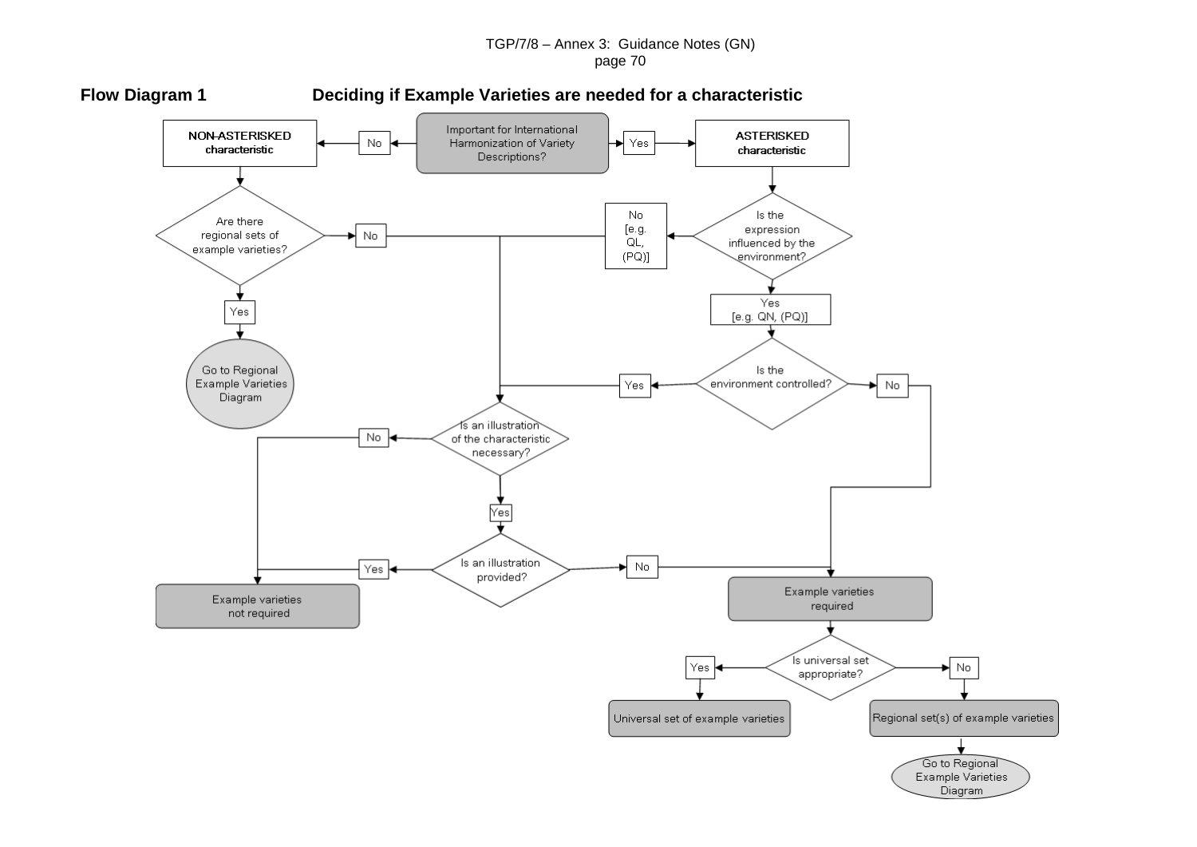**Flow Diagram 1** **Deciding if Example Varieties are needed for a characteristic**

Important for International Harmonization of Variety Descriptions?

No → NON-ASTERISKED characteristic

Yes → ASTERISKED characteristic

NON-ASTERISKED characteristic → Are there regional sets of example varieties?

- Yes → Go to Regional Example Varieties Diagram
- No → Is an illustration of the characteristic necessary?

ASTERISKED characteristic → Is the expression influenced by the environment?

- No [e.g. QL, (PQ)] → Is an illustration of the characteristic necessary?
- Yes [e.g. QN, (PQ)] → Is the environment controlled?
  - Yes → Is an illustration of the characteristic necessary?
  - No → Example varieties required

Is an illustration of the characteristic necessary?

- No → Example varieties not required
- Yes → Is an illustration provided?
  - Yes → Example varieties not required
  - No → Example varieties required

Example varieties required → Is universal set appropriate?

- Yes → Universal set of example varieties
- No → Regional set(s) of example varieties → Go to Regional Example Varieties Diagram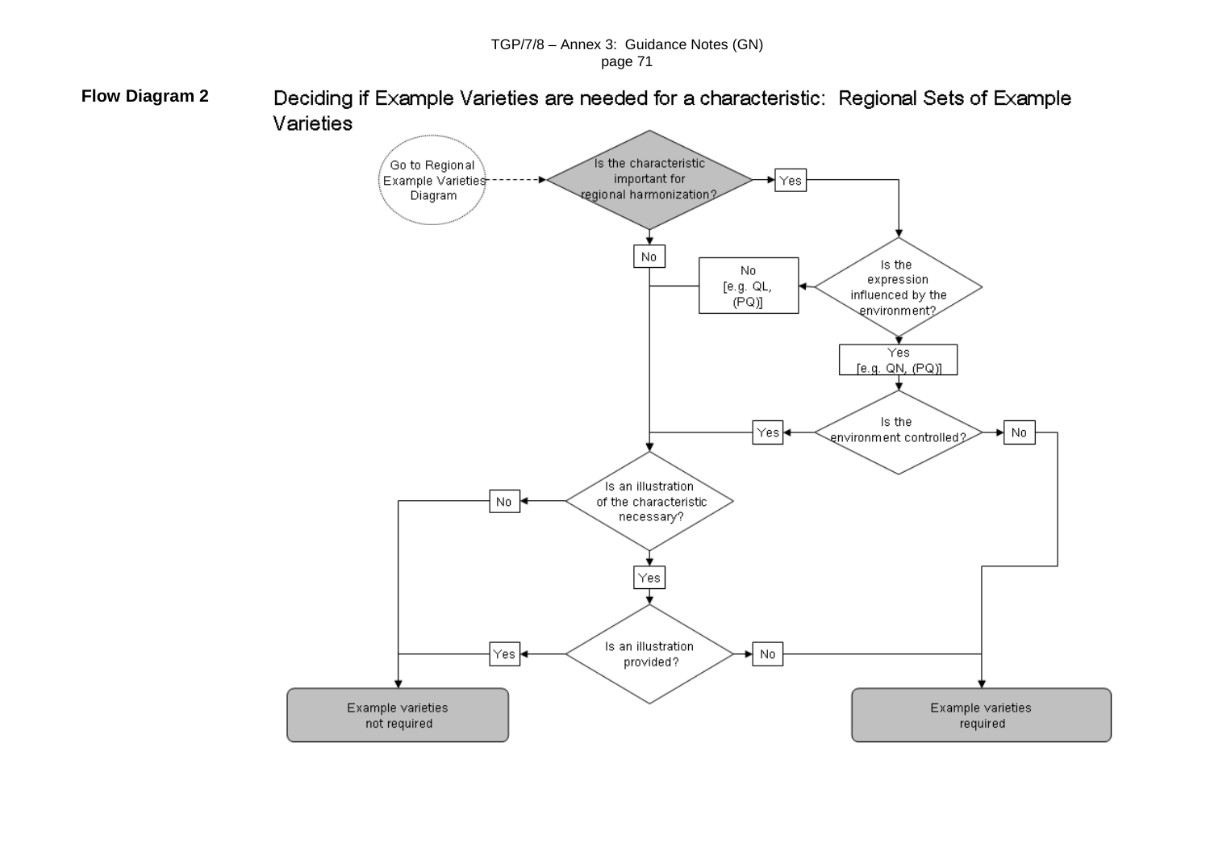**Flow Diagram 2** Deciding if Example Varieties are needed for a characteristic: Regional Sets of Example Varieties

Go to Regional Example Varieties Diagram

Is the characteristic important for regional harmonization?

Yes

No

Is the expression influenced by the environment?

No [e.g. QL, (PQ)]

Yes [e.g. QN, (PQ)]

Is the environment controlled?

Yes

No

Is an illustration of the characteristic necessary?

No

Yes

Is an illustration provided?

Yes

No

Example varieties not required

Example varieties required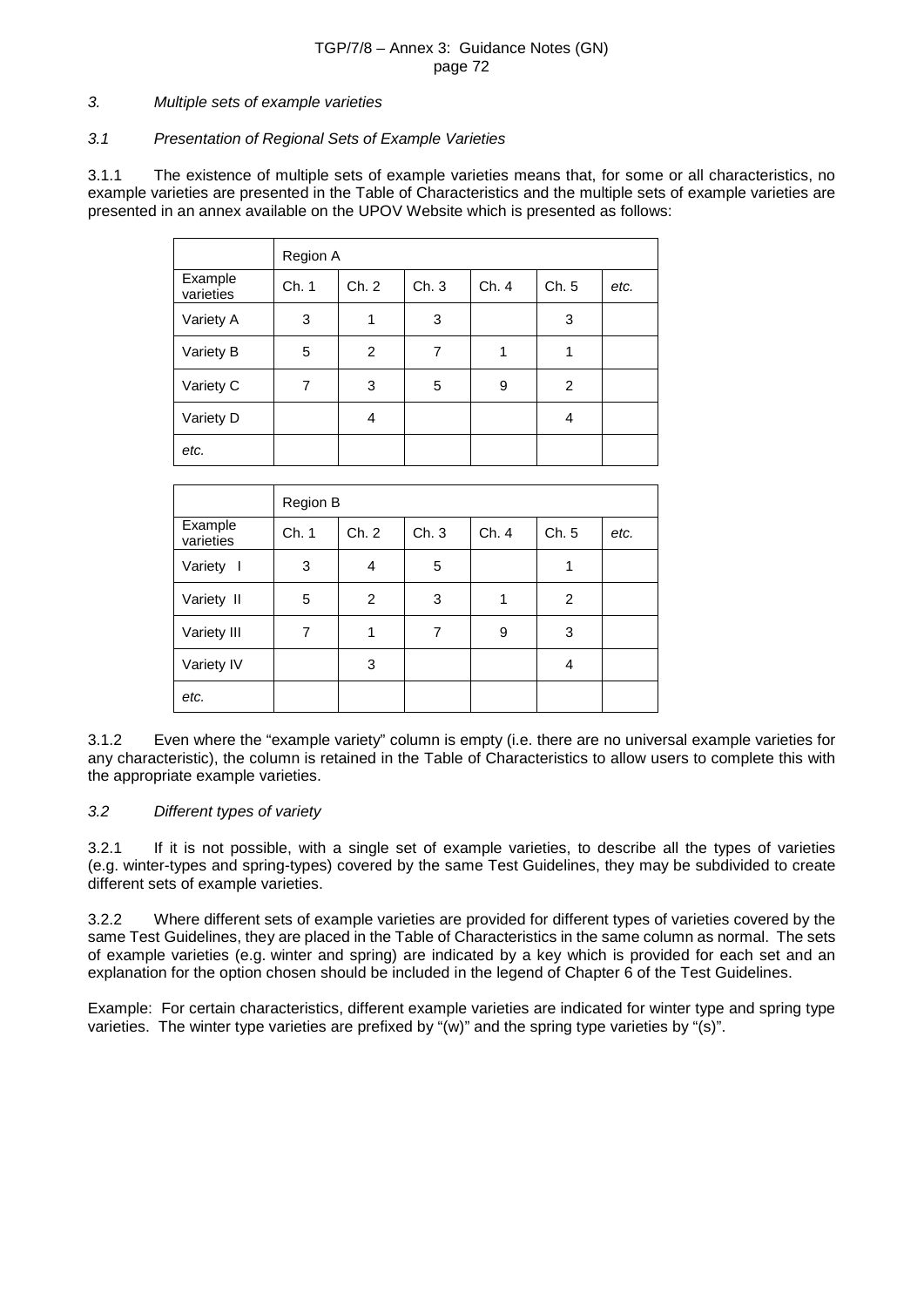*3. Multiple sets of example varieties*

*3.1 Presentation of Regional Sets of Example Varieties*

3.1.1 The existence of multiple sets of example varieties means that, for some or all characteristics, no example varieties are presented in the Table of Characteristics and the multiple sets of example varieties are presented in an annex available on the UPOV Website which is presented as follows:

| | Region A | | | | | |
|---|---|---|---|---|---|---|
| Example varieties | Ch. 1 | Ch. 2 | Ch. 3 | Ch. 4 | Ch. 5 | *etc.* |
| Variety A | 3 | 1 | 3 | | 3 | |
| Variety B | 5 | 2 | 7 | 1 | 1 | |
| Variety C | 7 | 3 | 5 | 9 | 2 | |
| Variety D | | 4 | | | 4 | |
| *etc.* | | | | | | |

| | Region B | | | | | |
|---|---|---|---|---|---|---|
| Example varieties | Ch. 1 | Ch. 2 | Ch. 3 | Ch. 4 | Ch. 5 | *etc.* |
| Variety I | 3 | 4 | 5 | | 1 | |
| Variety II | 5 | 2 | 3 | 1 | 2 | |
| Variety III | 7 | 1 | 7 | 9 | 3 | |
| Variety IV | | 3 | | | 4 | |
| *etc.* | | | | | | |

3.1.2 Even where the "example variety" column is empty (i.e. there are no universal example varieties for any characteristic), the column is retained in the Table of Characteristics to allow users to complete this with the appropriate example varieties.

*3.2 Different types of variety*

3.2.1 If it is not possible, with a single set of example varieties, to describe all the types of varieties (e.g. winter-types and spring-types) covered by the same Test Guidelines, they may be subdivided to create different sets of example varieties.

3.2.2 Where different sets of example varieties are provided for different types of varieties covered by the same Test Guidelines, they are placed in the Table of Characteristics in the same column as normal. The sets of example varieties (e.g. winter and spring) are indicated by a key which is provided for each set and an explanation for the option chosen should be included in the legend of Chapter 6 of the Test Guidelines.

Example: For certain characteristics, different example varieties are indicated for winter type and spring type varieties. The winter type varieties are prefixed by "(w)" and the spring type varieties by "(s)".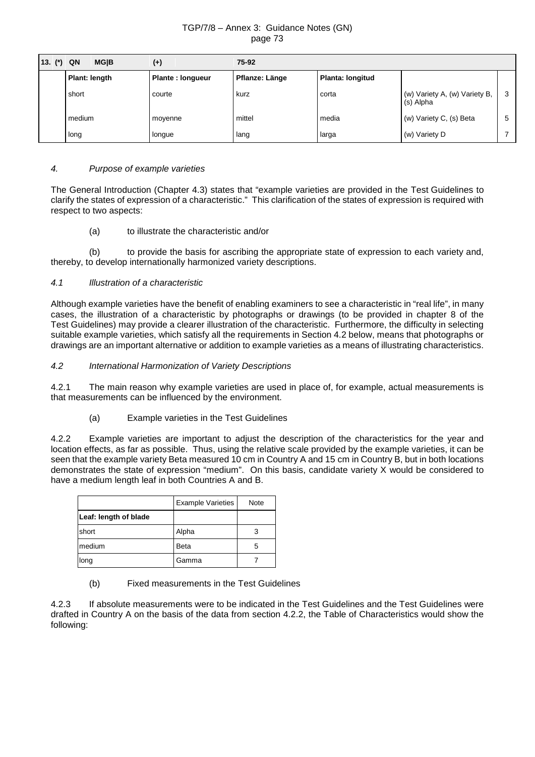| 13. | (*) | QN | MG\|B | (+) | | 75-92 | | | |
|---|---|---|---|---|---|---|---|---|---|
| | | **Plant: length** | | **Plante : longueur** | | **Pflanze: Länge** | **Planta: longitud** | | |
| | | short | | courte | | kurz | corta | (w) Variety A, (w) Variety B, (s) Alpha | 3 |
| | | medium | | moyenne | | mittel | media | (w) Variety C, (s) Beta | 5 |
| | | long | | longue | | lang | larga | (w) Variety D | 7 |

### *4. Purpose of example varieties*

The General Introduction (Chapter 4.3) states that "example varieties are provided in the Test Guidelines to clarify the states of expression of a characteristic." This clarification of the states of expression is required with respect to two aspects:

(a) to illustrate the characteristic and/or

(b) to provide the basis for ascribing the appropriate state of expression to each variety and, thereby, to develop internationally harmonized variety descriptions.

#### *4.1 Illustration of a characteristic*

Although example varieties have the benefit of enabling examiners to see a characteristic in "real life", in many cases, the illustration of a characteristic by photographs or drawings (to be provided in chapter 8 of the Test Guidelines) may provide a clearer illustration of the characteristic. Furthermore, the difficulty in selecting suitable example varieties, which satisfy all the requirements in Section 4.2 below, means that photographs or drawings are an important alternative or addition to example varieties as a means of illustrating characteristics.

#### *4.2 International Harmonization of Variety Descriptions*

4.2.1 The main reason why example varieties are used in place of, for example, actual measurements is that measurements can be influenced by the environment.

(a) Example varieties in the Test Guidelines

4.2.2 Example varieties are important to adjust the description of the characteristics for the year and location effects, as far as possible. Thus, using the relative scale provided by the example varieties, it can be seen that the example variety Beta measured 10 cm in Country A and 15 cm in Country B, but in both locations demonstrates the state of expression "medium". On this basis, candidate variety X would be considered to have a medium length leaf in both Countries A and B.

| | Example Varieties | Note |
|---|---|---|
| **Leaf: length of blade** | | |
| short | Alpha | 3 |
| medium | Beta | 5 |
| long | Gamma | 7 |

(b) Fixed measurements in the Test Guidelines

4.2.3 If absolute measurements were to be indicated in the Test Guidelines and the Test Guidelines were drafted in Country A on the basis of the data from section 4.2.2, the Table of Characteristics would show the following: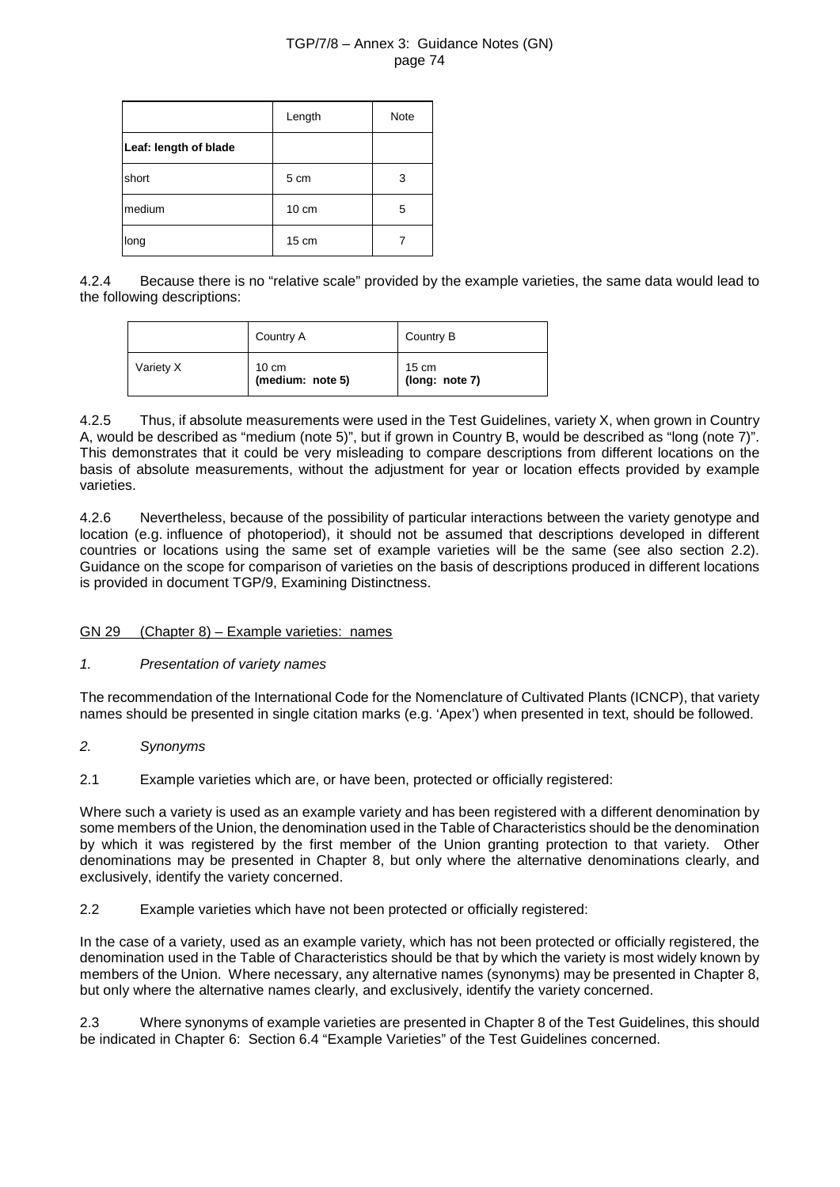| | Length | Note |
|---|---|---|
| **Leaf: length of blade** | | |
| short | 5 cm | 3 |
| medium | 10 cm | 5 |
| long | 15 cm | 7 |

4.2.4 Because there is no "relative scale" provided by the example varieties, the same data would lead to the following descriptions:

| | Country A | Country B |
|---|---|---|
| Variety X | 10 cm **(medium: note 5)** | 15 cm **(long: note 7)** |

4.2.5 Thus, if absolute measurements were used in the Test Guidelines, variety X, when grown in Country A, would be described as "medium (note 5)", but if grown in Country B, would be described as "long (note 7)". This demonstrates that it could be very misleading to compare descriptions from different locations on the basis of absolute measurements, without the adjustment for year or location effects provided by example varieties.

4.2.6 Nevertheless, because of the possibility of particular interactions between the variety genotype and location (e.g. influence of photoperiod), it should not be assumed that descriptions developed in different countries or locations using the same set of example varieties will be the same (see also section 2.2). Guidance on the scope for comparison of varieties on the basis of descriptions produced in different locations is provided in document TGP/9, Examining Distinctness.

## GN 29 (Chapter 8) – Example varieties: names

*1. Presentation of variety names*

The recommendation of the International Code for the Nomenclature of Cultivated Plants (ICNCP), that variety names should be presented in single citation marks (e.g. 'Apex') when presented in text, should be followed.

*2. Synonyms*

2.1 Example varieties which are, or have been, protected or officially registered:

Where such a variety is used as an example variety and has been registered with a different denomination by some members of the Union, the denomination used in the Table of Characteristics should be the denomination by which it was registered by the first member of the Union granting protection to that variety. Other denominations may be presented in Chapter 8, but only where the alternative denominations clearly, and exclusively, identify the variety concerned.

2.2 Example varieties which have not been protected or officially registered:

In the case of a variety, used as an example variety, which has not been protected or officially registered, the denomination used in the Table of Characteristics should be that by which the variety is most widely known by members of the Union. Where necessary, any alternative names (synonyms) may be presented in Chapter 8, but only where the alternative names clearly, and exclusively, identify the variety concerned.

2.3 Where synonyms of example varieties are presented in Chapter 8 of the Test Guidelines, this should be indicated in Chapter 6: Section 6.4 "Example Varieties" of the Test Guidelines concerned.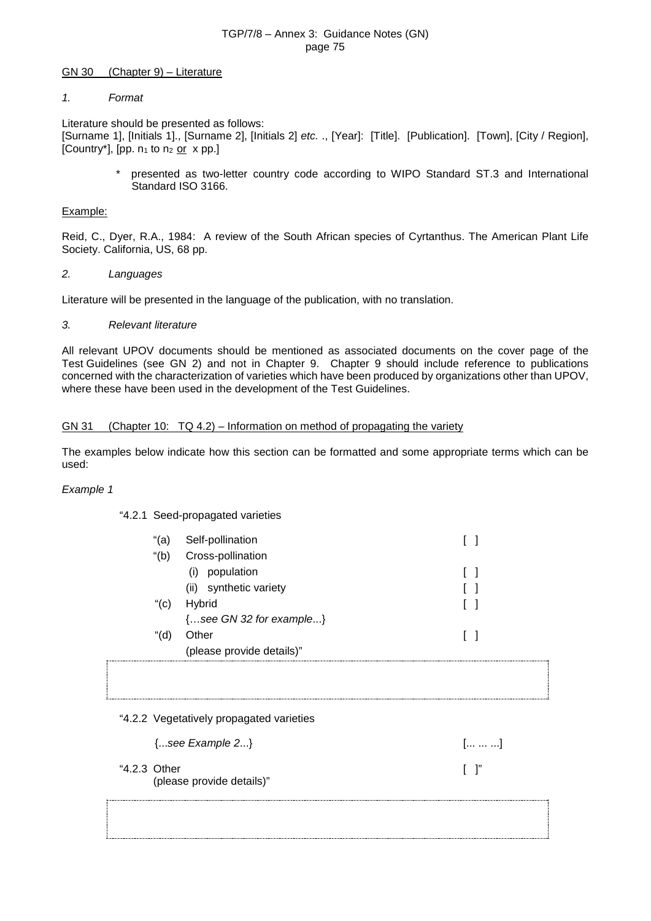GN 30 (Chapter 9) – Literature

*1. Format*

Literature should be presented as follows:
[Surname 1], [Initials 1]., [Surname 2], [Initials 2] *etc.* ., [Year]: [Title]. [Publication]. [Town], [City / Region], [Country*], [pp. $n_1$ to $n_2$ or x pp.]

> * presented as two-letter country code according to WIPO Standard ST.3 and International Standard ISO 3166.

Example:

Reid, C., Dyer, R.A., 1984: A review of the South African species of Cyrtanthus. The American Plant Life Society. California, US, 68 pp.

*2. Languages*

Literature will be presented in the language of the publication, with no translation.

*3. Relevant literature*

All relevant UPOV documents should be mentioned as associated documents on the cover page of the Test Guidelines (see GN 2) and not in Chapter 9. Chapter 9 should include reference to publications concerned with the characterization of varieties which have been produced by organizations other than UPOV, where these have been used in the development of the Test Guidelines.

GN 31 (Chapter 10: TQ 4.2) – Information on method of propagating the variety

The examples below indicate how this section can be formatted and some appropriate terms which can be used:

*Example 1*

"4.2.1 Seed-propagated varieties

| | | |
|---|---|---|
| "(a) | Self-pollination | [ ] |
| "(b) | Cross-pollination | |
| | (i) population | [ ] |
| | (ii) synthetic variety | [ ] |
| "(c) | Hybrid | [ ] |
| | {…*see GN 32 for example*...} | |
| "(d) | Other | [ ] |
| | (please provide details)" | |

"4.2.2 Vegetatively propagated varieties

{...*see Example 2*...} [... ... ...]

"4.2.3 Other [ ]"
(please provide details)"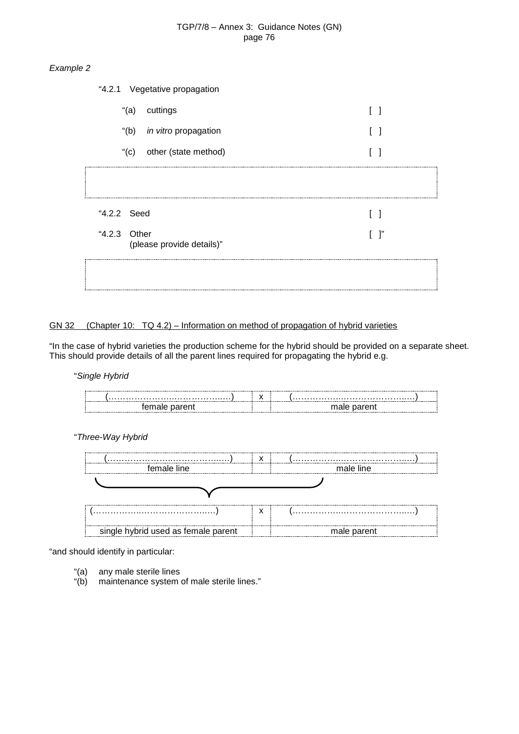*Example 2*

"4.2.1 Vegetative propagation

"(a) cuttings [ ]

"(b) *in vitro* propagation [ ]

"(c) other (state method) [ ]

| |
|---|
| |

"4.2.2 Seed [ ]

"4.2.3 Other [ ]"
(please provide details)"

| |
|---|
| |

GN 32 (Chapter 10: TQ 4.2) – Information on method of propagation of hybrid varieties

"In the case of hybrid varieties the production scheme for the hybrid should be provided on a separate sheet. This should provide details of all the parent lines required for propagating the hybrid e.g.

"*Single Hybrid*

| (……………………………………) | x | (……………………………………) |
|---|---|---|
| female parent | | male parent |

"*Three-Way Hybrid*

| (……………………………………) | x | (……………………………………) |
|---|---|---|
| female line | | male line |

| (……………………………………) | x | (……………………………………) |
|---|---|---|
| single hybrid used as female parent | | male parent |

"and should identify in particular:

"(a) any male sterile lines
"(b) maintenance system of male sterile lines."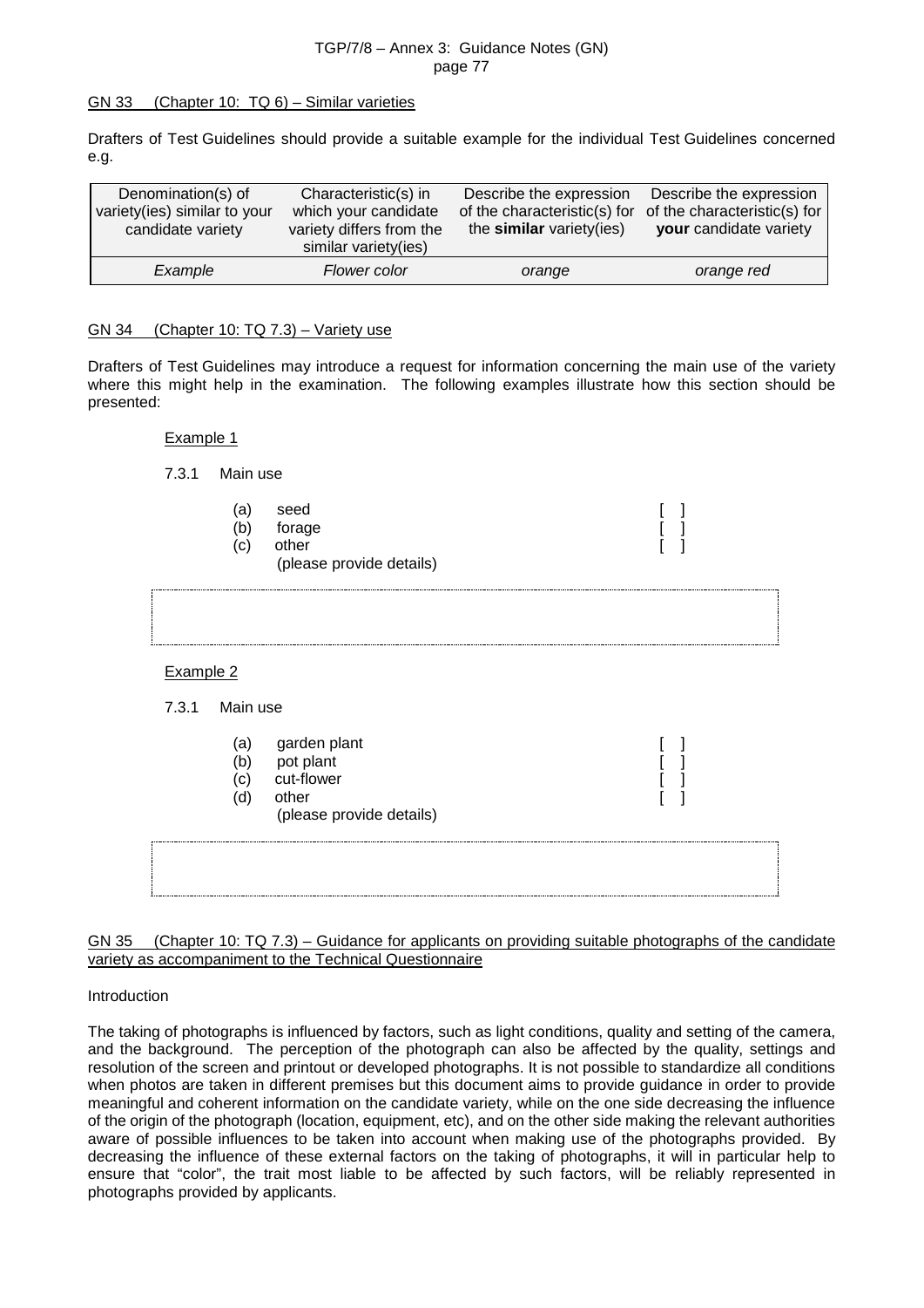## GN 33 (Chapter 10: TQ 6) – Similar varieties

Drafters of Test Guidelines should provide a suitable example for the individual Test Guidelines concerned e.g.

| Denomination(s) of variety(ies) similar to your candidate variety | Characteristic(s) in which your candidate variety differs from the similar variety(ies) | Describe the expression of the characteristic(s) for the **similar** variety(ies) | Describe the expression of the characteristic(s) for **your** candidate variety |
|---|---|---|---|
| *Example* | *Flower color* | *orange* | *orange red* |

## GN 34 (Chapter 10: TQ 7.3) – Variety use

Drafters of Test Guidelines may introduce a request for information concerning the main use of the variety where this might help in the examination. The following examples illustrate how this section should be presented:

Example 1

7.3.1 Main use

- (a) seed [ ]
- (b) forage [ ]
- (c) other [ ]
  (please provide details)

Example 2

7.3.1 Main use

- (a) garden plant [ ]
- (b) pot plant [ ]
- (c) cut-flower [ ]
- (d) other [ ]
  (please provide details)

## GN 35 (Chapter 10: TQ 7.3) – Guidance for applicants on providing suitable photographs of the candidate variety as accompaniment to the Technical Questionnaire

Introduction

The taking of photographs is influenced by factors, such as light conditions, quality and setting of the camera, and the background. The perception of the photograph can also be affected by the quality, settings and resolution of the screen and printout or developed photographs. It is not possible to standardize all conditions when photos are taken in different premises but this document aims to provide guidance in order to provide meaningful and coherent information on the candidate variety, while on the one side decreasing the influence of the origin of the photograph (location, equipment, etc), and on the other side making the relevant authorities aware of possible influences to be taken into account when making use of the photographs provided. By decreasing the influence of these external factors on the taking of photographs, it will in particular help to ensure that "color", the trait most liable to be affected by such factors, will be reliably represented in photographs provided by applicants.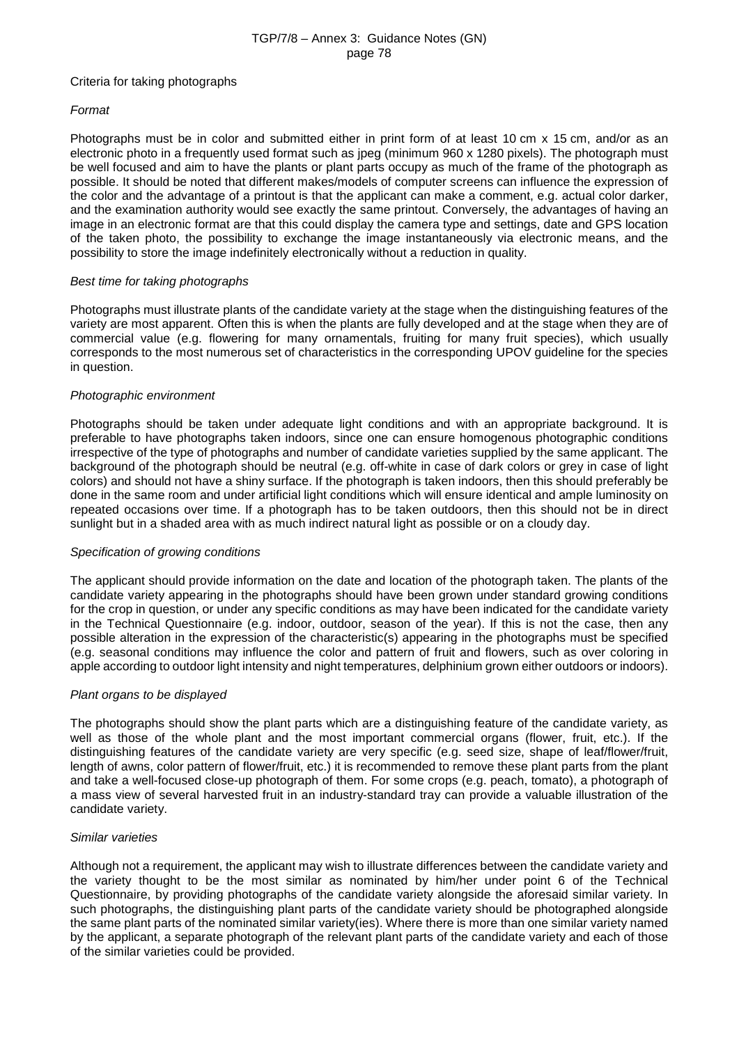Criteria for taking photographs

*Format*

Photographs must be in color and submitted either in print form of at least 10 cm x 15 cm, and/or as an electronic photo in a frequently used format such as jpeg (minimum 960 x 1280 pixels). The photograph must be well focused and aim to have the plants or plant parts occupy as much of the frame of the photograph as possible. It should be noted that different makes/models of computer screens can influence the expression of the color and the advantage of a printout is that the applicant can make a comment, e.g. actual color darker, and the examination authority would see exactly the same printout. Conversely, the advantages of having an image in an electronic format are that this could display the camera type and settings, date and GPS location of the taken photo, the possibility to exchange the image instantaneously via electronic means, and the possibility to store the image indefinitely electronically without a reduction in quality.

*Best time for taking photographs*

Photographs must illustrate plants of the candidate variety at the stage when the distinguishing features of the variety are most apparent. Often this is when the plants are fully developed and at the stage when they are of commercial value (e.g. flowering for many ornamentals, fruiting for many fruit species), which usually corresponds to the most numerous set of characteristics in the corresponding UPOV guideline for the species in question.

*Photographic environment*

Photographs should be taken under adequate light conditions and with an appropriate background. It is preferable to have photographs taken indoors, since one can ensure homogenous photographic conditions irrespective of the type of photographs and number of candidate varieties supplied by the same applicant. The background of the photograph should be neutral (e.g. off-white in case of dark colors or grey in case of light colors) and should not have a shiny surface. If the photograph is taken indoors, then this should preferably be done in the same room and under artificial light conditions which will ensure identical and ample luminosity on repeated occasions over time. If a photograph has to be taken outdoors, then this should not be in direct sunlight but in a shaded area with as much indirect natural light as possible or on a cloudy day.

*Specification of growing conditions*

The applicant should provide information on the date and location of the photograph taken. The plants of the candidate variety appearing in the photographs should have been grown under standard growing conditions for the crop in question, or under any specific conditions as may have been indicated for the candidate variety in the Technical Questionnaire (e.g. indoor, outdoor, season of the year). If this is not the case, then any possible alteration in the expression of the characteristic(s) appearing in the photographs must be specified (e.g. seasonal conditions may influence the color and pattern of fruit and flowers, such as over coloring in apple according to outdoor light intensity and night temperatures, delphinium grown either outdoors or indoors).

*Plant organs to be displayed*

The photographs should show the plant parts which are a distinguishing feature of the candidate variety, as well as those of the whole plant and the most important commercial organs (flower, fruit, etc.). If the distinguishing features of the candidate variety are very specific (e.g. seed size, shape of leaf/flower/fruit, length of awns, color pattern of flower/fruit, etc.) it is recommended to remove these plant parts from the plant and take a well-focused close-up photograph of them. For some crops (e.g. peach, tomato), a photograph of a mass view of several harvested fruit in an industry-standard tray can provide a valuable illustration of the candidate variety.

*Similar varieties*

Although not a requirement, the applicant may wish to illustrate differences between the candidate variety and the variety thought to be the most similar as nominated by him/her under point 6 of the Technical Questionnaire, by providing photographs of the candidate variety alongside the aforesaid similar variety. In such photographs, the distinguishing plant parts of the candidate variety should be photographed alongside the same plant parts of the nominated similar variety(ies). Where there is more than one similar variety named by the applicant, a separate photograph of the relevant plant parts of the candidate variety and each of those of the similar varieties could be provided.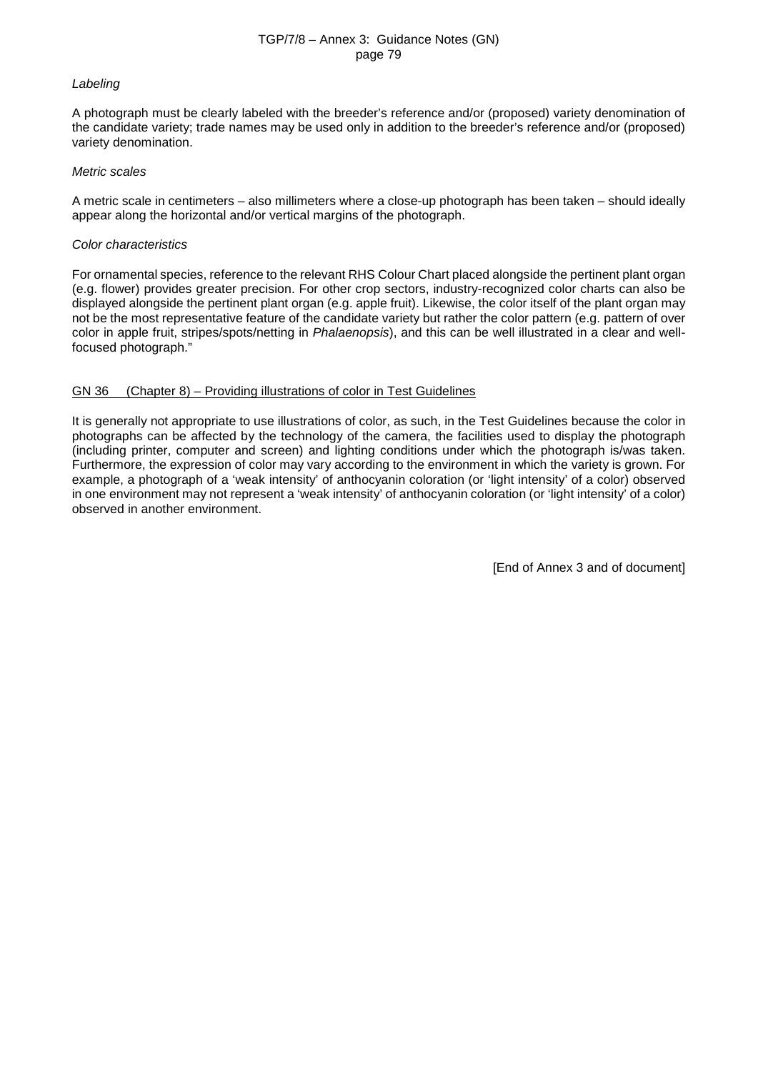*Labeling*

A photograph must be clearly labeled with the breeder's reference and/or (proposed) variety denomination of the candidate variety; trade names may be used only in addition to the breeder's reference and/or (proposed) variety denomination.

*Metric scales*

A metric scale in centimeters – also millimeters where a close-up photograph has been taken – should ideally appear along the horizontal and/or vertical margins of the photograph.

*Color characteristics*

For ornamental species, reference to the relevant RHS Colour Chart placed alongside the pertinent plant organ (e.g. flower) provides greater precision. For other crop sectors, industry-recognized color charts can also be displayed alongside the pertinent plant organ (e.g. apple fruit). Likewise, the color itself of the plant organ may not be the most representative feature of the candidate variety but rather the color pattern (e.g. pattern of over color in apple fruit, stripes/spots/netting in *Phalaenopsis*), and this can be well illustrated in a clear and well-focused photograph."

## GN 36 (Chapter 8) – Providing illustrations of color in Test Guidelines

It is generally not appropriate to use illustrations of color, as such, in the Test Guidelines because the color in photographs can be affected by the technology of the camera, the facilities used to display the photograph (including printer, computer and screen) and lighting conditions under which the photograph is/was taken. Furthermore, the expression of color may vary according to the environment in which the variety is grown. For example, a photograph of a 'weak intensity' of anthocyanin coloration (or 'light intensity' of a color) observed in one environment may not represent a 'weak intensity' of anthocyanin coloration (or 'light intensity' of a color) observed in another environment.

[End of Annex 3 and of document]